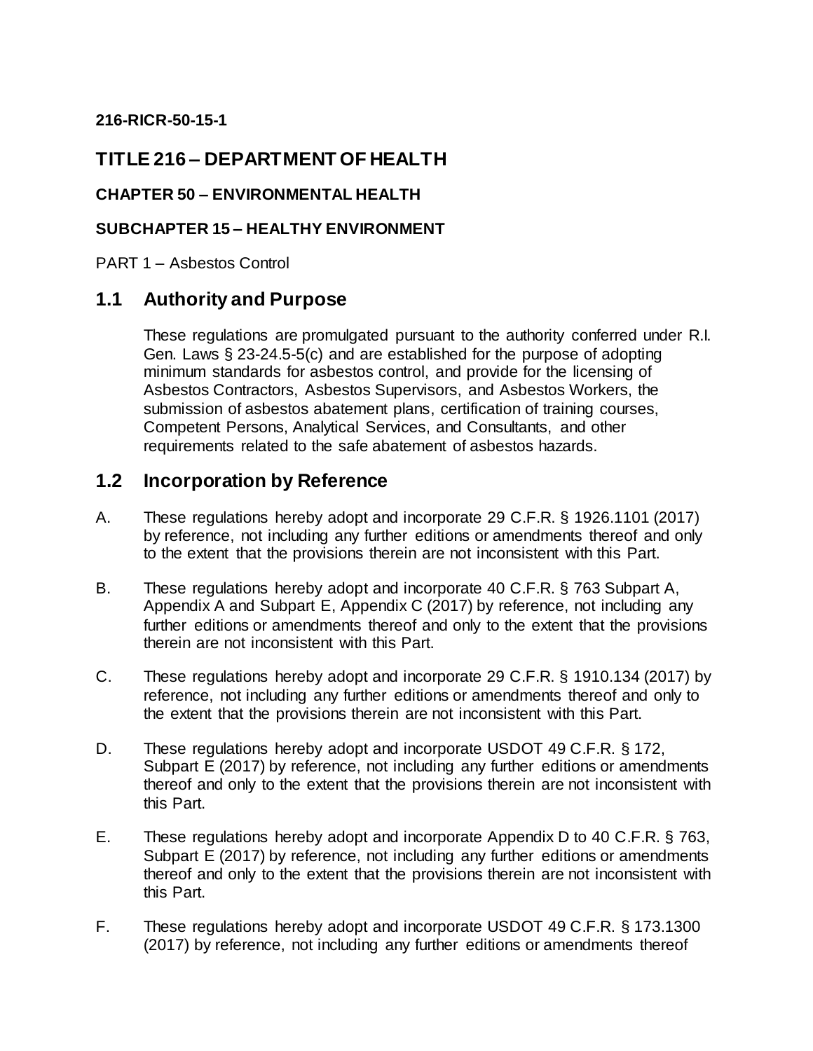**216-RICR-50-15-1**

# TITLE 216 – DEPARTMENT OF HEALTH

### CHAPTER 50 – ENVIRONMENTAL HEALTH

### SUBCHAPTER 15 – HEALTHY ENVIRONMENT

PART 1 – Asbestos Control

## 1.1 Authority and Purpose

These regulations are promulgated pursuant to the authority conferred under R.I. Gen. Laws § 23-24.5-5(c) and are established for the purpose of adopting minimum standards for asbestos control, and provide for the licensing of Asbestos Contractors, Asbestos Supervisors, and Asbestos Workers, the submission of asbestos abatement plans, certification of training courses, Competent Persons, Analytical Services, and Consultants, and other requirements related to the safe abatement of asbestos hazards.

## 1.2 Incorporation by Reference

A. These regulations hereby adopt and incorporate 29 C.F.R. § 1926.1101 (2017) by reference, not including any further editions or amendments thereof and only to the extent that the provisions therein are not inconsistent with this Part.

B. These regulations hereby adopt and incorporate 40 C.F.R. § 763 Subpart A, Appendix A and Subpart E, Appendix C (2017) by reference, not including any further editions or amendments thereof and only to the extent that the provisions therein are not inconsistent with this Part.

C. These regulations hereby adopt and incorporate 29 C.F.R. § 1910.134 (2017) by reference, not including any further editions or amendments thereof and only to the extent that the provisions therein are not inconsistent with this Part.

D. These regulations hereby adopt and incorporate USDOT 49 C.F.R. § 172, Subpart E (2017) by reference, not including any further editions or amendments thereof and only to the extent that the provisions therein are not inconsistent with this Part.

E. These regulations hereby adopt and incorporate Appendix D to 40 C.F.R. § 763, Subpart E (2017) by reference, not including any further editions or amendments thereof and only to the extent that the provisions therein are not inconsistent with this Part.

F. These regulations hereby adopt and incorporate USDOT 49 C.F.R. § 173.1300 (2017) by reference, not including any further editions or amendments thereof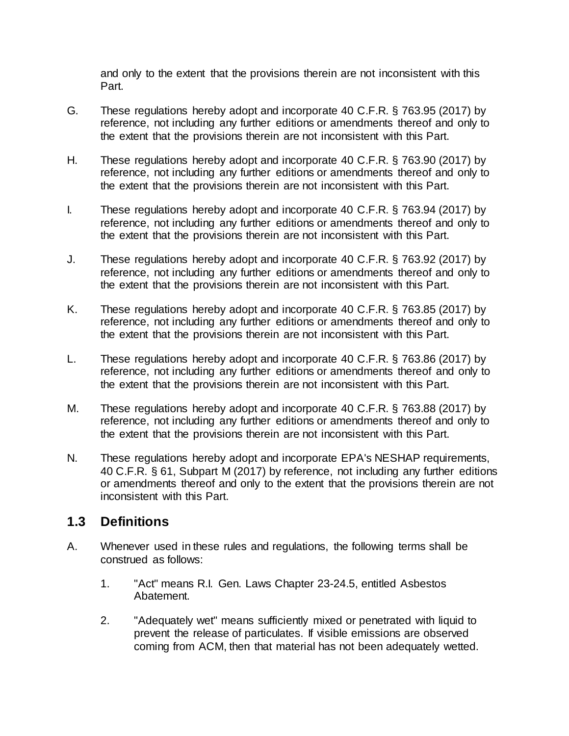and only to the extent that the provisions therein are not inconsistent with this Part.

G. These regulations hereby adopt and incorporate 40 C.F.R. § 763.95 (2017) by reference, not including any further editions or amendments thereof and only to the extent that the provisions therein are not inconsistent with this Part.

H. These regulations hereby adopt and incorporate 40 C.F.R. § 763.90 (2017) by reference, not including any further editions or amendments thereof and only to the extent that the provisions therein are not inconsistent with this Part.

I. These regulations hereby adopt and incorporate 40 C.F.R. § 763.94 (2017) by reference, not including any further editions or amendments thereof and only to the extent that the provisions therein are not inconsistent with this Part.

J. These regulations hereby adopt and incorporate 40 C.F.R. § 763.92 (2017) by reference, not including any further editions or amendments thereof and only to the extent that the provisions therein are not inconsistent with this Part.

K. These regulations hereby adopt and incorporate 40 C.F.R. § 763.85 (2017) by reference, not including any further editions or amendments thereof and only to the extent that the provisions therein are not inconsistent with this Part.

L. These regulations hereby adopt and incorporate 40 C.F.R. § 763.86 (2017) by reference, not including any further editions or amendments thereof and only to the extent that the provisions therein are not inconsistent with this Part.

M. These regulations hereby adopt and incorporate 40 C.F.R. § 763.88 (2017) by reference, not including any further editions or amendments thereof and only to the extent that the provisions therein are not inconsistent with this Part.

N. These regulations hereby adopt and incorporate EPA's NESHAP requirements, 40 C.F.R. § 61, Subpart M (2017) by reference, not including any further editions or amendments thereof and only to the extent that the provisions therein are not inconsistent with this Part.

## 1.3 Definitions

A. Whenever used in these rules and regulations, the following terms shall be construed as follows:

1. "Act" means R.I. Gen. Laws Chapter 23-24.5, entitled Asbestos Abatement.

2. "Adequately wet" means sufficiently mixed or penetrated with liquid to prevent the release of particulates. If visible emissions are observed coming from ACM, then that material has not been adequately wetted.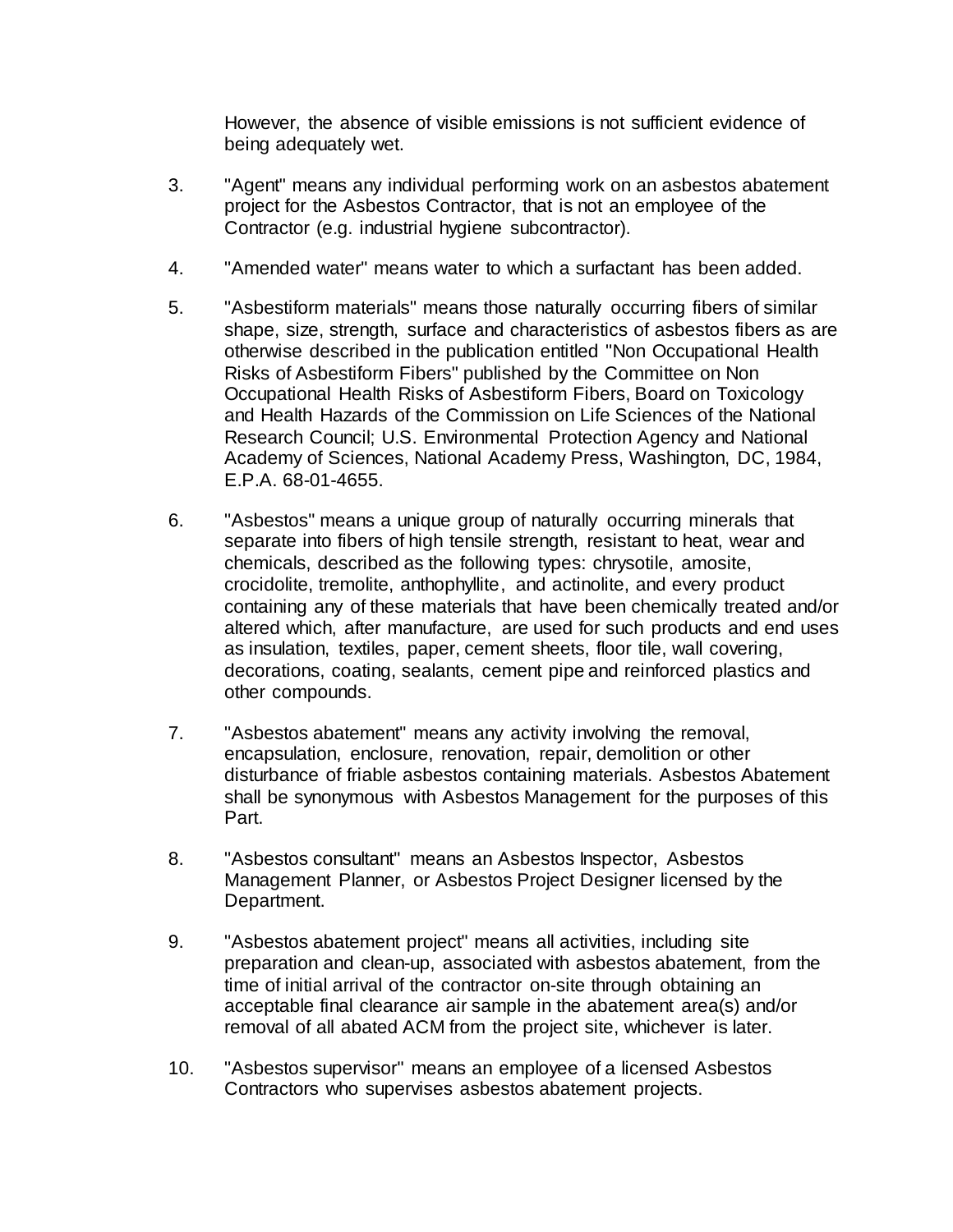However, the absence of visible emissions is not sufficient evidence of being adequately wet.

3. "Agent" means any individual performing work on an asbestos abatement project for the Asbestos Contractor, that is not an employee of the Contractor (e.g. industrial hygiene subcontractor).

4. "Amended water" means water to which a surfactant has been added.

5. "Asbestiform materials" means those naturally occurring fibers of similar shape, size, strength, surface and characteristics of asbestos fibers as are otherwise described in the publication entitled "Non Occupational Health Risks of Asbestiform Fibers" published by the Committee on Non Occupational Health Risks of Asbestiform Fibers, Board on Toxicology and Health Hazards of the Commission on Life Sciences of the National Research Council; U.S. Environmental Protection Agency and National Academy of Sciences, National Academy Press, Washington, DC, 1984, E.P.A. 68-01-4655.

6. "Asbestos" means a unique group of naturally occurring minerals that separate into fibers of high tensile strength, resistant to heat, wear and chemicals, described as the following types: chrysotile, amosite, crocidolite, tremolite, anthophyllite, and actinolite, and every product containing any of these materials that have been chemically treated and/or altered which, after manufacture, are used for such products and end uses as insulation, textiles, paper, cement sheets, floor tile, wall covering, decorations, coating, sealants, cement pipe and reinforced plastics and other compounds.

7. "Asbestos abatement" means any activity involving the removal, encapsulation, enclosure, renovation, repair, demolition or other disturbance of friable asbestos containing materials. Asbestos Abatement shall be synonymous with Asbestos Management for the purposes of this Part.

8. "Asbestos consultant" means an Asbestos Inspector, Asbestos Management Planner, or Asbestos Project Designer licensed by the Department.

9. "Asbestos abatement project" means all activities, including site preparation and clean-up, associated with asbestos abatement, from the time of initial arrival of the contractor on-site through obtaining an acceptable final clearance air sample in the abatement area(s) and/or removal of all abated ACM from the project site, whichever is later.

10. "Asbestos supervisor" means an employee of a licensed Asbestos Contractors who supervises asbestos abatement projects.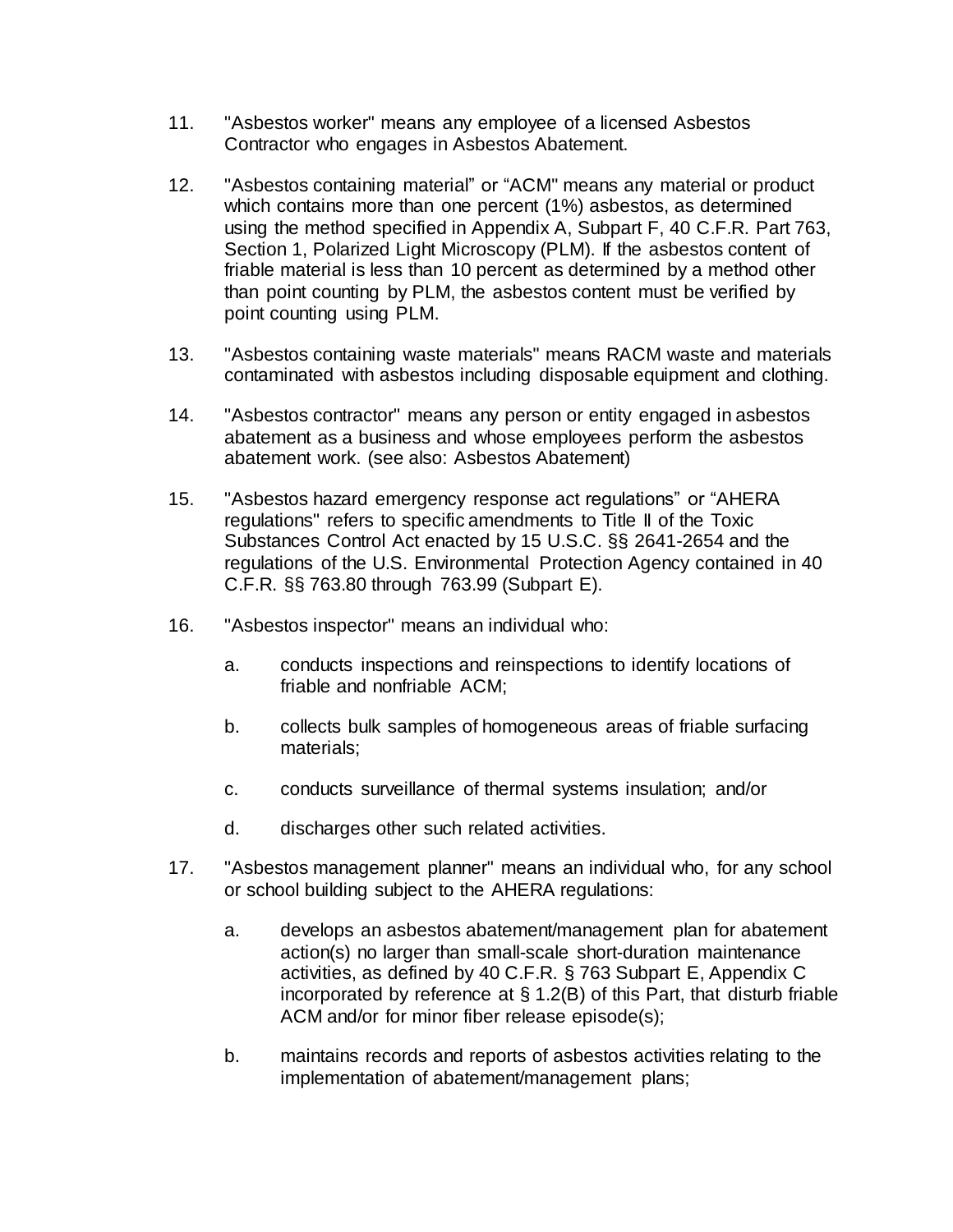11. "Asbestos worker" means any employee of a licensed Asbestos Contractor who engages in Asbestos Abatement.

12. "Asbestos containing material" or "ACM" means any material or product which contains more than one percent (1%) asbestos, as determined using the method specified in Appendix A, Subpart F, 40 C.F.R. Part 763, Section 1, Polarized Light Microscopy (PLM). If the asbestos content of friable material is less than 10 percent as determined by a method other than point counting by PLM, the asbestos content must be verified by point counting using PLM.

13. "Asbestos containing waste materials" means RACM waste and materials contaminated with asbestos including disposable equipment and clothing.

14. "Asbestos contractor" means any person or entity engaged in asbestos abatement as a business and whose employees perform the asbestos abatement work. (see also: Asbestos Abatement)

15. "Asbestos hazard emergency response act regulations" or "AHERA regulations" refers to specific amendments to Title II of the Toxic Substances Control Act enacted by 15 U.S.C. §§ 2641-2654 and the regulations of the U.S. Environmental Protection Agency contained in 40 C.F.R. §§ 763.80 through 763.99 (Subpart E).

16. "Asbestos inspector" means an individual who:

    a. conducts inspections and reinspections to identify locations of friable and nonfriable ACM;

    b. collects bulk samples of homogeneous areas of friable surfacing materials;

    c. conducts surveillance of thermal systems insulation; and/or

    d. discharges other such related activities.

17. "Asbestos management planner" means an individual who, for any school or school building subject to the AHERA regulations:

    a. develops an asbestos abatement/management plan for abatement action(s) no larger than small-scale short-duration maintenance activities, as defined by 40 C.F.R. § 763 Subpart E, Appendix C incorporated by reference at § 1.2(B) of this Part, that disturb friable ACM and/or for minor fiber release episode(s);

    b. maintains records and reports of asbestos activities relating to the implementation of abatement/management plans;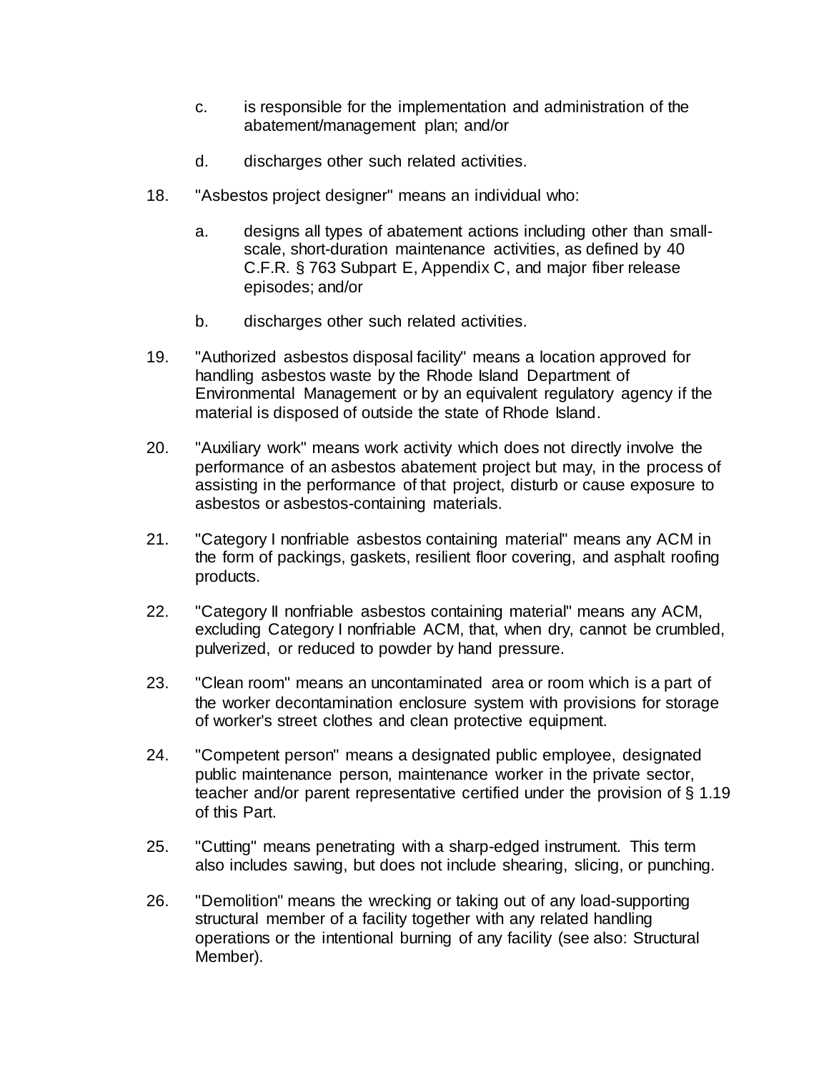c. is responsible for the implementation and administration of the abatement/management plan; and/or

d. discharges other such related activities.

18. "Asbestos project designer" means an individual who:

    a. designs all types of abatement actions including other than small-scale, short-duration maintenance activities, as defined by 40 C.F.R. § 763 Subpart E, Appendix C, and major fiber release episodes; and/or

    b. discharges other such related activities.

19. "Authorized asbestos disposal facility" means a location approved for handling asbestos waste by the Rhode Island Department of Environmental Management or by an equivalent regulatory agency if the material is disposed of outside the state of Rhode Island.

20. "Auxiliary work" means work activity which does not directly involve the performance of an asbestos abatement project but may, in the process of assisting in the performance of that project, disturb or cause exposure to asbestos or asbestos-containing materials.

21. "Category I nonfriable asbestos containing material" means any ACM in the form of packings, gaskets, resilient floor covering, and asphalt roofing products.

22. "Category II nonfriable asbestos containing material" means any ACM, excluding Category I nonfriable ACM, that, when dry, cannot be crumbled, pulverized, or reduced to powder by hand pressure.

23. "Clean room" means an uncontaminated area or room which is a part of the worker decontamination enclosure system with provisions for storage of worker's street clothes and clean protective equipment.

24. "Competent person" means a designated public employee, designated public maintenance person, maintenance worker in the private sector, teacher and/or parent representative certified under the provision of § 1.19 of this Part.

25. "Cutting" means penetrating with a sharp-edged instrument. This term also includes sawing, but does not include shearing, slicing, or punching.

26. "Demolition" means the wrecking or taking out of any load-supporting structural member of a facility together with any related handling operations or the intentional burning of any facility (see also: Structural Member).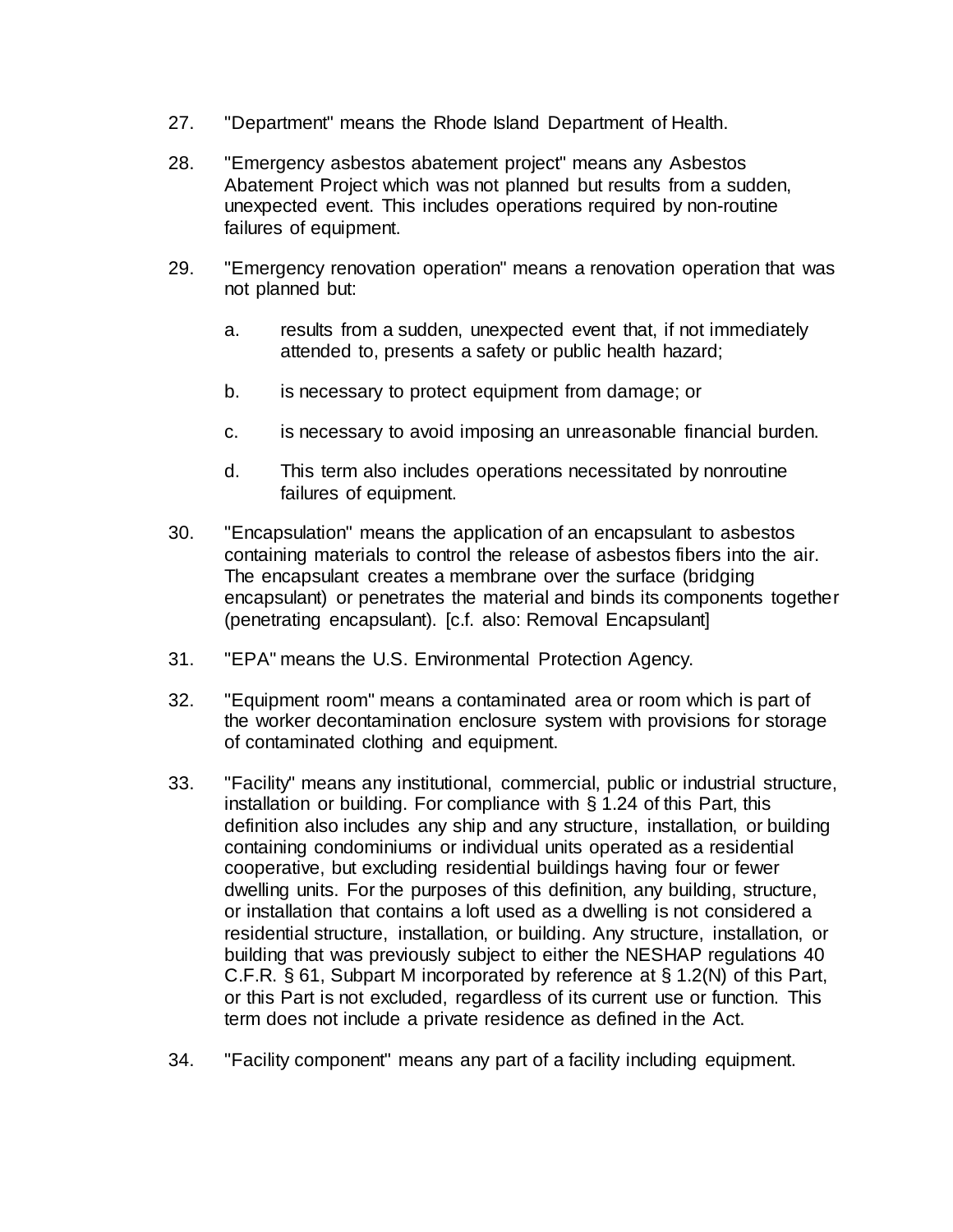27. "Department" means the Rhode Island Department of Health.

28. "Emergency asbestos abatement project" means any Asbestos Abatement Project which was not planned but results from a sudden, unexpected event. This includes operations required by non-routine failures of equipment.

29. "Emergency renovation operation" means a renovation operation that was not planned but:

    a. results from a sudden, unexpected event that, if not immediately attended to, presents a safety or public health hazard;

    b. is necessary to protect equipment from damage; or

    c. is necessary to avoid imposing an unreasonable financial burden.

    d. This term also includes operations necessitated by nonroutine failures of equipment.

30. "Encapsulation" means the application of an encapsulant to asbestos containing materials to control the release of asbestos fibers into the air. The encapsulant creates a membrane over the surface (bridging encapsulant) or penetrates the material and binds its components together (penetrating encapsulant). [c.f. also: Removal Encapsulant]

31. "EPA" means the U.S. Environmental Protection Agency.

32. "Equipment room" means a contaminated area or room which is part of the worker decontamination enclosure system with provisions for storage of contaminated clothing and equipment.

33. "Facility" means any institutional, commercial, public or industrial structure, installation or building. For compliance with § 1.24 of this Part, this definition also includes any ship and any structure, installation, or building containing condominiums or individual units operated as a residential cooperative, but excluding residential buildings having four or fewer dwelling units. For the purposes of this definition, any building, structure, or installation that contains a loft used as a dwelling is not considered a residential structure, installation, or building. Any structure, installation, or building that was previously subject to either the NESHAP regulations 40 C.F.R. § 61, Subpart M incorporated by reference at § 1.2(N) of this Part, or this Part is not excluded, regardless of its current use or function. This term does not include a private residence as defined in the Act.

34. "Facility component" means any part of a facility including equipment.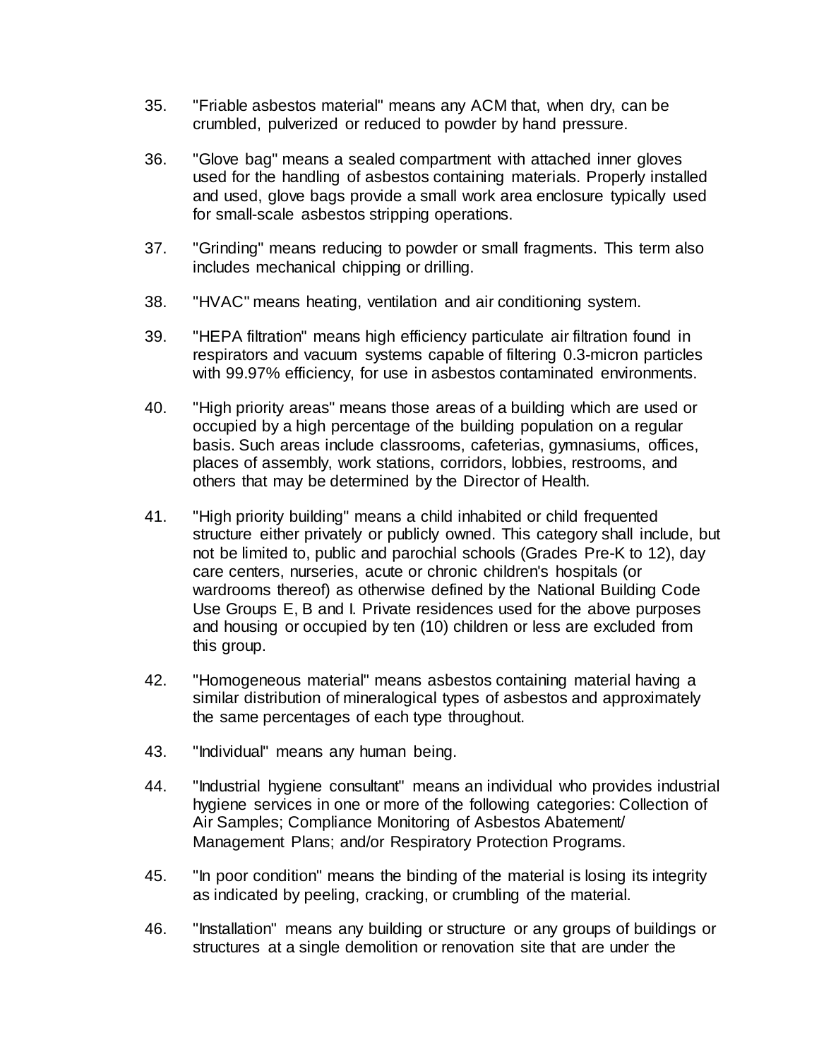35. "Friable asbestos material" means any ACM that, when dry, can be crumbled, pulverized or reduced to powder by hand pressure.

36. "Glove bag" means a sealed compartment with attached inner gloves used for the handling of asbestos containing materials. Properly installed and used, glove bags provide a small work area enclosure typically used for small-scale asbestos stripping operations.

37. "Grinding" means reducing to powder or small fragments. This term also includes mechanical chipping or drilling.

38. "HVAC" means heating, ventilation and air conditioning system.

39. "HEPA filtration" means high efficiency particulate air filtration found in respirators and vacuum systems capable of filtering 0.3-micron particles with 99.97% efficiency, for use in asbestos contaminated environments.

40. "High priority areas" means those areas of a building which are used or occupied by a high percentage of the building population on a regular basis. Such areas include classrooms, cafeterias, gymnasiums, offices, places of assembly, work stations, corridors, lobbies, restrooms, and others that may be determined by the Director of Health.

41. "High priority building" means a child inhabited or child frequented structure either privately or publicly owned. This category shall include, but not be limited to, public and parochial schools (Grades Pre-K to 12), day care centers, nurseries, acute or chronic children's hospitals (or wardrooms thereof) as otherwise defined by the National Building Code Use Groups E, B and I. Private residences used for the above purposes and housing or occupied by ten (10) children or less are excluded from this group.

42. "Homogeneous material" means asbestos containing material having a similar distribution of mineralogical types of asbestos and approximately the same percentages of each type throughout.

43. "Individual" means any human being.

44. "Industrial hygiene consultant" means an individual who provides industrial hygiene services in one or more of the following categories: Collection of Air Samples; Compliance Monitoring of Asbestos Abatement/ Management Plans; and/or Respiratory Protection Programs.

45. "In poor condition" means the binding of the material is losing its integrity as indicated by peeling, cracking, or crumbling of the material.

46. "Installation" means any building or structure or any groups of buildings or structures at a single demolition or renovation site that are under the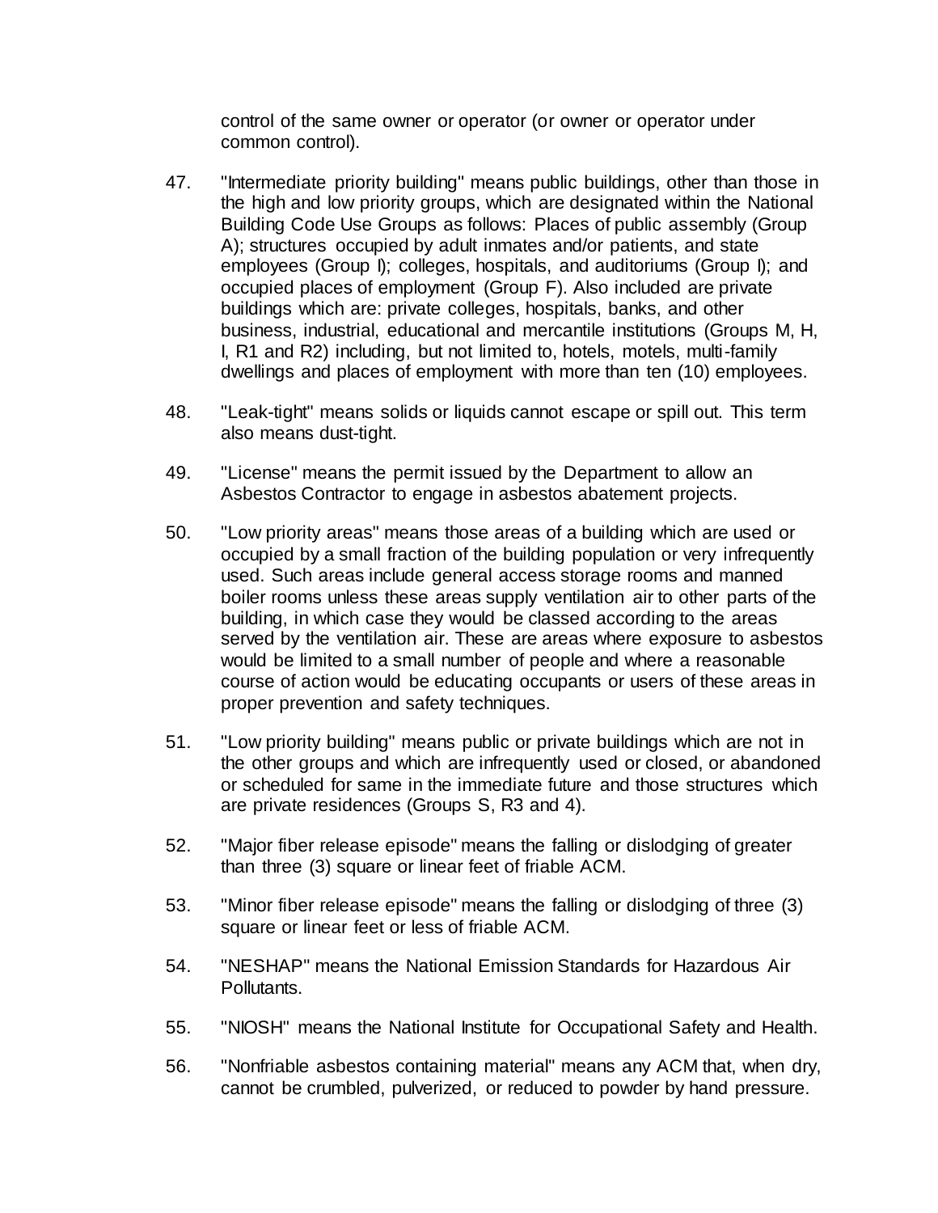control of the same owner or operator (or owner or operator under common control).

47. "Intermediate priority building" means public buildings, other than those in the high and low priority groups, which are designated within the National Building Code Use Groups as follows: Places of public assembly (Group A); structures occupied by adult inmates and/or patients, and state employees (Group I); colleges, hospitals, and auditoriums (Group I); and occupied places of employment (Group F). Also included are private buildings which are: private colleges, hospitals, banks, and other business, industrial, educational and mercantile institutions (Groups M, H, I, R1 and R2) including, but not limited to, hotels, motels, multi-family dwellings and places of employment with more than ten (10) employees.

48. "Leak-tight" means solids or liquids cannot escape or spill out. This term also means dust-tight.

49. "License" means the permit issued by the Department to allow an Asbestos Contractor to engage in asbestos abatement projects.

50. "Low priority areas" means those areas of a building which are used or occupied by a small fraction of the building population or very infrequently used. Such areas include general access storage rooms and manned boiler rooms unless these areas supply ventilation air to other parts of the building, in which case they would be classed according to the areas served by the ventilation air. These are areas where exposure to asbestos would be limited to a small number of people and where a reasonable course of action would be educating occupants or users of these areas in proper prevention and safety techniques.

51. "Low priority building" means public or private buildings which are not in the other groups and which are infrequently used or closed, or abandoned or scheduled for same in the immediate future and those structures which are private residences (Groups S, R3 and 4).

52. "Major fiber release episode" means the falling or dislodging of greater than three (3) square or linear feet of friable ACM.

53. "Minor fiber release episode" means the falling or dislodging of three (3) square or linear feet or less of friable ACM.

54. "NESHAP" means the National Emission Standards for Hazardous Air Pollutants.

55. "NIOSH" means the National Institute for Occupational Safety and Health.

56. "Nonfriable asbestos containing material" means any ACM that, when dry, cannot be crumbled, pulverized, or reduced to powder by hand pressure.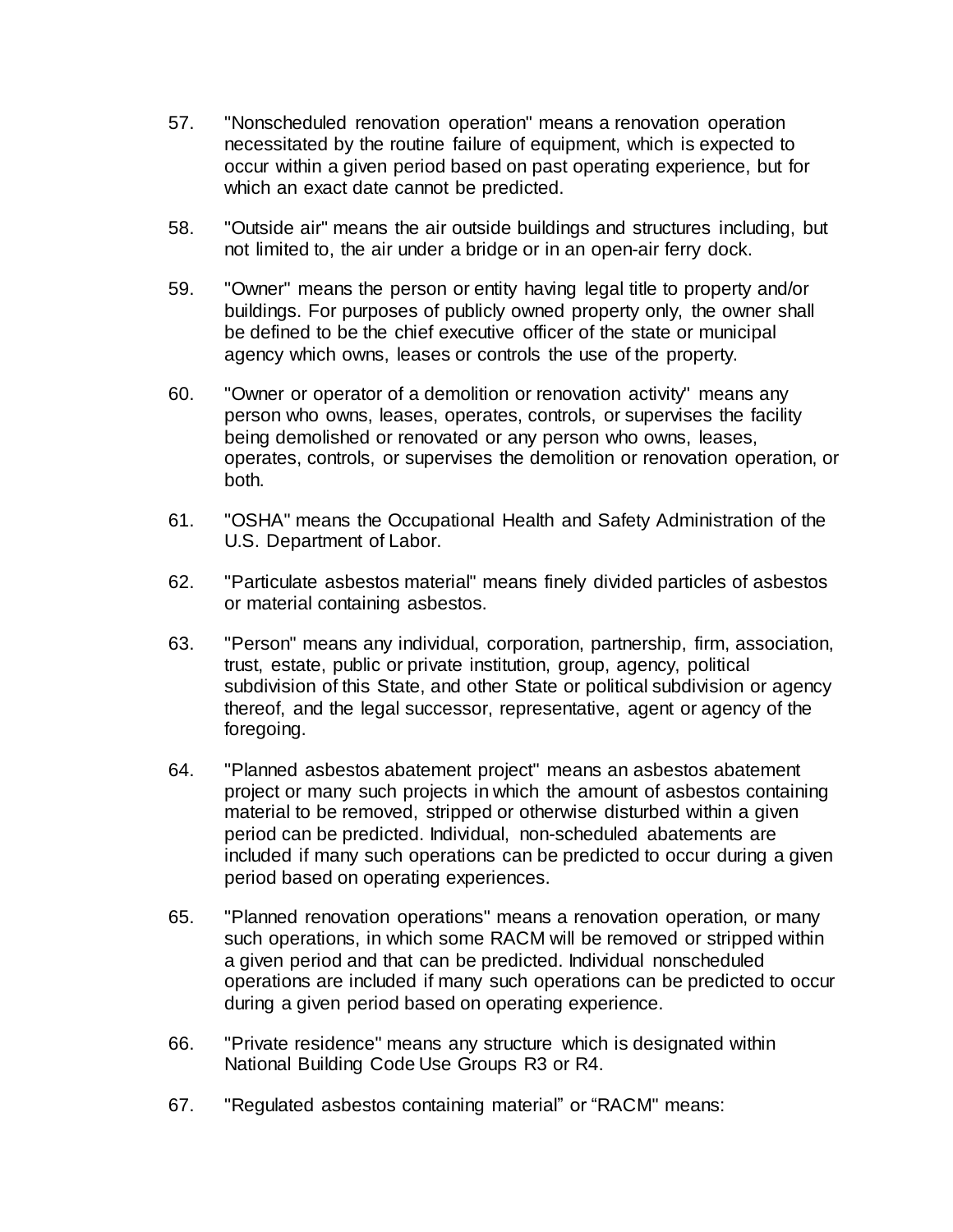57. "Nonscheduled renovation operation" means a renovation operation necessitated by the routine failure of equipment, which is expected to occur within a given period based on past operating experience, but for which an exact date cannot be predicted.

58. "Outside air" means the air outside buildings and structures including, but not limited to, the air under a bridge or in an open-air ferry dock.

59. "Owner" means the person or entity having legal title to property and/or buildings. For purposes of publicly owned property only, the owner shall be defined to be the chief executive officer of the state or municipal agency which owns, leases or controls the use of the property.

60. "Owner or operator of a demolition or renovation activity" means any person who owns, leases, operates, controls, or supervises the facility being demolished or renovated or any person who owns, leases, operates, controls, or supervises the demolition or renovation operation, or both.

61. "OSHA" means the Occupational Health and Safety Administration of the U.S. Department of Labor.

62. "Particulate asbestos material" means finely divided particles of asbestos or material containing asbestos.

63. "Person" means any individual, corporation, partnership, firm, association, trust, estate, public or private institution, group, agency, political subdivision of this State, and other State or political subdivision or agency thereof, and the legal successor, representative, agent or agency of the foregoing.

64. "Planned asbestos abatement project" means an asbestos abatement project or many such projects in which the amount of asbestos containing material to be removed, stripped or otherwise disturbed within a given period can be predicted. Individual, non-scheduled abatements are included if many such operations can be predicted to occur during a given period based on operating experiences.

65. "Planned renovation operations" means a renovation operation, or many such operations, in which some RACM will be removed or stripped within a given period and that can be predicted. Individual nonscheduled operations are included if many such operations can be predicted to occur during a given period based on operating experience.

66. "Private residence" means any structure which is designated within National Building Code Use Groups R3 or R4.

67. "Regulated asbestos containing material" or "RACM" means: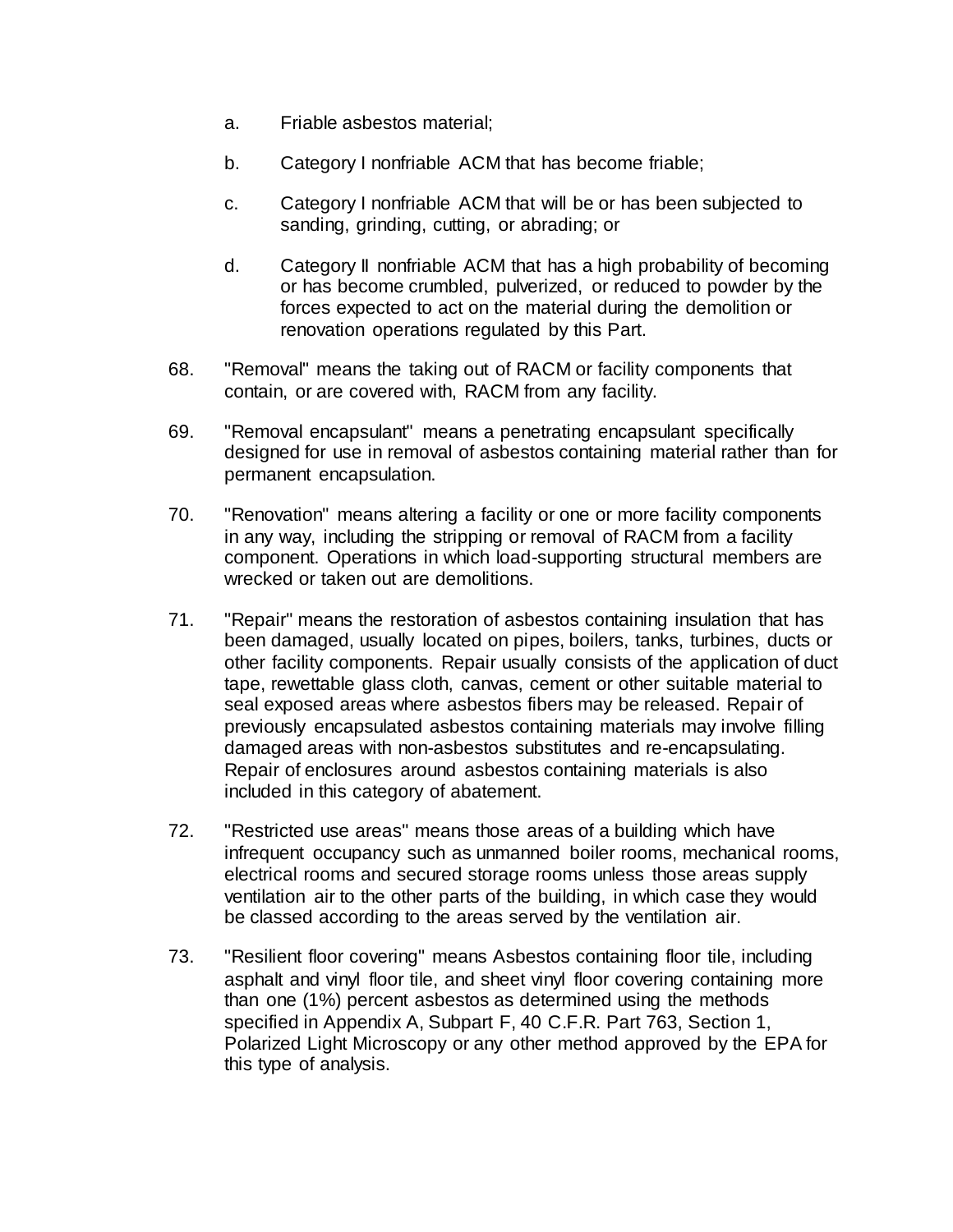a. Friable asbestos material;

b. Category I nonfriable ACM that has become friable;

c. Category I nonfriable ACM that will be or has been subjected to sanding, grinding, cutting, or abrading; or

d. Category II nonfriable ACM that has a high probability of becoming or has become crumbled, pulverized, or reduced to powder by the forces expected to act on the material during the demolition or renovation operations regulated by this Part.

68. "Removal" means the taking out of RACM or facility components that contain, or are covered with, RACM from any facility.

69. "Removal encapsulant" means a penetrating encapsulant specifically designed for use in removal of asbestos containing material rather than for permanent encapsulation.

70. "Renovation" means altering a facility or one or more facility components in any way, including the stripping or removal of RACM from a facility component. Operations in which load-supporting structural members are wrecked or taken out are demolitions.

71. "Repair" means the restoration of asbestos containing insulation that has been damaged, usually located on pipes, boilers, tanks, turbines, ducts or other facility components. Repair usually consists of the application of duct tape, rewettable glass cloth, canvas, cement or other suitable material to seal exposed areas where asbestos fibers may be released. Repair of previously encapsulated asbestos containing materials may involve filling damaged areas with non-asbestos substitutes and re-encapsulating. Repair of enclosures around asbestos containing materials is also included in this category of abatement.

72. "Restricted use areas" means those areas of a building which have infrequent occupancy such as unmanned boiler rooms, mechanical rooms, electrical rooms and secured storage rooms unless those areas supply ventilation air to the other parts of the building, in which case they would be classed according to the areas served by the ventilation air.

73. "Resilient floor covering" means Asbestos containing floor tile, including asphalt and vinyl floor tile, and sheet vinyl floor covering containing more than one (1%) percent asbestos as determined using the methods specified in Appendix A, Subpart F, 40 C.F.R. Part 763, Section 1, Polarized Light Microscopy or any other method approved by the EPA for this type of analysis.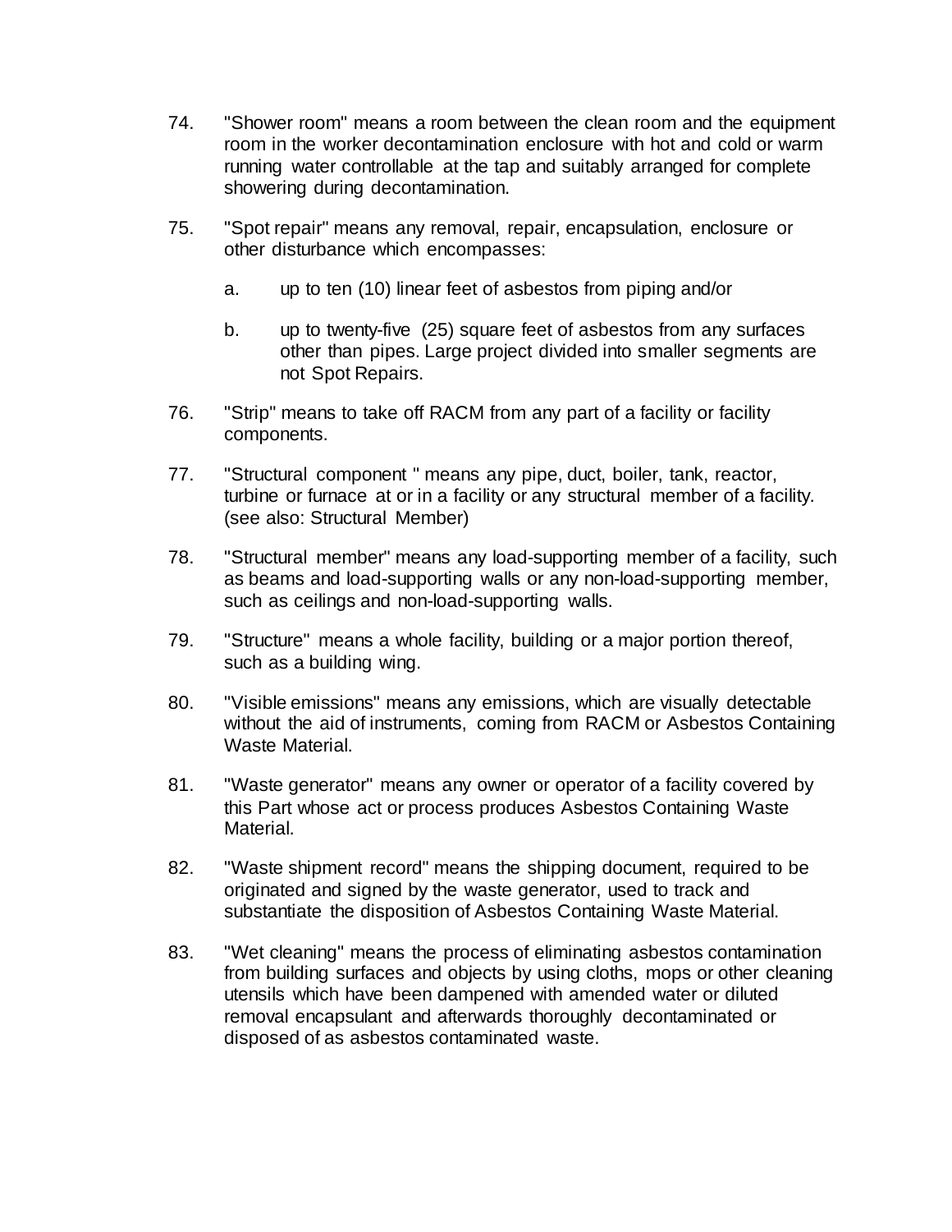74. "Shower room" means a room between the clean room and the equipment room in the worker decontamination enclosure with hot and cold or warm running water controllable at the tap and suitably arranged for complete showering during decontamination.

75. "Spot repair" means any removal, repair, encapsulation, enclosure or other disturbance which encompasses:

    a. up to ten (10) linear feet of asbestos from piping and/or

    b. up to twenty-five (25) square feet of asbestos from any surfaces other than pipes. Large project divided into smaller segments are not Spot Repairs.

76. "Strip" means to take off RACM from any part of a facility or facility components.

77. "Structural component " means any pipe, duct, boiler, tank, reactor, turbine or furnace at or in a facility or any structural member of a facility. (see also: Structural Member)

78. "Structural member" means any load-supporting member of a facility, such as beams and load-supporting walls or any non-load-supporting member, such as ceilings and non-load-supporting walls.

79. "Structure" means a whole facility, building or a major portion thereof, such as a building wing.

80. "Visible emissions" means any emissions, which are visually detectable without the aid of instruments, coming from RACM or Asbestos Containing Waste Material.

81. "Waste generator" means any owner or operator of a facility covered by this Part whose act or process produces Asbestos Containing Waste Material.

82. "Waste shipment record" means the shipping document, required to be originated and signed by the waste generator, used to track and substantiate the disposition of Asbestos Containing Waste Material.

83. "Wet cleaning" means the process of eliminating asbestos contamination from building surfaces and objects by using cloths, mops or other cleaning utensils which have been dampened with amended water or diluted removal encapsulant and afterwards thoroughly decontaminated or disposed of as asbestos contaminated waste.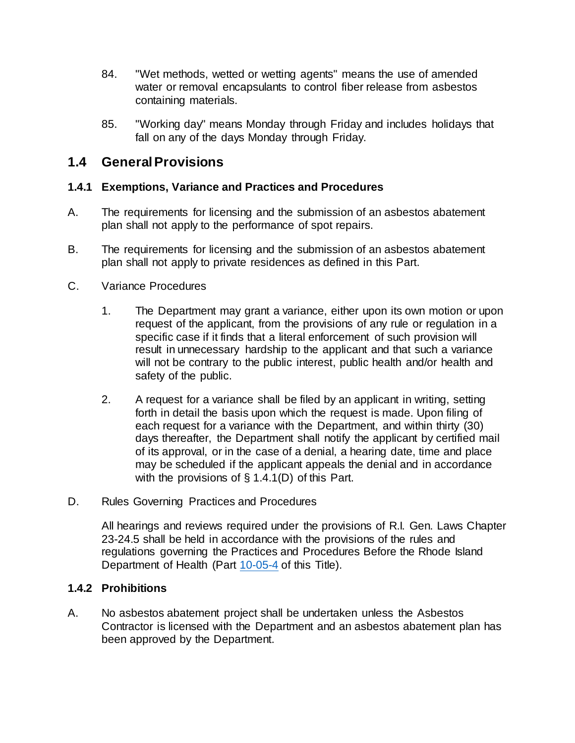84. "Wet methods, wetted or wetting agents" means the use of amended water or removal encapsulants to control fiber release from asbestos containing materials.

85. "Working day" means Monday through Friday and includes holidays that fall on any of the days Monday through Friday.

## 1.4 General Provisions

### 1.4.1 Exemptions, Variance and Practices and Procedures

A. The requirements for licensing and the submission of an asbestos abatement plan shall not apply to the performance of spot repairs.

B. The requirements for licensing and the submission of an asbestos abatement plan shall not apply to private residences as defined in this Part.

C. Variance Procedures

1. The Department may grant a variance, either upon its own motion or upon request of the applicant, from the provisions of any rule or regulation in a specific case if it finds that a literal enforcement of such provision will result in unnecessary hardship to the applicant and that such a variance will not be contrary to the public interest, public health and/or health and safety of the public.

2. A request for a variance shall be filed by an applicant in writing, setting forth in detail the basis upon which the request is made. Upon filing of each request for a variance with the Department, and within thirty (30) days thereafter, the Department shall notify the applicant by certified mail of its approval, or in the case of a denial, a hearing date, time and place may be scheduled if the applicant appeals the denial and in accordance with the provisions of § 1.4.1(D) of this Part.

D. Rules Governing Practices and Procedures

All hearings and reviews required under the provisions of R.I. Gen. Laws Chapter 23-24.5 shall be held in accordance with the provisions of the rules and regulations governing the Practices and Procedures Before the Rhode Island Department of Health (Part 10-05-4 of this Title).

### 1.4.2 Prohibitions

A. No asbestos abatement project shall be undertaken unless the Asbestos Contractor is licensed with the Department and an asbestos abatement plan has been approved by the Department.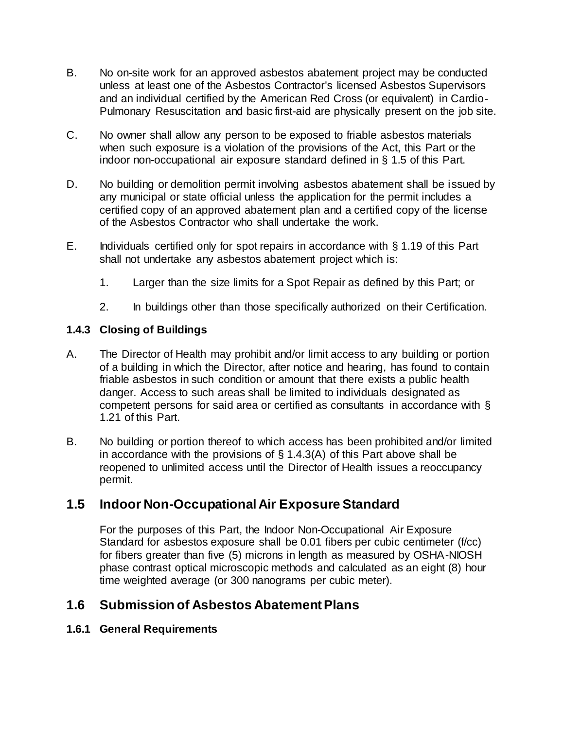B. No on-site work for an approved asbestos abatement project may be conducted unless at least one of the Asbestos Contractor's licensed Asbestos Supervisors and an individual certified by the American Red Cross (or equivalent) in Cardio-Pulmonary Resuscitation and basic first-aid are physically present on the job site.

C. No owner shall allow any person to be exposed to friable asbestos materials when such exposure is a violation of the provisions of the Act, this Part or the indoor non-occupational air exposure standard defined in § 1.5 of this Part.

D. No building or demolition permit involving asbestos abatement shall be issued by any municipal or state official unless the application for the permit includes a certified copy of an approved abatement plan and a certified copy of the license of the Asbestos Contractor who shall undertake the work.

E. Individuals certified only for spot repairs in accordance with § 1.19 of this Part shall not undertake any asbestos abatement project which is:

1. Larger than the size limits for a Spot Repair as defined by this Part; or

2. In buildings other than those specifically authorized on their Certification.

### 1.4.3 Closing of Buildings

A. The Director of Health may prohibit and/or limit access to any building or portion of a building in which the Director, after notice and hearing, has found to contain friable asbestos in such condition or amount that there exists a public health danger. Access to such areas shall be limited to individuals designated as competent persons for said area or certified as consultants in accordance with § 1.21 of this Part.

B. No building or portion thereof to which access has been prohibited and/or limited in accordance with the provisions of § 1.4.3(A) of this Part above shall be reopened to unlimited access until the Director of Health issues a reoccupancy permit.

## 1.5 Indoor Non-Occupational Air Exposure Standard

For the purposes of this Part, the Indoor Non-Occupational Air Exposure Standard for asbestos exposure shall be 0.01 fibers per cubic centimeter (f/cc) for fibers greater than five (5) microns in length as measured by OSHA-NIOSH phase contrast optical microscopic methods and calculated as an eight (8) hour time weighted average (or 300 nanograms per cubic meter).

## 1.6 Submission of Asbestos Abatement Plans

### 1.6.1 General Requirements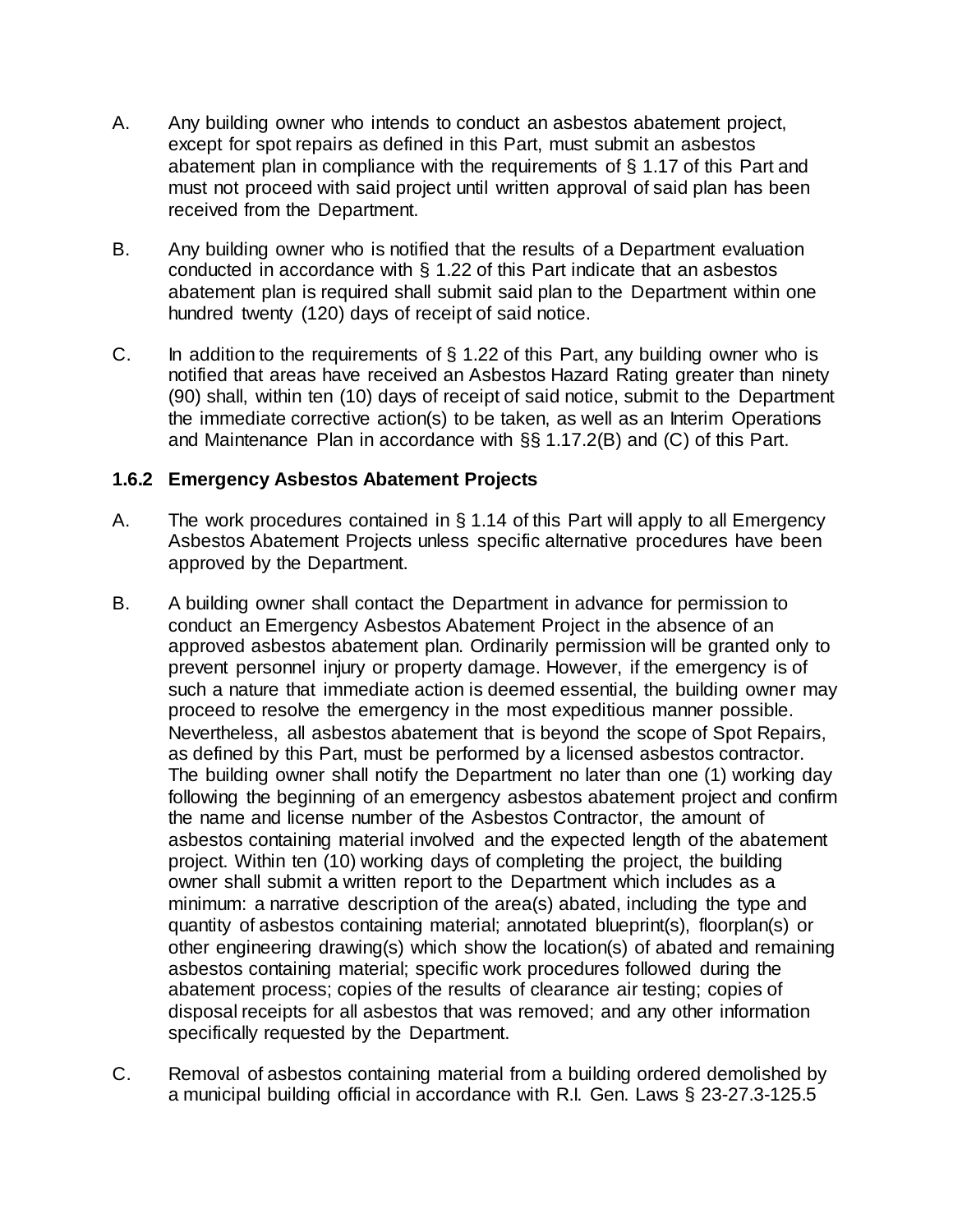A. Any building owner who intends to conduct an asbestos abatement project, except for spot repairs as defined in this Part, must submit an asbestos abatement plan in compliance with the requirements of § 1.17 of this Part and must not proceed with said project until written approval of said plan has been received from the Department.

B. Any building owner who is notified that the results of a Department evaluation conducted in accordance with § 1.22 of this Part indicate that an asbestos abatement plan is required shall submit said plan to the Department within one hundred twenty (120) days of receipt of said notice.

C. In addition to the requirements of § 1.22 of this Part, any building owner who is notified that areas have received an Asbestos Hazard Rating greater than ninety (90) shall, within ten (10) days of receipt of said notice, submit to the Department the immediate corrective action(s) to be taken, as well as an Interim Operations and Maintenance Plan in accordance with §§ 1.17.2(B) and (C) of this Part.

### 1.6.2 Emergency Asbestos Abatement Projects

A. The work procedures contained in § 1.14 of this Part will apply to all Emergency Asbestos Abatement Projects unless specific alternative procedures have been approved by the Department.

B. A building owner shall contact the Department in advance for permission to conduct an Emergency Asbestos Abatement Project in the absence of an approved asbestos abatement plan. Ordinarily permission will be granted only to prevent personnel injury or property damage. However, if the emergency is of such a nature that immediate action is deemed essential, the building owner may proceed to resolve the emergency in the most expeditious manner possible. Nevertheless, all asbestos abatement that is beyond the scope of Spot Repairs, as defined by this Part, must be performed by a licensed asbestos contractor. The building owner shall notify the Department no later than one (1) working day following the beginning of an emergency asbestos abatement project and confirm the name and license number of the Asbestos Contractor, the amount of asbestos containing material involved and the expected length of the abatement project. Within ten (10) working days of completing the project, the building owner shall submit a written report to the Department which includes as a minimum: a narrative description of the area(s) abated, including the type and quantity of asbestos containing material; annotated blueprint(s), floorplan(s) or other engineering drawing(s) which show the location(s) of abated and remaining asbestos containing material; specific work procedures followed during the abatement process; copies of the results of clearance air testing; copies of disposal receipts for all asbestos that was removed; and any other information specifically requested by the Department.

C. Removal of asbestos containing material from a building ordered demolished by a municipal building official in accordance with R.I. Gen. Laws § 23-27.3-125.5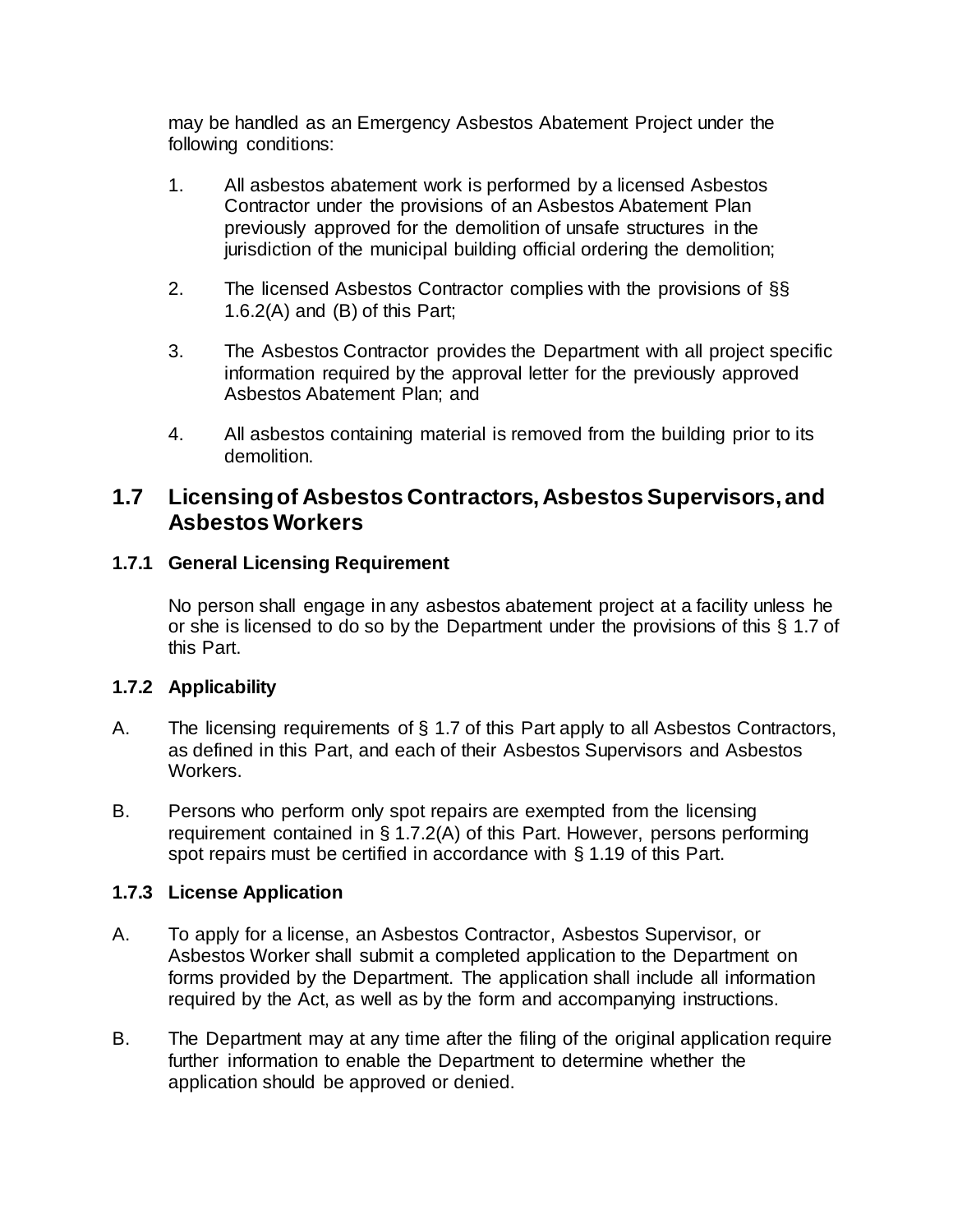may be handled as an Emergency Asbestos Abatement Project under the following conditions:

1. All asbestos abatement work is performed by a licensed Asbestos Contractor under the provisions of an Asbestos Abatement Plan previously approved for the demolition of unsafe structures in the jurisdiction of the municipal building official ordering the demolition;

2. The licensed Asbestos Contractor complies with the provisions of §§ 1.6.2(A) and (B) of this Part;

3. The Asbestos Contractor provides the Department with all project specific information required by the approval letter for the previously approved Asbestos Abatement Plan; and

4. All asbestos containing material is removed from the building prior to its demolition.

## 1.7 Licensing of Asbestos Contractors, Asbestos Supervisors, and Asbestos Workers

### 1.7.1 General Licensing Requirement

No person shall engage in any asbestos abatement project at a facility unless he or she is licensed to do so by the Department under the provisions of this § 1.7 of this Part.

### 1.7.2 Applicability

A. The licensing requirements of § 1.7 of this Part apply to all Asbestos Contractors, as defined in this Part, and each of their Asbestos Supervisors and Asbestos Workers.

B. Persons who perform only spot repairs are exempted from the licensing requirement contained in § 1.7.2(A) of this Part. However, persons performing spot repairs must be certified in accordance with § 1.19 of this Part.

### 1.7.3 License Application

A. To apply for a license, an Asbestos Contractor, Asbestos Supervisor, or Asbestos Worker shall submit a completed application to the Department on forms provided by the Department. The application shall include all information required by the Act, as well as by the form and accompanying instructions.

B. The Department may at any time after the filing of the original application require further information to enable the Department to determine whether the application should be approved or denied.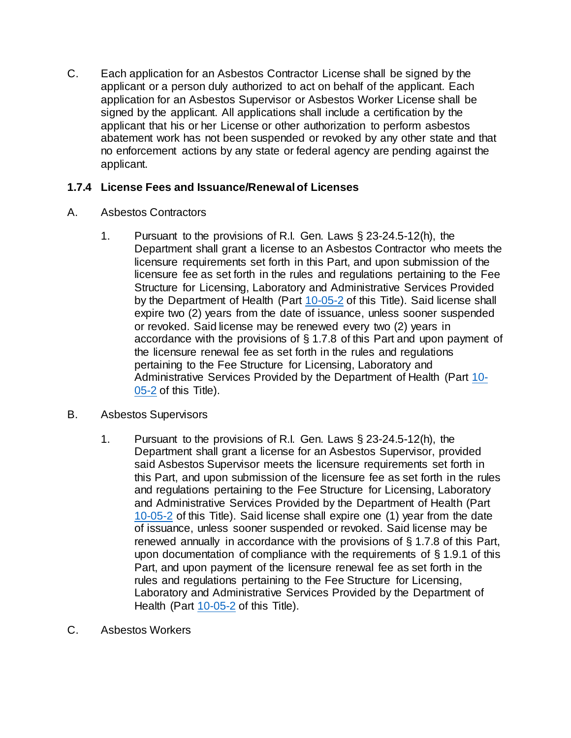C. Each application for an Asbestos Contractor License shall be signed by the applicant or a person duly authorized to act on behalf of the applicant. Each application for an Asbestos Supervisor or Asbestos Worker License shall be signed by the applicant. All applications shall include a certification by the applicant that his or her License or other authorization to perform asbestos abatement work has not been suspended or revoked by any other state and that no enforcement actions by any state or federal agency are pending against the applicant.

### 1.7.4 License Fees and Issuance/Renewal of Licenses

A. Asbestos Contractors

1. Pursuant to the provisions of R.I. Gen. Laws § 23-24.5-12(h), the Department shall grant a license to an Asbestos Contractor who meets the licensure requirements set forth in this Part, and upon submission of the licensure fee as set forth in the rules and regulations pertaining to the Fee Structure for Licensing, Laboratory and Administrative Services Provided by the Department of Health (Part 10-05-2 of this Title). Said license shall expire two (2) years from the date of issuance, unless sooner suspended or revoked. Said license may be renewed every two (2) years in accordance with the provisions of § 1.7.8 of this Part and upon payment of the licensure renewal fee as set forth in the rules and regulations pertaining to the Fee Structure for Licensing, Laboratory and Administrative Services Provided by the Department of Health (Part 10-05-2 of this Title).

B. Asbestos Supervisors

1. Pursuant to the provisions of R.I. Gen. Laws § 23-24.5-12(h), the Department shall grant a license for an Asbestos Supervisor, provided said Asbestos Supervisor meets the licensure requirements set forth in this Part, and upon submission of the licensure fee as set forth in the rules and regulations pertaining to the Fee Structure for Licensing, Laboratory and Administrative Services Provided by the Department of Health (Part 10-05-2 of this Title). Said license shall expire one (1) year from the date of issuance, unless sooner suspended or revoked. Said license may be renewed annually in accordance with the provisions of § 1.7.8 of this Part, upon documentation of compliance with the requirements of § 1.9.1 of this Part, and upon payment of the licensure renewal fee as set forth in the rules and regulations pertaining to the Fee Structure for Licensing, Laboratory and Administrative Services Provided by the Department of Health (Part 10-05-2 of this Title).

C. Asbestos Workers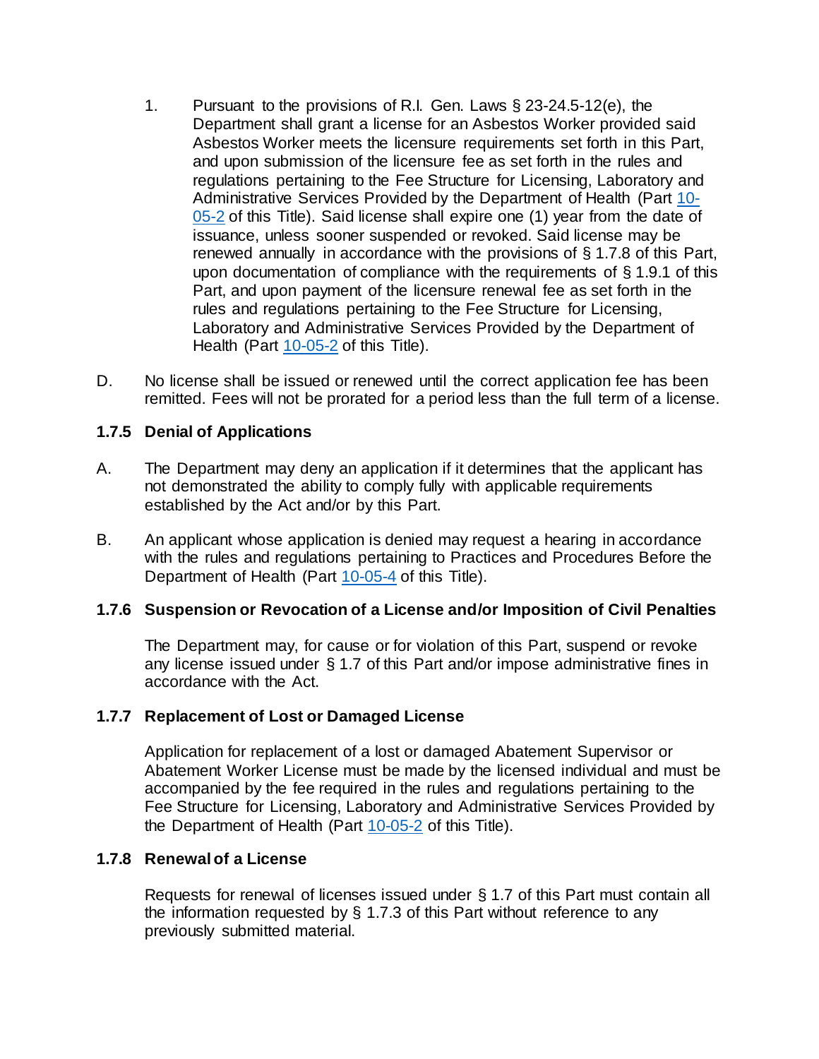1. Pursuant to the provisions of R.I. Gen. Laws § 23-24.5-12(e), the Department shall grant a license for an Asbestos Worker provided said Asbestos Worker meets the licensure requirements set forth in this Part, and upon submission of the licensure fee as set forth in the rules and regulations pertaining to the Fee Structure for Licensing, Laboratory and Administrative Services Provided by the Department of Health (Part 10-05-2 of this Title). Said license shall expire one (1) year from the date of issuance, unless sooner suspended or revoked. Said license may be renewed annually in accordance with the provisions of § 1.7.8 of this Part, upon documentation of compliance with the requirements of § 1.9.1 of this Part, and upon payment of the licensure renewal fee as set forth in the rules and regulations pertaining to the Fee Structure for Licensing, Laboratory and Administrative Services Provided by the Department of Health (Part 10-05-2 of this Title).

D. No license shall be issued or renewed until the correct application fee has been remitted. Fees will not be prorated for a period less than the full term of a license.

### 1.7.5 Denial of Applications

A. The Department may deny an application if it determines that the applicant has not demonstrated the ability to comply fully with applicable requirements established by the Act and/or by this Part.

B. An applicant whose application is denied may request a hearing in accordance with the rules and regulations pertaining to Practices and Procedures Before the Department of Health (Part 10-05-4 of this Title).

### 1.7.6 Suspension or Revocation of a License and/or Imposition of Civil Penalties

The Department may, for cause or for violation of this Part, suspend or revoke any license issued under § 1.7 of this Part and/or impose administrative fines in accordance with the Act.

### 1.7.7 Replacement of Lost or Damaged License

Application for replacement of a lost or damaged Abatement Supervisor or Abatement Worker License must be made by the licensed individual and must be accompanied by the fee required in the rules and regulations pertaining to the Fee Structure for Licensing, Laboratory and Administrative Services Provided by the Department of Health (Part 10-05-2 of this Title).

### 1.7.8 Renewal of a License

Requests for renewal of licenses issued under § 1.7 of this Part must contain all the information requested by § 1.7.3 of this Part without reference to any previously submitted material.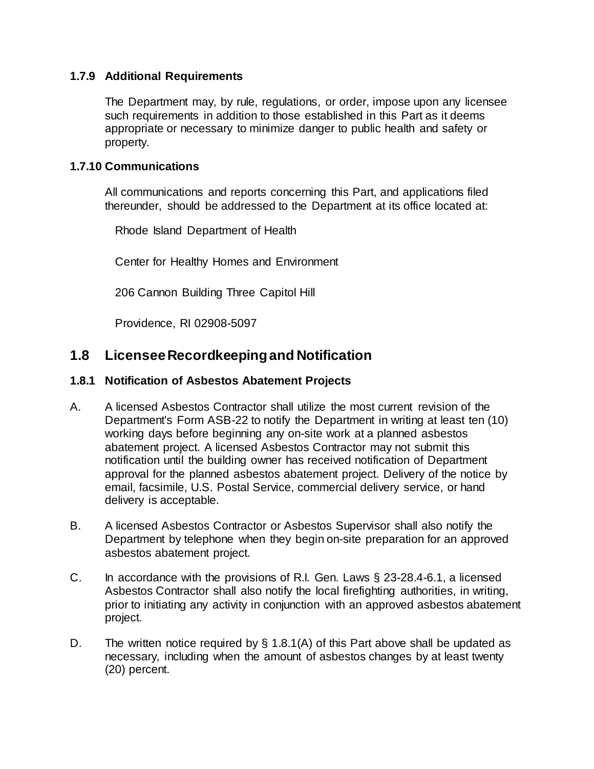### 1.7.9 Additional Requirements

The Department may, by rule, regulations, or order, impose upon any licensee such requirements in addition to those established in this Part as it deems appropriate or necessary to minimize danger to public health and safety or property.

### 1.7.10 Communications

All communications and reports concerning this Part, and applications filed thereunder, should be addressed to the Department at its office located at:

Rhode Island Department of Health

Center for Healthy Homes and Environment

206 Cannon Building Three Capitol Hill

Providence, RI 02908-5097

## 1.8 Licensee Recordkeeping and Notification

### 1.8.1 Notification of Asbestos Abatement Projects

A. A licensed Asbestos Contractor shall utilize the most current revision of the Department's Form ASB-22 to notify the Department in writing at least ten (10) working days before beginning any on-site work at a planned asbestos abatement project. A licensed Asbestos Contractor may not submit this notification until the building owner has received notification of Department approval for the planned asbestos abatement project. Delivery of the notice by email, facsimile, U.S. Postal Service, commercial delivery service, or hand delivery is acceptable.

B. A licensed Asbestos Contractor or Asbestos Supervisor shall also notify the Department by telephone when they begin on-site preparation for an approved asbestos abatement project.

C. In accordance with the provisions of R.I. Gen. Laws § 23-28.4-6.1, a licensed Asbestos Contractor shall also notify the local firefighting authorities, in writing, prior to initiating any activity in conjunction with an approved asbestos abatement project.

D. The written notice required by § 1.8.1(A) of this Part above shall be updated as necessary, including when the amount of asbestos changes by at least twenty (20) percent.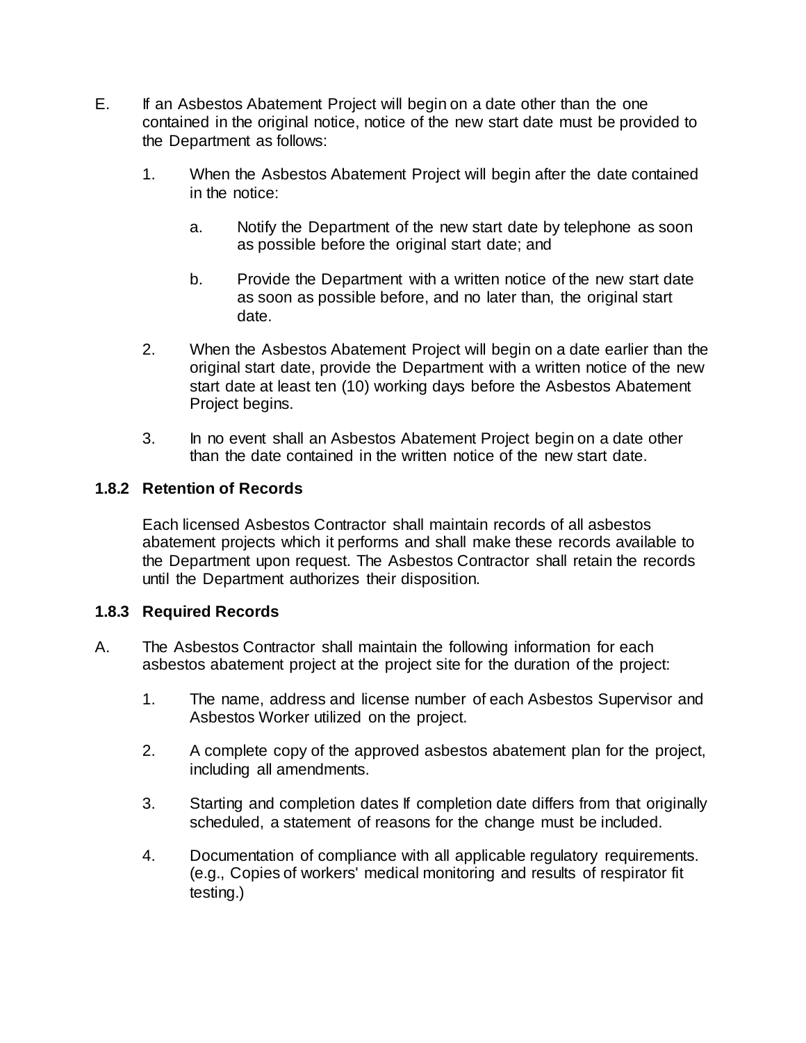E. If an Asbestos Abatement Project will begin on a date other than the one contained in the original notice, notice of the new start date must be provided to the Department as follows:

1. When the Asbestos Abatement Project will begin after the date contained in the notice:

   a. Notify the Department of the new start date by telephone as soon as possible before the original start date; and

   b. Provide the Department with a written notice of the new start date as soon as possible before, and no later than, the original start date.

2. When the Asbestos Abatement Project will begin on a date earlier than the original start date, provide the Department with a written notice of the new start date at least ten (10) working days before the Asbestos Abatement Project begins.

3. In no event shall an Asbestos Abatement Project begin on a date other than the date contained in the written notice of the new start date.

### 1.8.2 Retention of Records

Each licensed Asbestos Contractor shall maintain records of all asbestos abatement projects which it performs and shall make these records available to the Department upon request. The Asbestos Contractor shall retain the records until the Department authorizes their disposition.

### 1.8.3 Required Records

A. The Asbestos Contractor shall maintain the following information for each asbestos abatement project at the project site for the duration of the project:

1. The name, address and license number of each Asbestos Supervisor and Asbestos Worker utilized on the project.

2. A complete copy of the approved asbestos abatement plan for the project, including all amendments.

3. Starting and completion dates If completion date differs from that originally scheduled, a statement of reasons for the change must be included.

4. Documentation of compliance with all applicable regulatory requirements. (e.g., Copies of workers' medical monitoring and results of respirator fit testing.)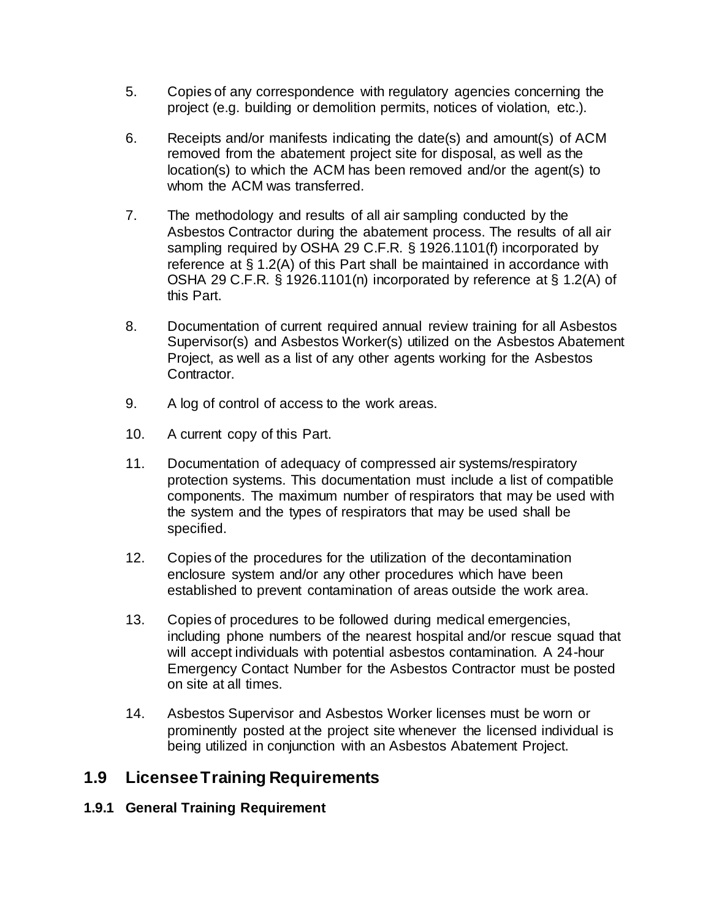5. Copies of any correspondence with regulatory agencies concerning the project (e.g. building or demolition permits, notices of violation, etc.).

6. Receipts and/or manifests indicating the date(s) and amount(s) of ACM removed from the abatement project site for disposal, as well as the location(s) to which the ACM has been removed and/or the agent(s) to whom the ACM was transferred.

7. The methodology and results of all air sampling conducted by the Asbestos Contractor during the abatement process. The results of all air sampling required by OSHA 29 C.F.R. § 1926.1101(f) incorporated by reference at § 1.2(A) of this Part shall be maintained in accordance with OSHA 29 C.F.R. § 1926.1101(n) incorporated by reference at § 1.2(A) of this Part.

8. Documentation of current required annual review training for all Asbestos Supervisor(s) and Asbestos Worker(s) utilized on the Asbestos Abatement Project, as well as a list of any other agents working for the Asbestos Contractor.

9. A log of control of access to the work areas.

10. A current copy of this Part.

11. Documentation of adequacy of compressed air systems/respiratory protection systems. This documentation must include a list of compatible components. The maximum number of respirators that may be used with the system and the types of respirators that may be used shall be specified.

12. Copies of the procedures for the utilization of the decontamination enclosure system and/or any other procedures which have been established to prevent contamination of areas outside the work area.

13. Copies of procedures to be followed during medical emergencies, including phone numbers of the nearest hospital and/or rescue squad that will accept individuals with potential asbestos contamination. A 24-hour Emergency Contact Number for the Asbestos Contractor must be posted on site at all times.

14. Asbestos Supervisor and Asbestos Worker licenses must be worn or prominently posted at the project site whenever the licensed individual is being utilized in conjunction with an Asbestos Abatement Project.

## 1.9 Licensee Training Requirements

### 1.9.1 General Training Requirement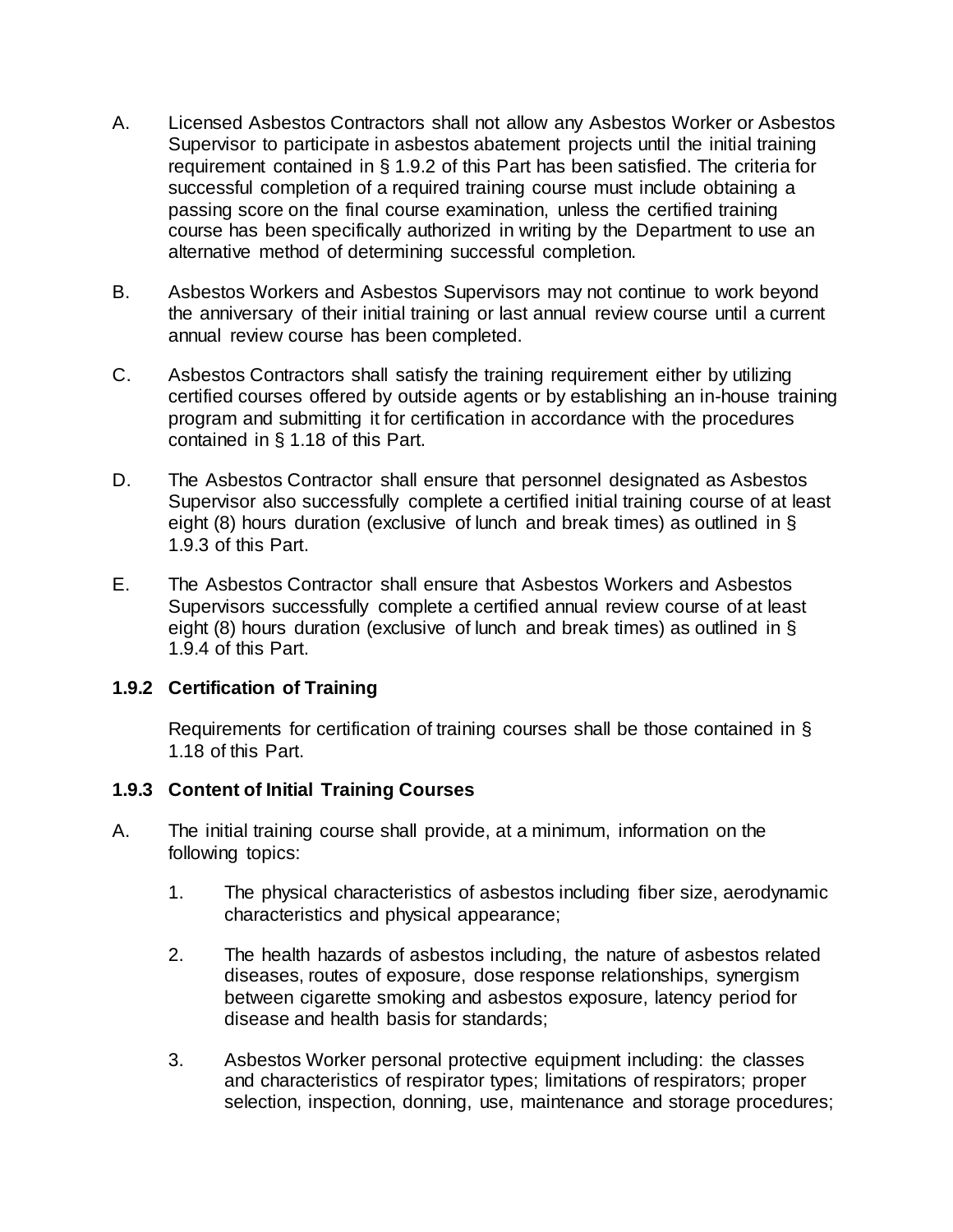A. Licensed Asbestos Contractors shall not allow any Asbestos Worker or Asbestos Supervisor to participate in asbestos abatement projects until the initial training requirement contained in § 1.9.2 of this Part has been satisfied. The criteria for successful completion of a required training course must include obtaining a passing score on the final course examination, unless the certified training course has been specifically authorized in writing by the Department to use an alternative method of determining successful completion.

B. Asbestos Workers and Asbestos Supervisors may not continue to work beyond the anniversary of their initial training or last annual review course until a current annual review course has been completed.

C. Asbestos Contractors shall satisfy the training requirement either by utilizing certified courses offered by outside agents or by establishing an in-house training program and submitting it for certification in accordance with the procedures contained in § 1.18 of this Part.

D. The Asbestos Contractor shall ensure that personnel designated as Asbestos Supervisor also successfully complete a certified initial training course of at least eight (8) hours duration (exclusive of lunch and break times) as outlined in § 1.9.3 of this Part.

E. The Asbestos Contractor shall ensure that Asbestos Workers and Asbestos Supervisors successfully complete a certified annual review course of at least eight (8) hours duration (exclusive of lunch and break times) as outlined in § 1.9.4 of this Part.

### 1.9.2 Certification of Training

Requirements for certification of training courses shall be those contained in § 1.18 of this Part.

### 1.9.3 Content of Initial Training Courses

A. The initial training course shall provide, at a minimum, information on the following topics:

1. The physical characteristics of asbestos including fiber size, aerodynamic characteristics and physical appearance;

2. The health hazards of asbestos including, the nature of asbestos related diseases, routes of exposure, dose response relationships, synergism between cigarette smoking and asbestos exposure, latency period for disease and health basis for standards;

3. Asbestos Worker personal protective equipment including: the classes and characteristics of respirator types; limitations of respirators; proper selection, inspection, donning, use, maintenance and storage procedures;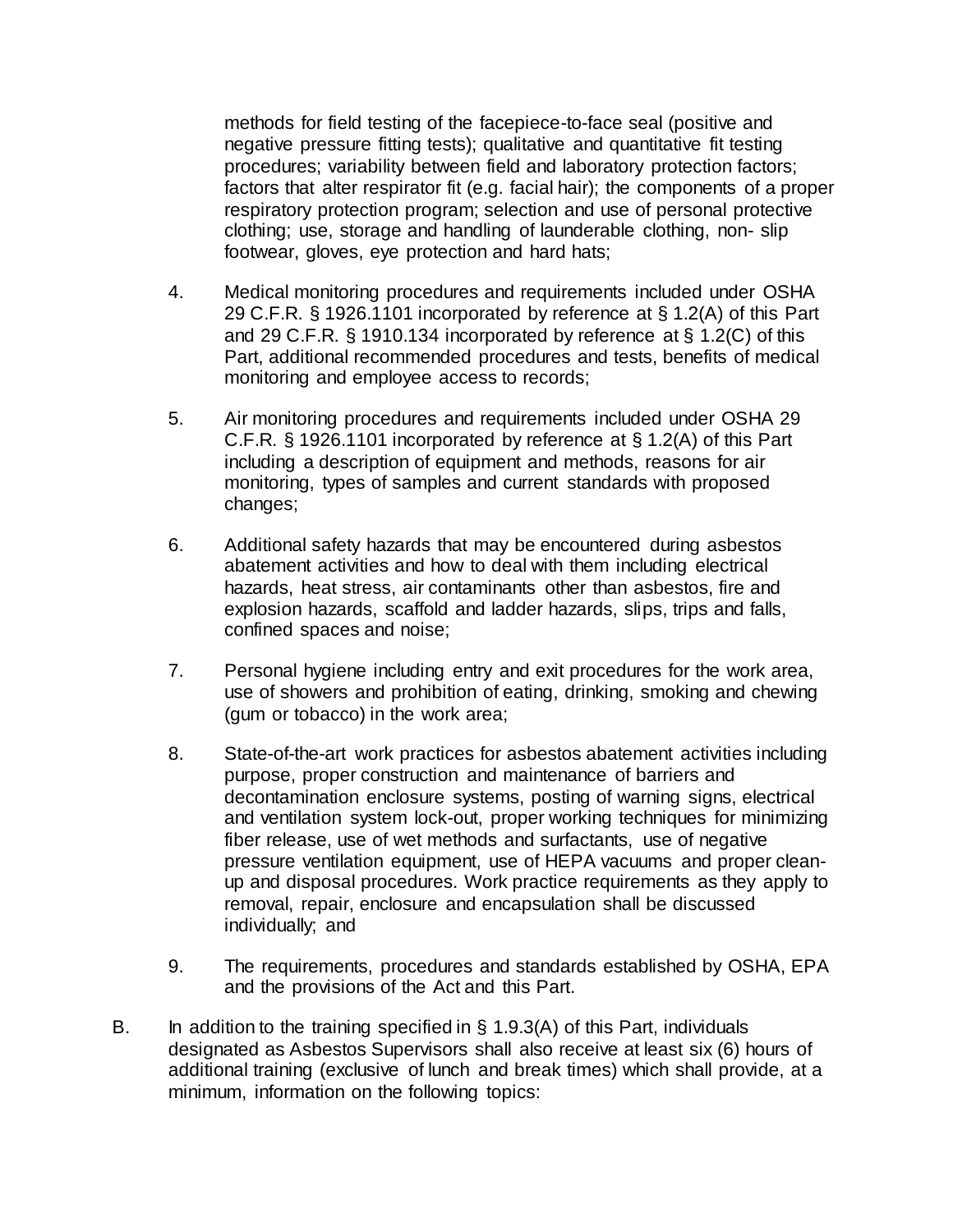methods for field testing of the facepiece-to-face seal (positive and negative pressure fitting tests); qualitative and quantitative fit testing procedures; variability between field and laboratory protection factors; factors that alter respirator fit (e.g. facial hair); the components of a proper respiratory protection program; selection and use of personal protective clothing; use, storage and handling of launderable clothing, non- slip footwear, gloves, eye protection and hard hats;

4. Medical monitoring procedures and requirements included under OSHA 29 C.F.R. § 1926.1101 incorporated by reference at § 1.2(A) of this Part and 29 C.F.R. § 1910.134 incorporated by reference at § 1.2(C) of this Part, additional recommended procedures and tests, benefits of medical monitoring and employee access to records;

5. Air monitoring procedures and requirements included under OSHA 29 C.F.R. § 1926.1101 incorporated by reference at § 1.2(A) of this Part including a description of equipment and methods, reasons for air monitoring, types of samples and current standards with proposed changes;

6. Additional safety hazards that may be encountered during asbestos abatement activities and how to deal with them including electrical hazards, heat stress, air contaminants other than asbestos, fire and explosion hazards, scaffold and ladder hazards, slips, trips and falls, confined spaces and noise;

7. Personal hygiene including entry and exit procedures for the work area, use of showers and prohibition of eating, drinking, smoking and chewing (gum or tobacco) in the work area;

8. State-of-the-art work practices for asbestos abatement activities including purpose, proper construction and maintenance of barriers and decontamination enclosure systems, posting of warning signs, electrical and ventilation system lock-out, proper working techniques for minimizing fiber release, use of wet methods and surfactants, use of negative pressure ventilation equipment, use of HEPA vacuums and proper clean-up and disposal procedures. Work practice requirements as they apply to removal, repair, enclosure and encapsulation shall be discussed individually; and

9. The requirements, procedures and standards established by OSHA, EPA and the provisions of the Act and this Part.

B. In addition to the training specified in § 1.9.3(A) of this Part, individuals designated as Asbestos Supervisors shall also receive at least six (6) hours of additional training (exclusive of lunch and break times) which shall provide, at a minimum, information on the following topics: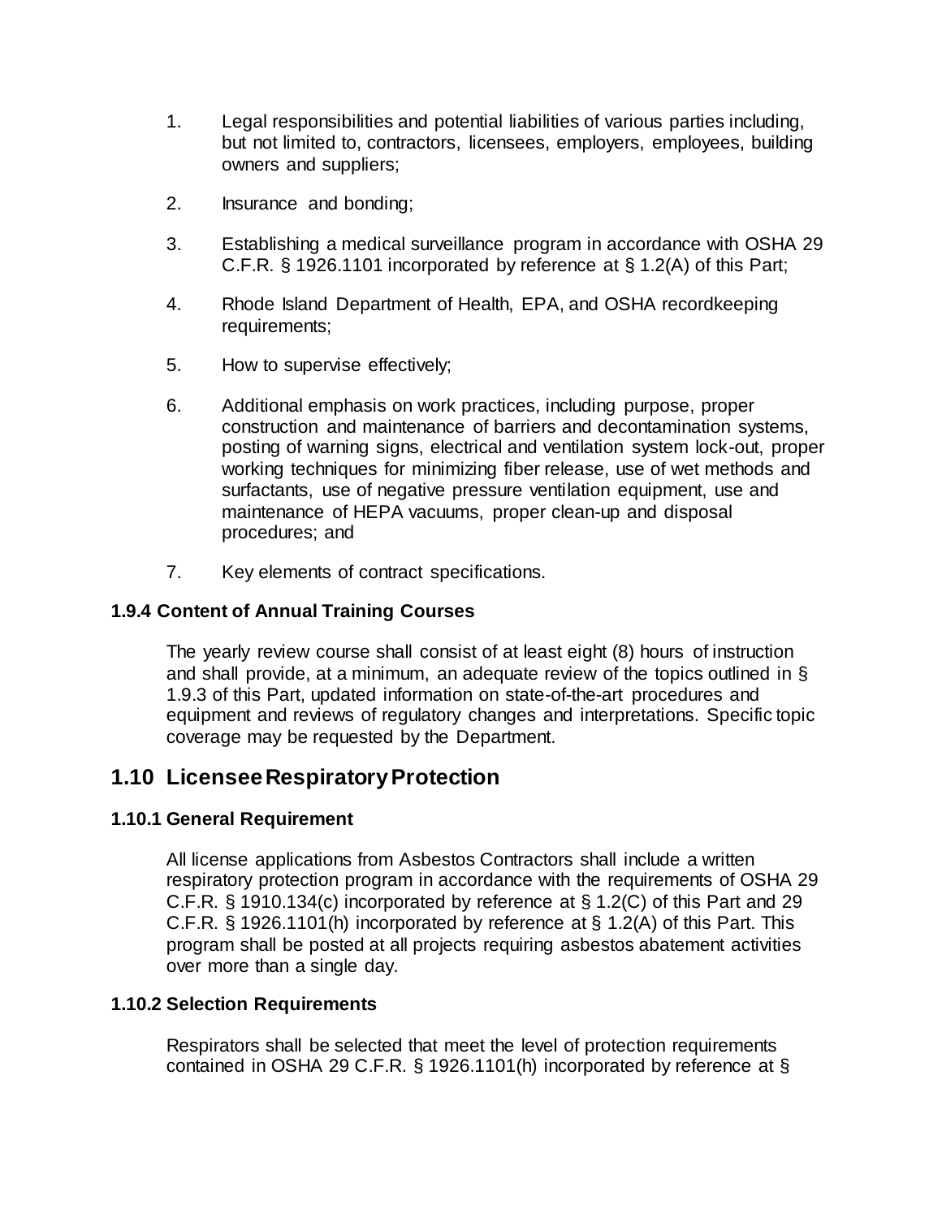1. Legal responsibilities and potential liabilities of various parties including, but not limited to, contractors, licensees, employers, employees, building owners and suppliers;

2. Insurance and bonding;

3. Establishing a medical surveillance program in accordance with OSHA 29 C.F.R. § 1926.1101 incorporated by reference at § 1.2(A) of this Part;

4. Rhode Island Department of Health, EPA, and OSHA recordkeeping requirements;

5. How to supervise effectively;

6. Additional emphasis on work practices, including purpose, proper construction and maintenance of barriers and decontamination systems, posting of warning signs, electrical and ventilation system lock-out, proper working techniques for minimizing fiber release, use of wet methods and surfactants, use of negative pressure ventilation equipment, use and maintenance of HEPA vacuums, proper clean-up and disposal procedures; and

7. Key elements of contract specifications.

### 1.9.4 Content of Annual Training Courses

The yearly review course shall consist of at least eight (8) hours of instruction and shall provide, at a minimum, an adequate review of the topics outlined in § 1.9.3 of this Part, updated information on state-of-the-art procedures and equipment and reviews of regulatory changes and interpretations. Specific topic coverage may be requested by the Department.

## 1.10 Licensee Respiratory Protection

### 1.10.1 General Requirement

All license applications from Asbestos Contractors shall include a written respiratory protection program in accordance with the requirements of OSHA 29 C.F.R. § 1910.134(c) incorporated by reference at § 1.2(C) of this Part and 29 C.F.R. § 1926.1101(h) incorporated by reference at § 1.2(A) of this Part. This program shall be posted at all projects requiring asbestos abatement activities over more than a single day.

### 1.10.2 Selection Requirements

Respirators shall be selected that meet the level of protection requirements contained in OSHA 29 C.F.R. § 1926.1101(h) incorporated by reference at §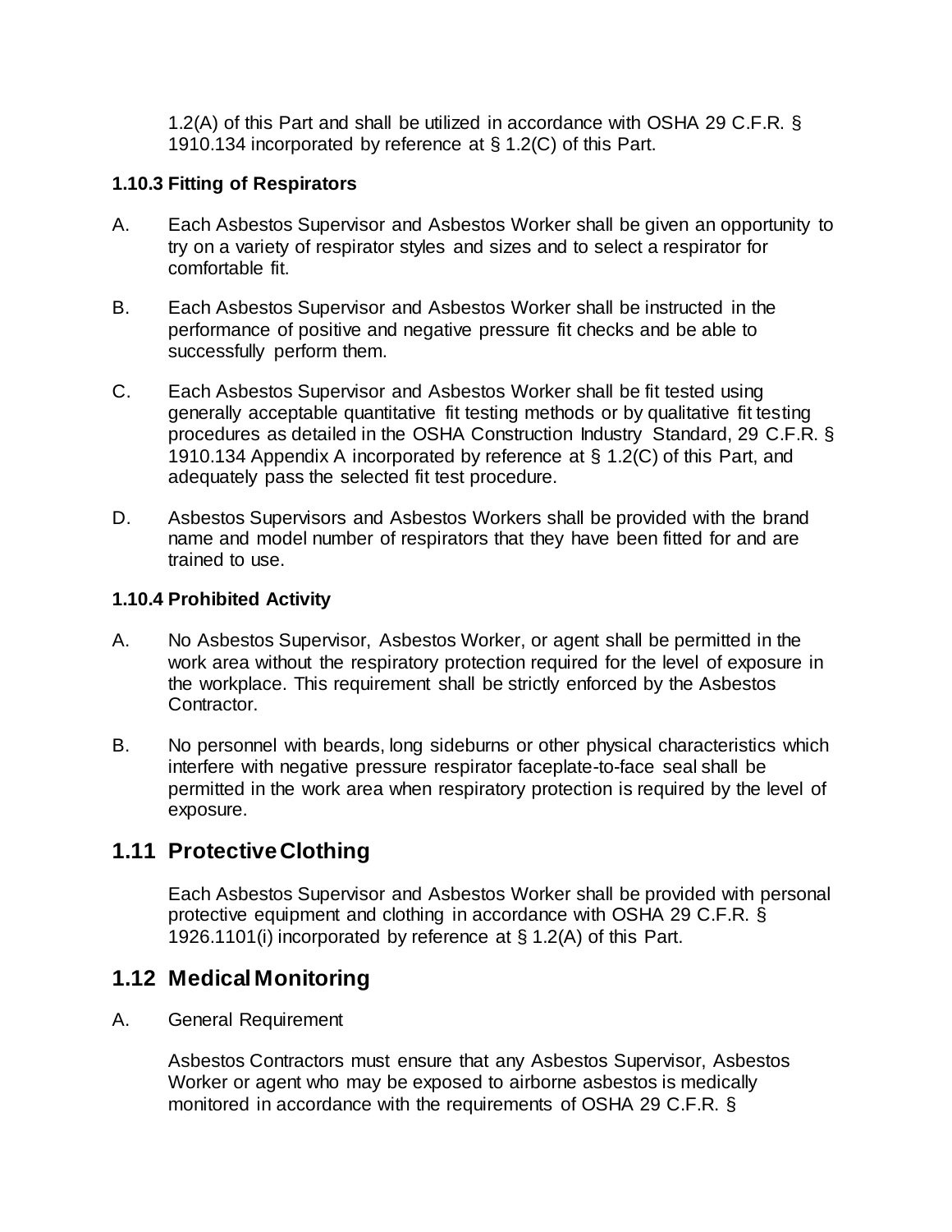1.2(A) of this Part and shall be utilized in accordance with OSHA 29 C.F.R. § 1910.134 incorporated by reference at § 1.2(C) of this Part.

**1.10.3 Fitting of Respirators**

A. Each Asbestos Supervisor and Asbestos Worker shall be given an opportunity to try on a variety of respirator styles and sizes and to select a respirator for comfortable fit.

B. Each Asbestos Supervisor and Asbestos Worker shall be instructed in the performance of positive and negative pressure fit checks and be able to successfully perform them.

C. Each Asbestos Supervisor and Asbestos Worker shall be fit tested using generally acceptable quantitative fit testing methods or by qualitative fit testing procedures as detailed in the OSHA Construction Industry Standard, 29 C.F.R. § 1910.134 Appendix A incorporated by reference at § 1.2(C) of this Part, and adequately pass the selected fit test procedure.

D. Asbestos Supervisors and Asbestos Workers shall be provided with the brand name and model number of respirators that they have been fitted for and are trained to use.

**1.10.4 Prohibited Activity**

A. No Asbestos Supervisor, Asbestos Worker, or agent shall be permitted in the work area without the respiratory protection required for the level of exposure in the workplace. This requirement shall be strictly enforced by the Asbestos Contractor.

B. No personnel with beards, long sideburns or other physical characteristics which interfere with negative pressure respirator faceplate-to-face seal shall be permitted in the work area when respiratory protection is required by the level of exposure.

## 1.11 Protective Clothing

Each Asbestos Supervisor and Asbestos Worker shall be provided with personal protective equipment and clothing in accordance with OSHA 29 C.F.R. § 1926.1101(i) incorporated by reference at § 1.2(A) of this Part.

## 1.12 Medical Monitoring

A. General Requirement

Asbestos Contractors must ensure that any Asbestos Supervisor, Asbestos Worker or agent who may be exposed to airborne asbestos is medically monitored in accordance with the requirements of OSHA 29 C.F.R. §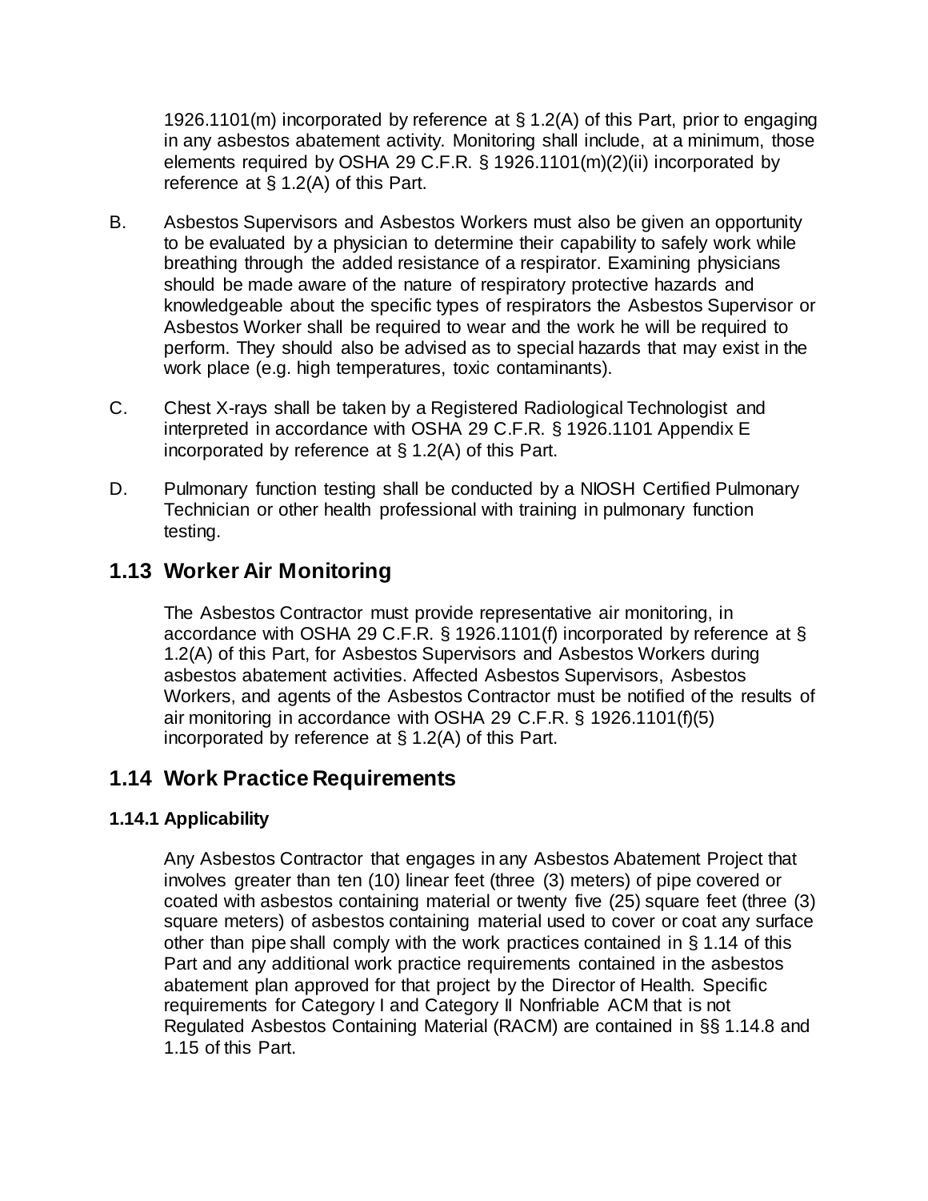1926.1101(m) incorporated by reference at § 1.2(A) of this Part, prior to engaging in any asbestos abatement activity. Monitoring shall include, at a minimum, those elements required by OSHA 29 C.F.R. § 1926.1101(m)(2)(ii) incorporated by reference at § 1.2(A) of this Part.

B. Asbestos Supervisors and Asbestos Workers must also be given an opportunity to be evaluated by a physician to determine their capability to safely work while breathing through the added resistance of a respirator. Examining physicians should be made aware of the nature of respiratory protective hazards and knowledgeable about the specific types of respirators the Asbestos Supervisor or Asbestos Worker shall be required to wear and the work he will be required to perform. They should also be advised as to special hazards that may exist in the work place (e.g. high temperatures, toxic contaminants).

C. Chest X-rays shall be taken by a Registered Radiological Technologist and interpreted in accordance with OSHA 29 C.F.R. § 1926.1101 Appendix E incorporated by reference at § 1.2(A) of this Part.

D. Pulmonary function testing shall be conducted by a NIOSH Certified Pulmonary Technician or other health professional with training in pulmonary function testing.

## 1.13 Worker Air Monitoring

The Asbestos Contractor must provide representative air monitoring, in accordance with OSHA 29 C.F.R. § 1926.1101(f) incorporated by reference at § 1.2(A) of this Part, for Asbestos Supervisors and Asbestos Workers during asbestos abatement activities. Affected Asbestos Supervisors, Asbestos Workers, and agents of the Asbestos Contractor must be notified of the results of air monitoring in accordance with OSHA 29 C.F.R. § 1926.1101(f)(5) incorporated by reference at § 1.2(A) of this Part.

## 1.14 Work Practice Requirements

### 1.14.1 Applicability

Any Asbestos Contractor that engages in any Asbestos Abatement Project that involves greater than ten (10) linear feet (three (3) meters) of pipe covered or coated with asbestos containing material or twenty five (25) square feet (three (3) square meters) of asbestos containing material used to cover or coat any surface other than pipe shall comply with the work practices contained in § 1.14 of this Part and any additional work practice requirements contained in the asbestos abatement plan approved for that project by the Director of Health. Specific requirements for Category I and Category II Nonfriable ACM that is not Regulated Asbestos Containing Material (RACM) are contained in §§ 1.14.8 and 1.15 of this Part.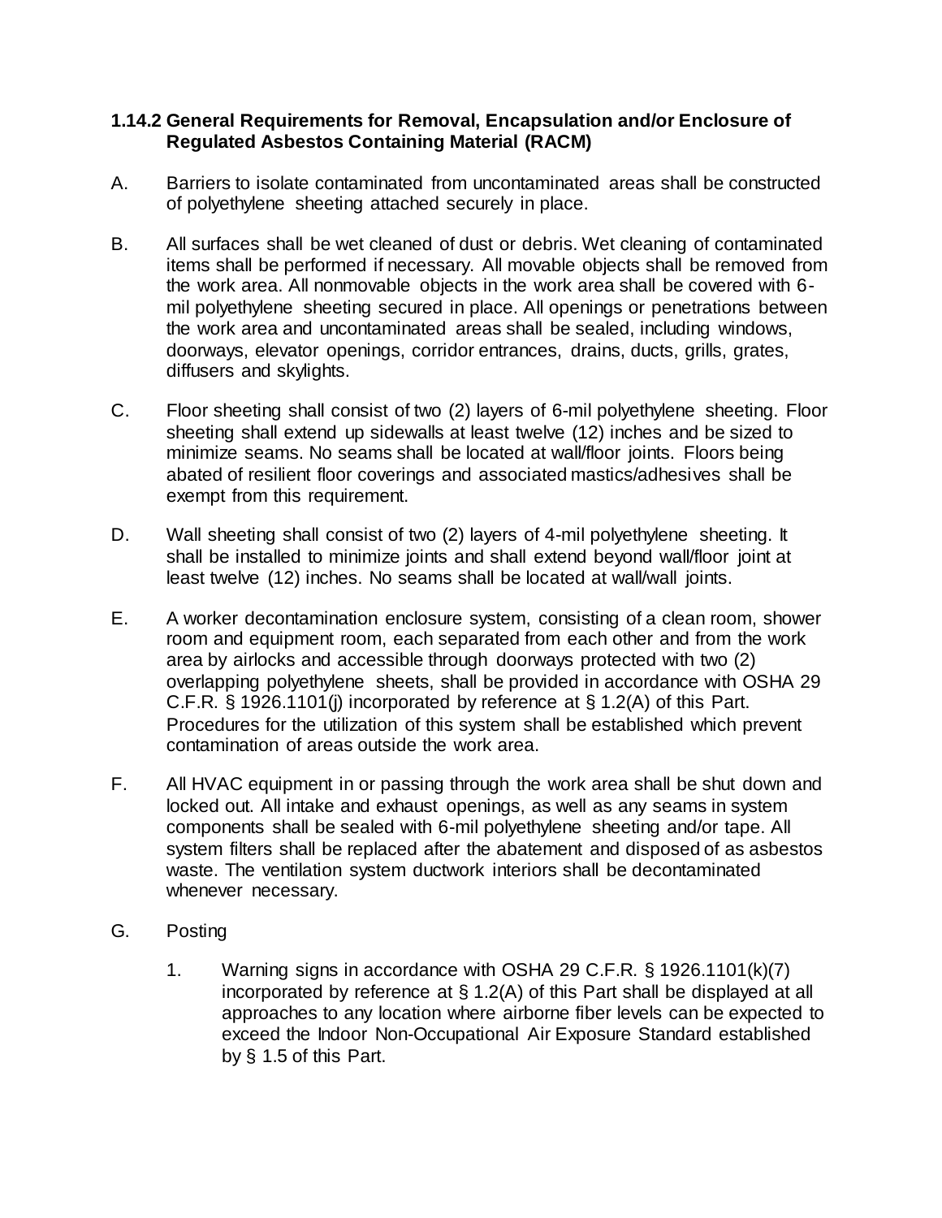### 1.14.2 General Requirements for Removal, Encapsulation and/or Enclosure of Regulated Asbestos Containing Material (RACM)

A. Barriers to isolate contaminated from uncontaminated areas shall be constructed of polyethylene sheeting attached securely in place.

B. All surfaces shall be wet cleaned of dust or debris. Wet cleaning of contaminated items shall be performed if necessary. All movable objects shall be removed from the work area. All nonmovable objects in the work area shall be covered with 6-mil polyethylene sheeting secured in place. All openings or penetrations between the work area and uncontaminated areas shall be sealed, including windows, doorways, elevator openings, corridor entrances, drains, ducts, grills, grates, diffusers and skylights.

C. Floor sheeting shall consist of two (2) layers of 6-mil polyethylene sheeting. Floor sheeting shall extend up sidewalls at least twelve (12) inches and be sized to minimize seams. No seams shall be located at wall/floor joints. Floors being abated of resilient floor coverings and associated mastics/adhesives shall be exempt from this requirement.

D. Wall sheeting shall consist of two (2) layers of 4-mil polyethylene sheeting. It shall be installed to minimize joints and shall extend beyond wall/floor joint at least twelve (12) inches. No seams shall be located at wall/wall joints.

E. A worker decontamination enclosure system, consisting of a clean room, shower room and equipment room, each separated from each other and from the work area by airlocks and accessible through doorways protected with two (2) overlapping polyethylene sheets, shall be provided in accordance with OSHA 29 C.F.R. § 1926.1101(j) incorporated by reference at § 1.2(A) of this Part. Procedures for the utilization of this system shall be established which prevent contamination of areas outside the work area.

F. All HVAC equipment in or passing through the work area shall be shut down and locked out. All intake and exhaust openings, as well as any seams in system components shall be sealed with 6-mil polyethylene sheeting and/or tape. All system filters shall be replaced after the abatement and disposed of as asbestos waste. The ventilation system ductwork interiors shall be decontaminated whenever necessary.

G. Posting

1. Warning signs in accordance with OSHA 29 C.F.R. § 1926.1101(k)(7) incorporated by reference at § 1.2(A) of this Part shall be displayed at all approaches to any location where airborne fiber levels can be expected to exceed the Indoor Non-Occupational Air Exposure Standard established by § 1.5 of this Part.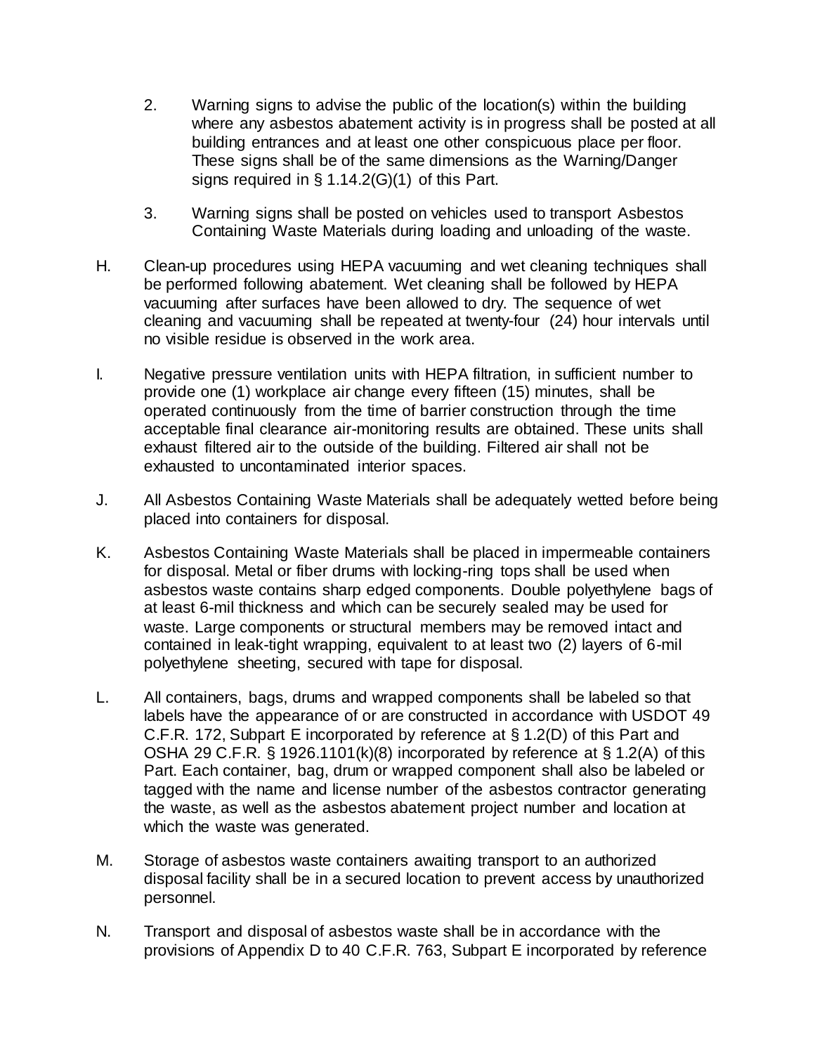2. Warning signs to advise the public of the location(s) within the building where any asbestos abatement activity is in progress shall be posted at all building entrances and at least one other conspicuous place per floor. These signs shall be of the same dimensions as the Warning/Danger signs required in § 1.14.2(G)(1) of this Part.

3. Warning signs shall be posted on vehicles used to transport Asbestos Containing Waste Materials during loading and unloading of the waste.

H. Clean-up procedures using HEPA vacuuming and wet cleaning techniques shall be performed following abatement. Wet cleaning shall be followed by HEPA vacuuming after surfaces have been allowed to dry. The sequence of wet cleaning and vacuuming shall be repeated at twenty-four (24) hour intervals until no visible residue is observed in the work area.

I. Negative pressure ventilation units with HEPA filtration, in sufficient number to provide one (1) workplace air change every fifteen (15) minutes, shall be operated continuously from the time of barrier construction through the time acceptable final clearance air-monitoring results are obtained. These units shall exhaust filtered air to the outside of the building. Filtered air shall not be exhausted to uncontaminated interior spaces.

J. All Asbestos Containing Waste Materials shall be adequately wetted before being placed into containers for disposal.

K. Asbestos Containing Waste Materials shall be placed in impermeable containers for disposal. Metal or fiber drums with locking-ring tops shall be used when asbestos waste contains sharp edged components. Double polyethylene bags of at least 6-mil thickness and which can be securely sealed may be used for waste. Large components or structural members may be removed intact and contained in leak-tight wrapping, equivalent to at least two (2) layers of 6-mil polyethylene sheeting, secured with tape for disposal.

L. All containers, bags, drums and wrapped components shall be labeled so that labels have the appearance of or are constructed in accordance with USDOT 49 C.F.R. 172, Subpart E incorporated by reference at § 1.2(D) of this Part and OSHA 29 C.F.R. § 1926.1101(k)(8) incorporated by reference at § 1.2(A) of this Part. Each container, bag, drum or wrapped component shall also be labeled or tagged with the name and license number of the asbestos contractor generating the waste, as well as the asbestos abatement project number and location at which the waste was generated.

M. Storage of asbestos waste containers awaiting transport to an authorized disposal facility shall be in a secured location to prevent access by unauthorized personnel.

N. Transport and disposal of asbestos waste shall be in accordance with the provisions of Appendix D to 40 C.F.R. 763, Subpart E incorporated by reference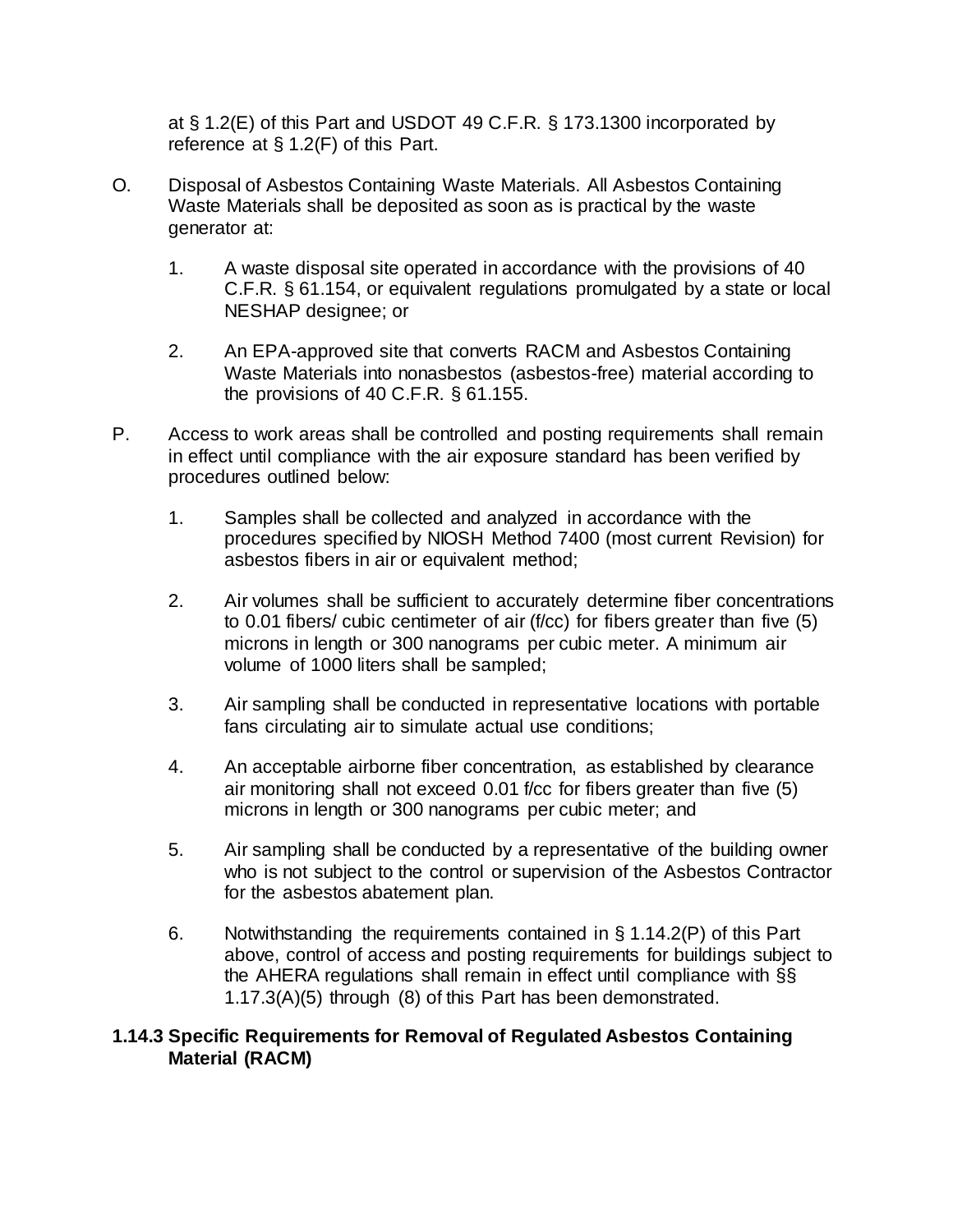at § 1.2(E) of this Part and USDOT 49 C.F.R. § 173.1300 incorporated by reference at § 1.2(F) of this Part.

O. Disposal of Asbestos Containing Waste Materials. All Asbestos Containing Waste Materials shall be deposited as soon as is practical by the waste generator at:

1. A waste disposal site operated in accordance with the provisions of 40 C.F.R. § 61.154, or equivalent regulations promulgated by a state or local NESHAP designee; or

2. An EPA-approved site that converts RACM and Asbestos Containing Waste Materials into nonasbestos (asbestos-free) material according to the provisions of 40 C.F.R. § 61.155.

P. Access to work areas shall be controlled and posting requirements shall remain in effect until compliance with the air exposure standard has been verified by procedures outlined below:

1. Samples shall be collected and analyzed in accordance with the procedures specified by NIOSH Method 7400 (most current Revision) for asbestos fibers in air or equivalent method;

2. Air volumes shall be sufficient to accurately determine fiber concentrations to 0.01 fibers/ cubic centimeter of air (f/cc) for fibers greater than five (5) microns in length or 300 nanograms per cubic meter. A minimum air volume of 1000 liters shall be sampled;

3. Air sampling shall be conducted in representative locations with portable fans circulating air to simulate actual use conditions;

4. An acceptable airborne fiber concentration, as established by clearance air monitoring shall not exceed 0.01 f/cc for fibers greater than five (5) microns in length or 300 nanograms per cubic meter; and

5. Air sampling shall be conducted by a representative of the building owner who is not subject to the control or supervision of the Asbestos Contractor for the asbestos abatement plan.

6. Notwithstanding the requirements contained in § 1.14.2(P) of this Part above, control of access and posting requirements for buildings subject to the AHERA regulations shall remain in effect until compliance with §§ 1.17.3(A)(5) through (8) of this Part has been demonstrated.

### 1.14.3 Specific Requirements for Removal of Regulated Asbestos Containing Material (RACM)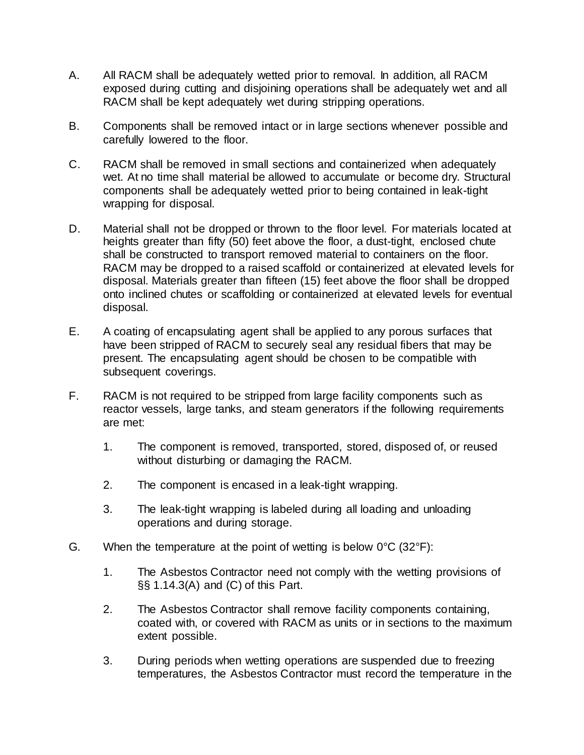A. All RACM shall be adequately wetted prior to removal. In addition, all RACM exposed during cutting and disjoining operations shall be adequately wet and all RACM shall be kept adequately wet during stripping operations.

B. Components shall be removed intact or in large sections whenever possible and carefully lowered to the floor.

C. RACM shall be removed in small sections and containerized when adequately wet. At no time shall material be allowed to accumulate or become dry. Structural components shall be adequately wetted prior to being contained in leak-tight wrapping for disposal.

D. Material shall not be dropped or thrown to the floor level. For materials located at heights greater than fifty (50) feet above the floor, a dust-tight, enclosed chute shall be constructed to transport removed material to containers on the floor. RACM may be dropped to a raised scaffold or containerized at elevated levels for disposal. Materials greater than fifteen (15) feet above the floor shall be dropped onto inclined chutes or scaffolding or containerized at elevated levels for eventual disposal.

E. A coating of encapsulating agent shall be applied to any porous surfaces that have been stripped of RACM to securely seal any residual fibers that may be present. The encapsulating agent should be chosen to be compatible with subsequent coverings.

F. RACM is not required to be stripped from large facility components such as reactor vessels, large tanks, and steam generators if the following requirements are met:

   1. The component is removed, transported, stored, disposed of, or reused without disturbing or damaging the RACM.

   2. The component is encased in a leak-tight wrapping.

   3. The leak-tight wrapping is labeled during all loading and unloading operations and during storage.

G. When the temperature at the point of wetting is below 0°C (32°F):

   1. The Asbestos Contractor need not comply with the wetting provisions of §§ 1.14.3(A) and (C) of this Part.

   2. The Asbestos Contractor shall remove facility components containing, coated with, or covered with RACM as units or in sections to the maximum extent possible.

   3. During periods when wetting operations are suspended due to freezing temperatures, the Asbestos Contractor must record the temperature in the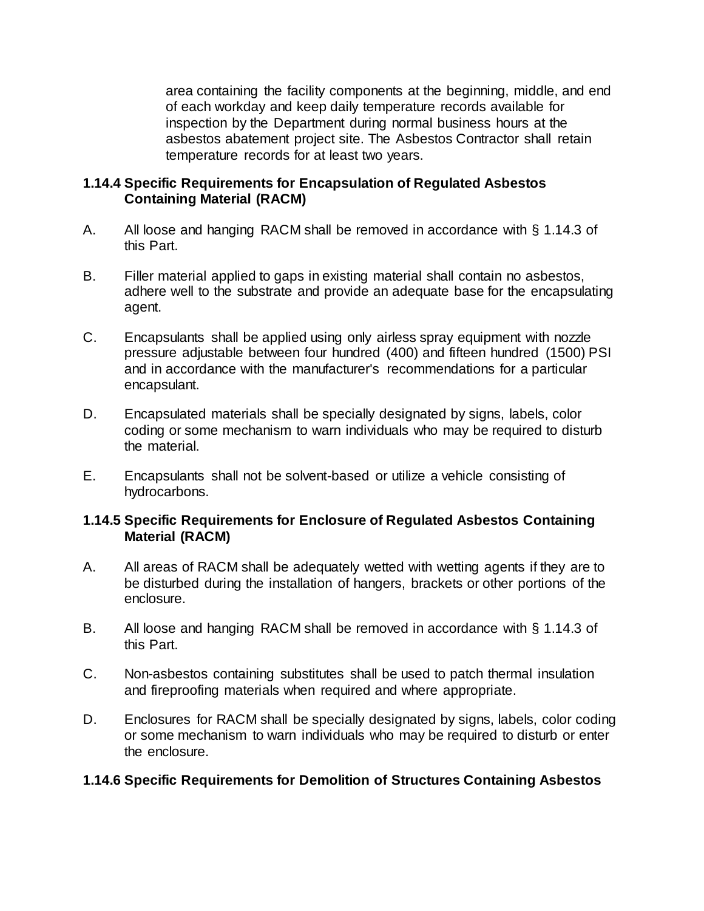area containing the facility components at the beginning, middle, and end of each workday and keep daily temperature records available for inspection by the Department during normal business hours at the asbestos abatement project site. The Asbestos Contractor shall retain temperature records for at least two years.

### 1.14.4 Specific Requirements for Encapsulation of Regulated Asbestos Containing Material (RACM)

A. All loose and hanging RACM shall be removed in accordance with § 1.14.3 of this Part.

B. Filler material applied to gaps in existing material shall contain no asbestos, adhere well to the substrate and provide an adequate base for the encapsulating agent.

C. Encapsulants shall be applied using only airless spray equipment with nozzle pressure adjustable between four hundred (400) and fifteen hundred (1500) PSI and in accordance with the manufacturer's recommendations for a particular encapsulant.

D. Encapsulated materials shall be specially designated by signs, labels, color coding or some mechanism to warn individuals who may be required to disturb the material.

E. Encapsulants shall not be solvent-based or utilize a vehicle consisting of hydrocarbons.

### 1.14.5 Specific Requirements for Enclosure of Regulated Asbestos Containing Material (RACM)

A. All areas of RACM shall be adequately wetted with wetting agents if they are to be disturbed during the installation of hangers, brackets or other portions of the enclosure.

B. All loose and hanging RACM shall be removed in accordance with § 1.14.3 of this Part.

C. Non-asbestos containing substitutes shall be used to patch thermal insulation and fireproofing materials when required and where appropriate.

D. Enclosures for RACM shall be specially designated by signs, labels, color coding or some mechanism to warn individuals who may be required to disturb or enter the enclosure.

### 1.14.6 Specific Requirements for Demolition of Structures Containing Asbestos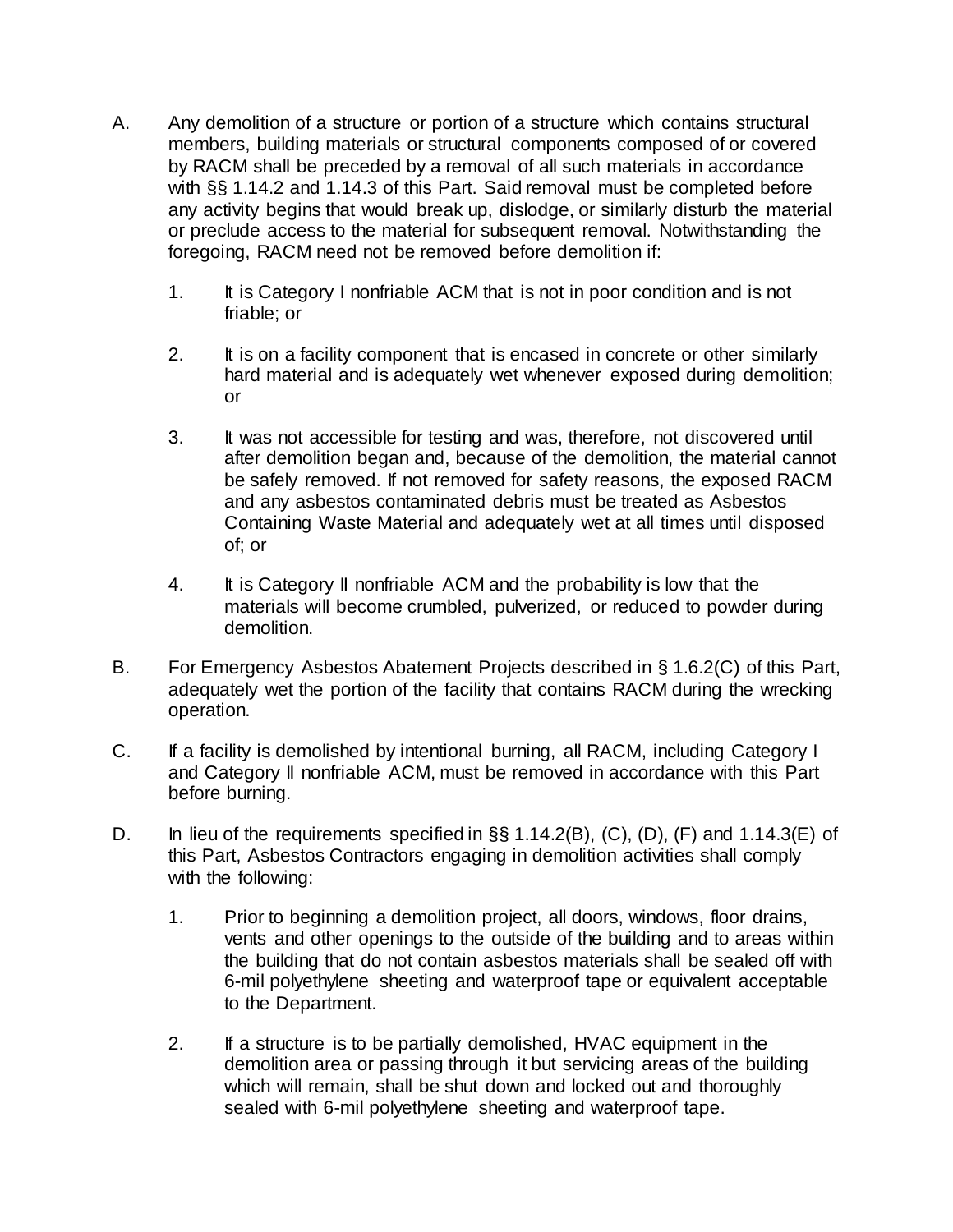A. Any demolition of a structure or portion of a structure which contains structural members, building materials or structural components composed of or covered by RACM shall be preceded by a removal of all such materials in accordance with §§ 1.14.2 and 1.14.3 of this Part. Said removal must be completed before any activity begins that would break up, dislodge, or similarly disturb the material or preclude access to the material for subsequent removal. Notwithstanding the foregoing, RACM need not be removed before demolition if:

   1. It is Category I nonfriable ACM that is not in poor condition and is not friable; or

   2. It is on a facility component that is encased in concrete or other similarly hard material and is adequately wet whenever exposed during demolition; or

   3. It was not accessible for testing and was, therefore, not discovered until after demolition began and, because of the demolition, the material cannot be safely removed. If not removed for safety reasons, the exposed RACM and any asbestos contaminated debris must be treated as Asbestos Containing Waste Material and adequately wet at all times until disposed of; or

   4. It is Category II nonfriable ACM and the probability is low that the materials will become crumbled, pulverized, or reduced to powder during demolition.

B. For Emergency Asbestos Abatement Projects described in § 1.6.2(C) of this Part, adequately wet the portion of the facility that contains RACM during the wrecking operation.

C. If a facility is demolished by intentional burning, all RACM, including Category I and Category II nonfriable ACM, must be removed in accordance with this Part before burning.

D. In lieu of the requirements specified in §§ 1.14.2(B), (C), (D), (F) and 1.14.3(E) of this Part, Asbestos Contractors engaging in demolition activities shall comply with the following:

   1. Prior to beginning a demolition project, all doors, windows, floor drains, vents and other openings to the outside of the building and to areas within the building that do not contain asbestos materials shall be sealed off with 6-mil polyethylene sheeting and waterproof tape or equivalent acceptable to the Department.

   2. If a structure is to be partially demolished, HVAC equipment in the demolition area or passing through it but servicing areas of the building which will remain, shall be shut down and locked out and thoroughly sealed with 6-mil polyethylene sheeting and waterproof tape.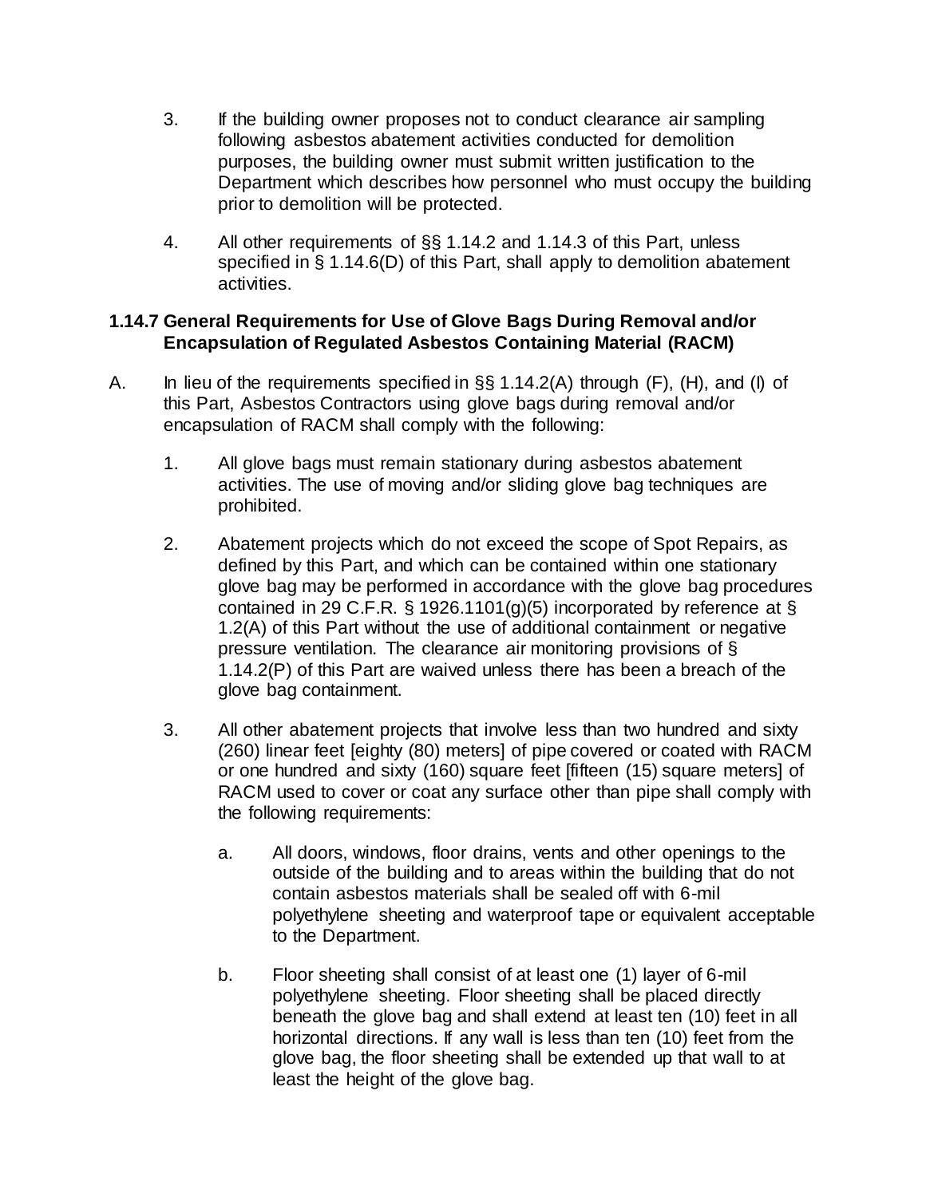3. If the building owner proposes not to conduct clearance air sampling following asbestos abatement activities conducted for demolition purposes, the building owner must submit written justification to the Department which describes how personnel who must occupy the building prior to demolition will be protected.

4. All other requirements of §§ 1.14.2 and 1.14.3 of this Part, unless specified in § 1.14.6(D) of this Part, shall apply to demolition abatement activities.

### 1.14.7 General Requirements for Use of Glove Bags During Removal and/or Encapsulation of Regulated Asbestos Containing Material (RACM)

A. In lieu of the requirements specified in §§ 1.14.2(A) through (F), (H), and (I) of this Part, Asbestos Contractors using glove bags during removal and/or encapsulation of RACM shall comply with the following:

   1. All glove bags must remain stationary during asbestos abatement activities. The use of moving and/or sliding glove bag techniques are prohibited.

   2. Abatement projects which do not exceed the scope of Spot Repairs, as defined by this Part, and which can be contained within one stationary glove bag may be performed in accordance with the glove bag procedures contained in 29 C.F.R. § 1926.1101(g)(5) incorporated by reference at § 1.2(A) of this Part without the use of additional containment or negative pressure ventilation. The clearance air monitoring provisions of § 1.14.2(P) of this Part are waived unless there has been a breach of the glove bag containment.

   3. All other abatement projects that involve less than two hundred and sixty (260) linear feet [eighty (80) meters] of pipe covered or coated with RACM or one hundred and sixty (160) square feet [fifteen (15) square meters] of RACM used to cover or coat any surface other than pipe shall comply with the following requirements:

      a. All doors, windows, floor drains, vents and other openings to the outside of the building and to areas within the building that do not contain asbestos materials shall be sealed off with 6-mil polyethylene sheeting and waterproof tape or equivalent acceptable to the Department.

      b. Floor sheeting shall consist of at least one (1) layer of 6-mil polyethylene sheeting. Floor sheeting shall be placed directly beneath the glove bag and shall extend at least ten (10) feet in all horizontal directions. If any wall is less than ten (10) feet from the glove bag, the floor sheeting shall be extended up that wall to at least the height of the glove bag.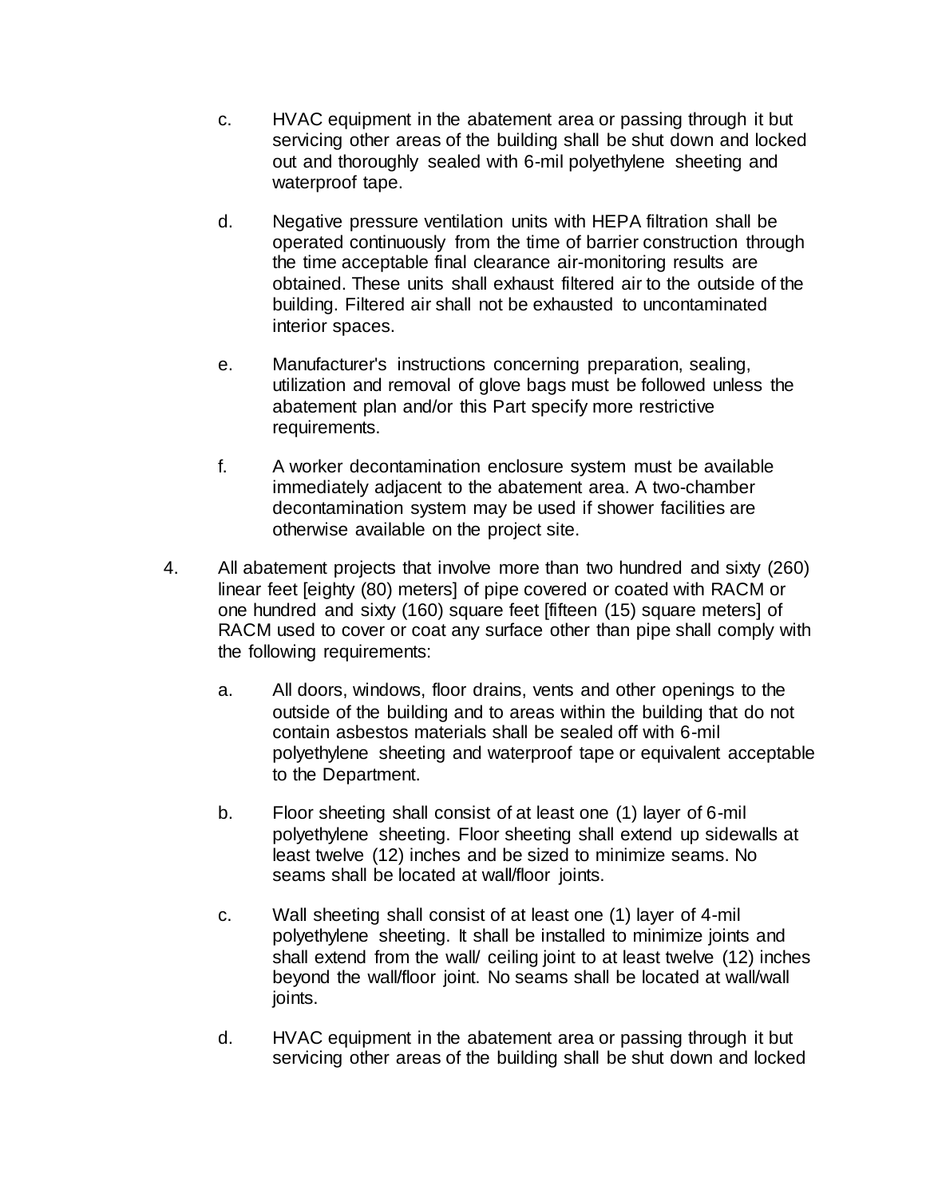c. HVAC equipment in the abatement area or passing through it but servicing other areas of the building shall be shut down and locked out and thoroughly sealed with 6-mil polyethylene sheeting and waterproof tape.

d. Negative pressure ventilation units with HEPA filtration shall be operated continuously from the time of barrier construction through the time acceptable final clearance air-monitoring results are obtained. These units shall exhaust filtered air to the outside of the building. Filtered air shall not be exhausted to uncontaminated interior spaces.

e. Manufacturer's instructions concerning preparation, sealing, utilization and removal of glove bags must be followed unless the abatement plan and/or this Part specify more restrictive requirements.

f. A worker decontamination enclosure system must be available immediately adjacent to the abatement area. A two-chamber decontamination system may be used if shower facilities are otherwise available on the project site.

4. All abatement projects that involve more than two hundred and sixty (260) linear feet [eighty (80) meters] of pipe covered or coated with RACM or one hundred and sixty (160) square feet [fifteen (15) square meters] of RACM used to cover or coat any surface other than pipe shall comply with the following requirements:

   a. All doors, windows, floor drains, vents and other openings to the outside of the building and to areas within the building that do not contain asbestos materials shall be sealed off with 6-mil polyethylene sheeting and waterproof tape or equivalent acceptable to the Department.

   b. Floor sheeting shall consist of at least one (1) layer of 6-mil polyethylene sheeting. Floor sheeting shall extend up sidewalls at least twelve (12) inches and be sized to minimize seams. No seams shall be located at wall/floor joints.

   c. Wall sheeting shall consist of at least one (1) layer of 4-mil polyethylene sheeting. It shall be installed to minimize joints and shall extend from the wall/ ceiling joint to at least twelve (12) inches beyond the wall/floor joint. No seams shall be located at wall/wall joints.

   d. HVAC equipment in the abatement area or passing through it but servicing other areas of the building shall be shut down and locked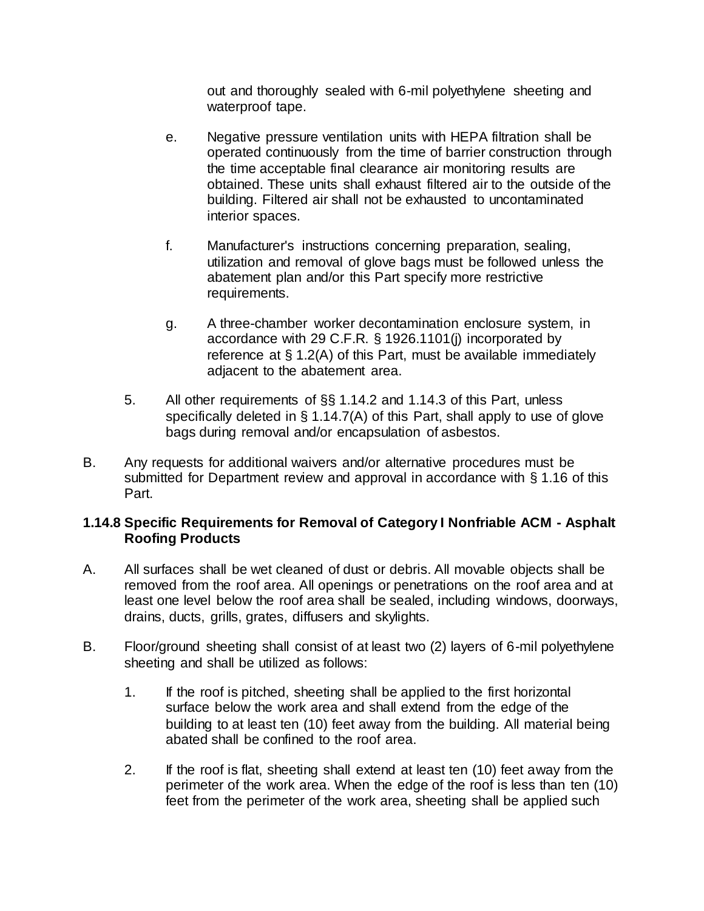out and thoroughly sealed with 6-mil polyethylene sheeting and waterproof tape.

e. Negative pressure ventilation units with HEPA filtration shall be operated continuously from the time of barrier construction through the time acceptable final clearance air monitoring results are obtained. These units shall exhaust filtered air to the outside of the building. Filtered air shall not be exhausted to uncontaminated interior spaces.

f. Manufacturer's instructions concerning preparation, sealing, utilization and removal of glove bags must be followed unless the abatement plan and/or this Part specify more restrictive requirements.

g. A three-chamber worker decontamination enclosure system, in accordance with 29 C.F.R. § 1926.1101(j) incorporated by reference at § 1.2(A) of this Part, must be available immediately adjacent to the abatement area.

5. All other requirements of §§ 1.14.2 and 1.14.3 of this Part, unless specifically deleted in § 1.14.7(A) of this Part, shall apply to use of glove bags during removal and/or encapsulation of asbestos.

B. Any requests for additional waivers and/or alternative procedures must be submitted for Department review and approval in accordance with § 1.16 of this Part.

**1.14.8 Specific Requirements for Removal of Category I Nonfriable ACM - Asphalt Roofing Products**

A. All surfaces shall be wet cleaned of dust or debris. All movable objects shall be removed from the roof area. All openings or penetrations on the roof area and at least one level below the roof area shall be sealed, including windows, doorways, drains, ducts, grills, grates, diffusers and skylights.

B. Floor/ground sheeting shall consist of at least two (2) layers of 6-mil polyethylene sheeting and shall be utilized as follows:

1. If the roof is pitched, sheeting shall be applied to the first horizontal surface below the work area and shall extend from the edge of the building to at least ten (10) feet away from the building. All material being abated shall be confined to the roof area.

2. If the roof is flat, sheeting shall extend at least ten (10) feet away from the perimeter of the work area. When the edge of the roof is less than ten (10) feet from the perimeter of the work area, sheeting shall be applied such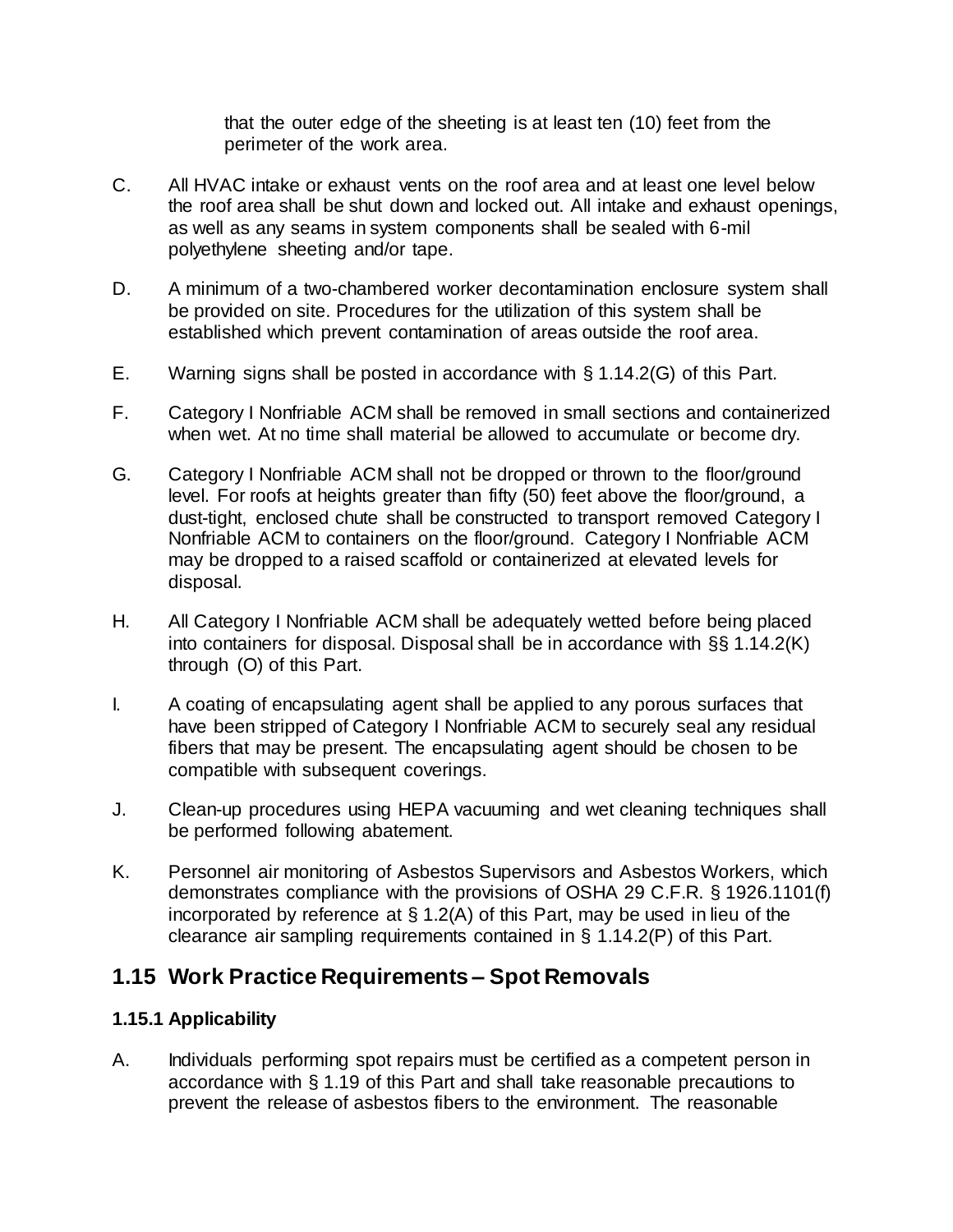that the outer edge of the sheeting is at least ten (10) feet from the perimeter of the work area.

C. All HVAC intake or exhaust vents on the roof area and at least one level below the roof area shall be shut down and locked out. All intake and exhaust openings, as well as any seams in system components shall be sealed with 6-mil polyethylene sheeting and/or tape.

D. A minimum of a two-chambered worker decontamination enclosure system shall be provided on site. Procedures for the utilization of this system shall be established which prevent contamination of areas outside the roof area.

E. Warning signs shall be posted in accordance with § 1.14.2(G) of this Part.

F. Category I Nonfriable ACM shall be removed in small sections and containerized when wet. At no time shall material be allowed to accumulate or become dry.

G. Category I Nonfriable ACM shall not be dropped or thrown to the floor/ground level. For roofs at heights greater than fifty (50) feet above the floor/ground, a dust-tight, enclosed chute shall be constructed to transport removed Category I Nonfriable ACM to containers on the floor/ground. Category I Nonfriable ACM may be dropped to a raised scaffold or containerized at elevated levels for disposal.

H. All Category I Nonfriable ACM shall be adequately wetted before being placed into containers for disposal. Disposal shall be in accordance with §§ 1.14.2(K) through (O) of this Part.

I. A coating of encapsulating agent shall be applied to any porous surfaces that have been stripped of Category I Nonfriable ACM to securely seal any residual fibers that may be present. The encapsulating agent should be chosen to be compatible with subsequent coverings.

J. Clean-up procedures using HEPA vacuuming and wet cleaning techniques shall be performed following abatement.

K. Personnel air monitoring of Asbestos Supervisors and Asbestos Workers, which demonstrates compliance with the provisions of OSHA 29 C.F.R. § 1926.1101(f) incorporated by reference at § 1.2(A) of this Part, may be used in lieu of the clearance air sampling requirements contained in § 1.14.2(P) of this Part.

## 1.15 Work Practice Requirements – Spot Removals

### 1.15.1 Applicability

A. Individuals performing spot repairs must be certified as a competent person in accordance with § 1.19 of this Part and shall take reasonable precautions to prevent the release of asbestos fibers to the environment. The reasonable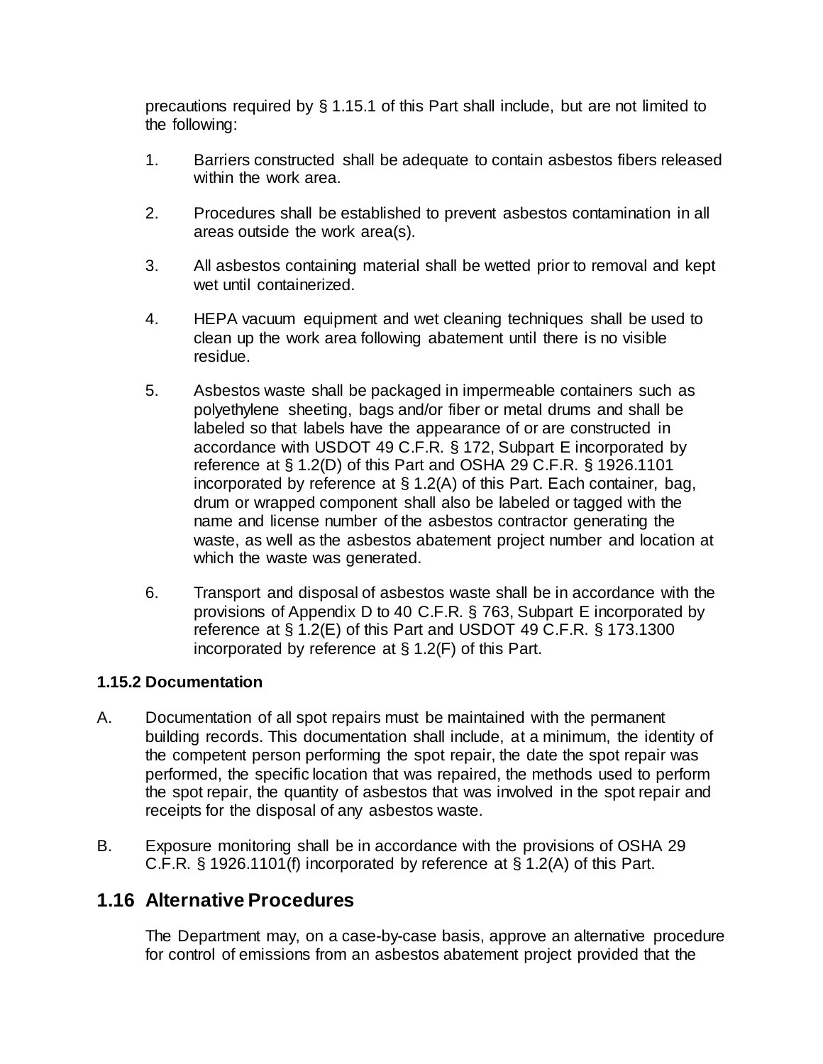precautions required by § 1.15.1 of this Part shall include, but are not limited to the following:

1. Barriers constructed shall be adequate to contain asbestos fibers released within the work area.

2. Procedures shall be established to prevent asbestos contamination in all areas outside the work area(s).

3. All asbestos containing material shall be wetted prior to removal and kept wet until containerized.

4. HEPA vacuum equipment and wet cleaning techniques shall be used to clean up the work area following abatement until there is no visible residue.

5. Asbestos waste shall be packaged in impermeable containers such as polyethylene sheeting, bags and/or fiber or metal drums and shall be labeled so that labels have the appearance of or are constructed in accordance with USDOT 49 C.F.R. § 172, Subpart E incorporated by reference at § 1.2(D) of this Part and OSHA 29 C.F.R. § 1926.1101 incorporated by reference at § 1.2(A) of this Part. Each container, bag, drum or wrapped component shall also be labeled or tagged with the name and license number of the asbestos contractor generating the waste, as well as the asbestos abatement project number and location at which the waste was generated.

6. Transport and disposal of asbestos waste shall be in accordance with the provisions of Appendix D to 40 C.F.R. § 763, Subpart E incorporated by reference at § 1.2(E) of this Part and USDOT 49 C.F.R. § 173.1300 incorporated by reference at § 1.2(F) of this Part.

### 1.15.2 Documentation

A. Documentation of all spot repairs must be maintained with the permanent building records. This documentation shall include, at a minimum, the identity of the competent person performing the spot repair, the date the spot repair was performed, the specific location that was repaired, the methods used to perform the spot repair, the quantity of asbestos that was involved in the spot repair and receipts for the disposal of any asbestos waste.

B. Exposure monitoring shall be in accordance with the provisions of OSHA 29 C.F.R. § 1926.1101(f) incorporated by reference at § 1.2(A) of this Part.

## 1.16 Alternative Procedures

The Department may, on a case-by-case basis, approve an alternative procedure for control of emissions from an asbestos abatement project provided that the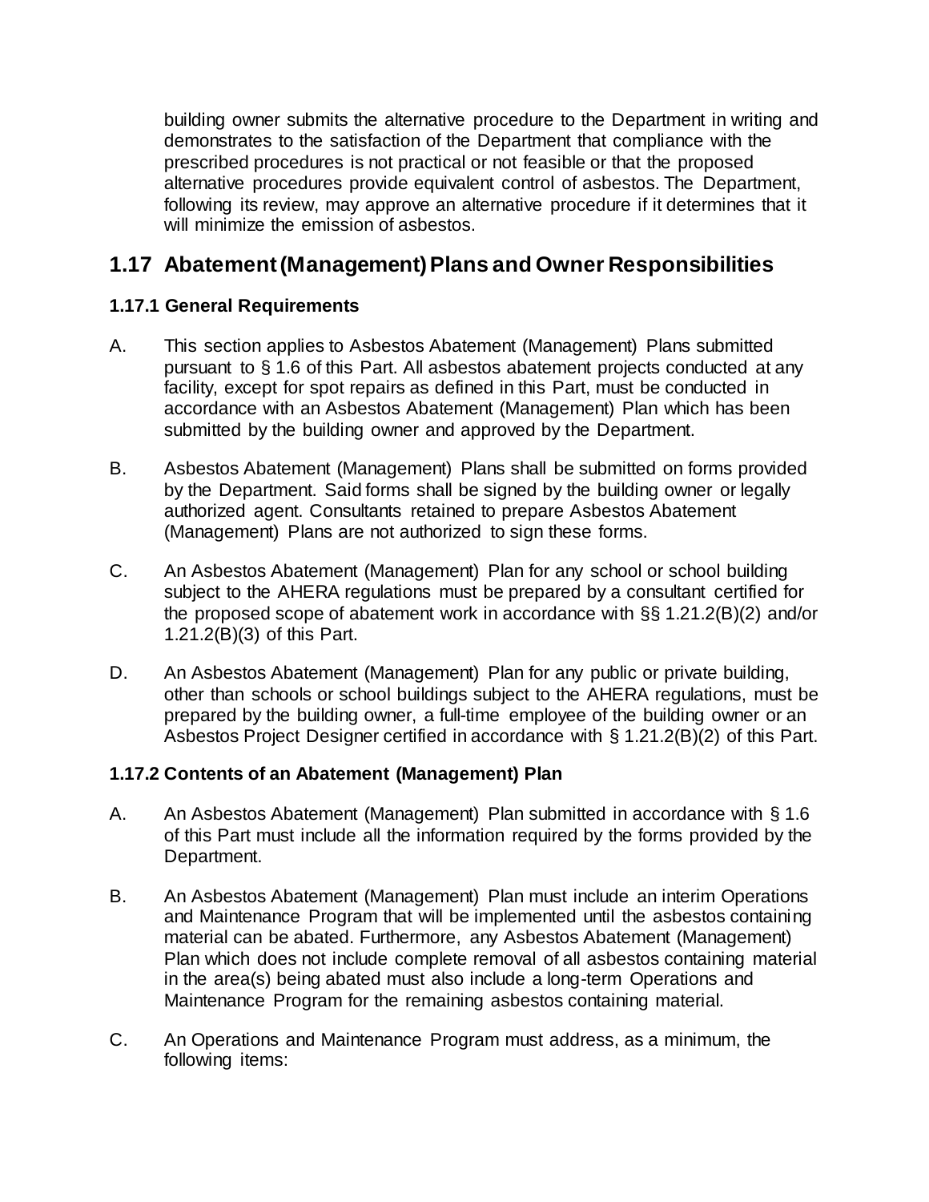building owner submits the alternative procedure to the Department in writing and demonstrates to the satisfaction of the Department that compliance with the prescribed procedures is not practical or not feasible or that the proposed alternative procedures provide equivalent control of asbestos. The Department, following its review, may approve an alternative procedure if it determines that it will minimize the emission of asbestos.

## 1.17 Abatement (Management) Plans and Owner Responsibilities

### 1.17.1 General Requirements

A. This section applies to Asbestos Abatement (Management) Plans submitted pursuant to § 1.6 of this Part. All asbestos abatement projects conducted at any facility, except for spot repairs as defined in this Part, must be conducted in accordance with an Asbestos Abatement (Management) Plan which has been submitted by the building owner and approved by the Department.

B. Asbestos Abatement (Management) Plans shall be submitted on forms provided by the Department. Said forms shall be signed by the building owner or legally authorized agent. Consultants retained to prepare Asbestos Abatement (Management) Plans are not authorized to sign these forms.

C. An Asbestos Abatement (Management) Plan for any school or school building subject to the AHERA regulations must be prepared by a consultant certified for the proposed scope of abatement work in accordance with §§ 1.21.2(B)(2) and/or 1.21.2(B)(3) of this Part.

D. An Asbestos Abatement (Management) Plan for any public or private building, other than schools or school buildings subject to the AHERA regulations, must be prepared by the building owner, a full-time employee of the building owner or an Asbestos Project Designer certified in accordance with § 1.21.2(B)(2) of this Part.

### 1.17.2 Contents of an Abatement (Management) Plan

A. An Asbestos Abatement (Management) Plan submitted in accordance with § 1.6 of this Part must include all the information required by the forms provided by the Department.

B. An Asbestos Abatement (Management) Plan must include an interim Operations and Maintenance Program that will be implemented until the asbestos containing material can be abated. Furthermore, any Asbestos Abatement (Management) Plan which does not include complete removal of all asbestos containing material in the area(s) being abated must also include a long-term Operations and Maintenance Program for the remaining asbestos containing material.

C. An Operations and Maintenance Program must address, as a minimum, the following items: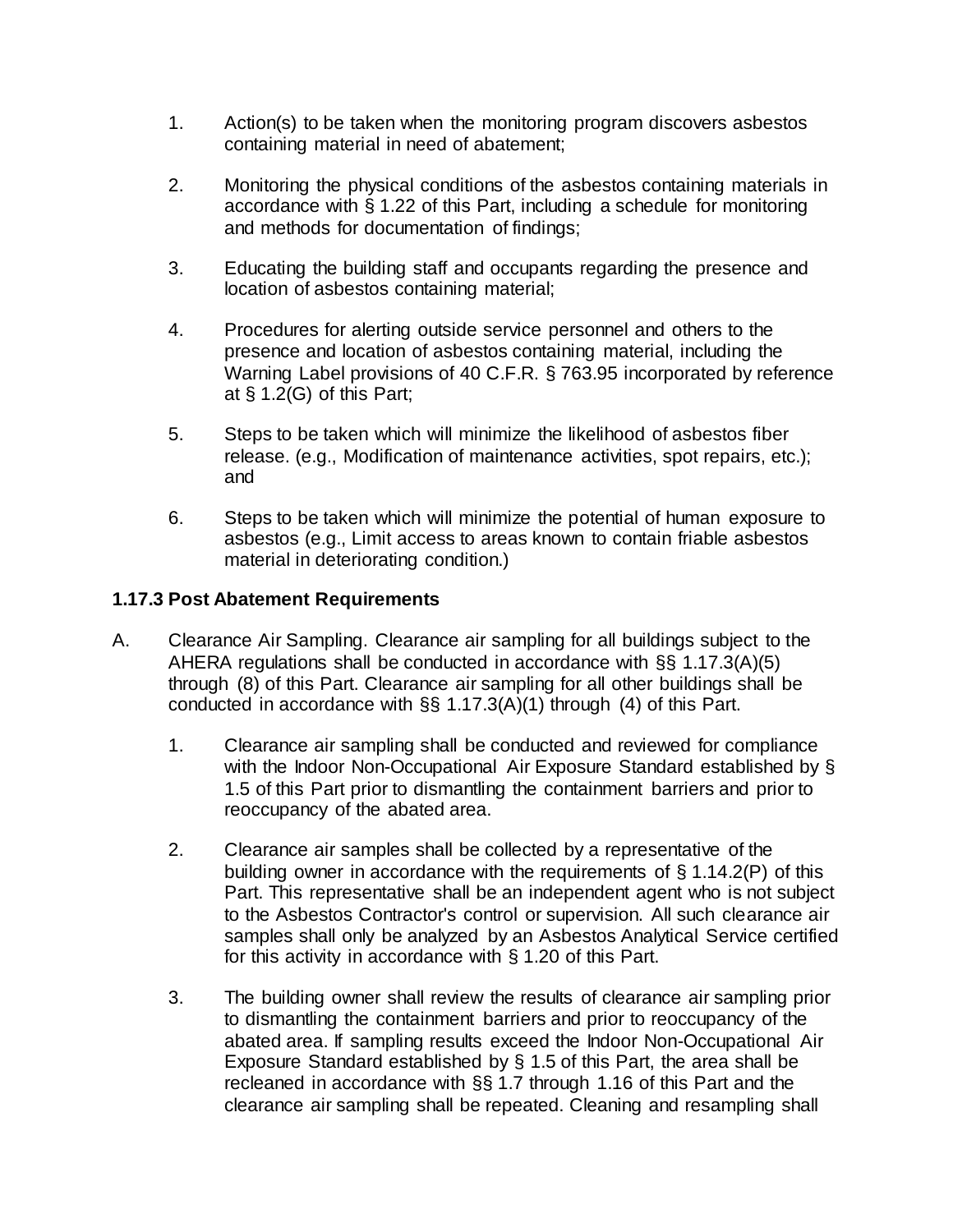1. Action(s) to be taken when the monitoring program discovers asbestos containing material in need of abatement;

2. Monitoring the physical conditions of the asbestos containing materials in accordance with § 1.22 of this Part, including a schedule for monitoring and methods for documentation of findings;

3. Educating the building staff and occupants regarding the presence and location of asbestos containing material;

4. Procedures for alerting outside service personnel and others to the presence and location of asbestos containing material, including the Warning Label provisions of 40 C.F.R. § 763.95 incorporated by reference at § 1.2(G) of this Part;

5. Steps to be taken which will minimize the likelihood of asbestos fiber release. (e.g., Modification of maintenance activities, spot repairs, etc.); and

6. Steps to be taken which will minimize the potential of human exposure to asbestos (e.g., Limit access to areas known to contain friable asbestos material in deteriorating condition.)

**1.17.3 Post Abatement Requirements**

A. Clearance Air Sampling. Clearance air sampling for all buildings subject to the AHERA regulations shall be conducted in accordance with §§ 1.17.3(A)(5) through (8) of this Part. Clearance air sampling for all other buildings shall be conducted in accordance with §§ 1.17.3(A)(1) through (4) of this Part.

   1. Clearance air sampling shall be conducted and reviewed for compliance with the Indoor Non-Occupational Air Exposure Standard established by § 1.5 of this Part prior to dismantling the containment barriers and prior to reoccupancy of the abated area.

   2. Clearance air samples shall be collected by a representative of the building owner in accordance with the requirements of § 1.14.2(P) of this Part. This representative shall be an independent agent who is not subject to the Asbestos Contractor's control or supervision. All such clearance air samples shall only be analyzed by an Asbestos Analytical Service certified for this activity in accordance with § 1.20 of this Part.

   3. The building owner shall review the results of clearance air sampling prior to dismantling the containment barriers and prior to reoccupancy of the abated area. If sampling results exceed the Indoor Non-Occupational Air Exposure Standard established by § 1.5 of this Part, the area shall be recleaned in accordance with §§ 1.7 through 1.16 of this Part and the clearance air sampling shall be repeated. Cleaning and resampling shall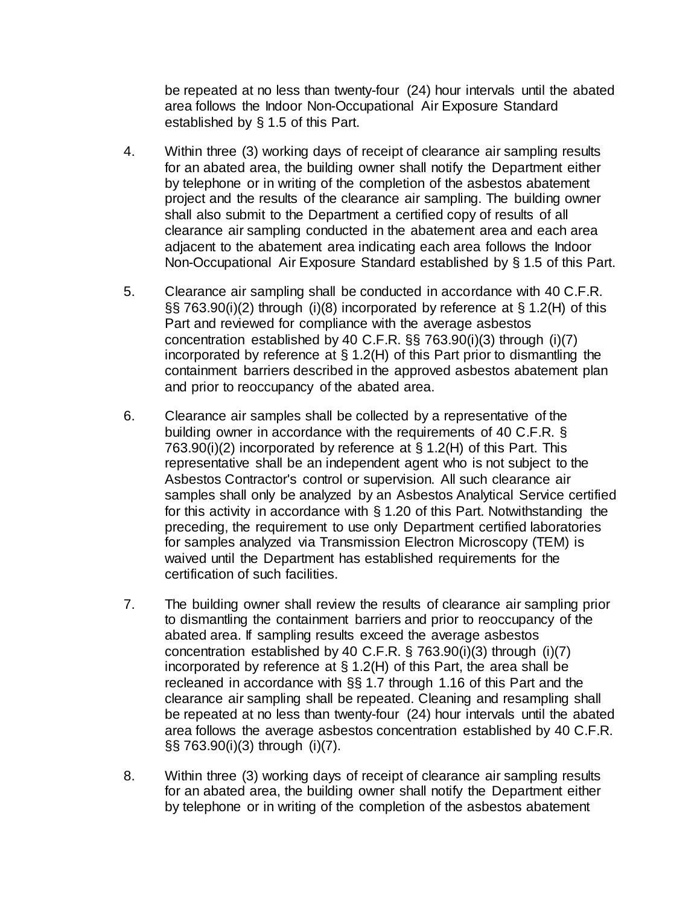be repeated at no less than twenty-four (24) hour intervals until the abated area follows the Indoor Non-Occupational Air Exposure Standard established by § 1.5 of this Part.

4. Within three (3) working days of receipt of clearance air sampling results for an abated area, the building owner shall notify the Department either by telephone or in writing of the completion of the asbestos abatement project and the results of the clearance air sampling. The building owner shall also submit to the Department a certified copy of results of all clearance air sampling conducted in the abatement area and each area adjacent to the abatement area indicating each area follows the Indoor Non-Occupational Air Exposure Standard established by § 1.5 of this Part.

5. Clearance air sampling shall be conducted in accordance with 40 C.F.R. §§ 763.90(i)(2) through (i)(8) incorporated by reference at § 1.2(H) of this Part and reviewed for compliance with the average asbestos concentration established by 40 C.F.R. §§ 763.90(i)(3) through (i)(7) incorporated by reference at § 1.2(H) of this Part prior to dismantling the containment barriers described in the approved asbestos abatement plan and prior to reoccupancy of the abated area.

6. Clearance air samples shall be collected by a representative of the building owner in accordance with the requirements of 40 C.F.R. § 763.90(i)(2) incorporated by reference at § 1.2(H) of this Part. This representative shall be an independent agent who is not subject to the Asbestos Contractor's control or supervision. All such clearance air samples shall only be analyzed by an Asbestos Analytical Service certified for this activity in accordance with § 1.20 of this Part. Notwithstanding the preceding, the requirement to use only Department certified laboratories for samples analyzed via Transmission Electron Microscopy (TEM) is waived until the Department has established requirements for the certification of such facilities.

7. The building owner shall review the results of clearance air sampling prior to dismantling the containment barriers and prior to reoccupancy of the abated area. If sampling results exceed the average asbestos concentration established by 40 C.F.R. § 763.90(i)(3) through (i)(7) incorporated by reference at § 1.2(H) of this Part, the area shall be recleaned in accordance with §§ 1.7 through 1.16 of this Part and the clearance air sampling shall be repeated. Cleaning and resampling shall be repeated at no less than twenty-four (24) hour intervals until the abated area follows the average asbestos concentration established by 40 C.F.R. §§ 763.90(i)(3) through (i)(7).

8. Within three (3) working days of receipt of clearance air sampling results for an abated area, the building owner shall notify the Department either by telephone or in writing of the completion of the asbestos abatement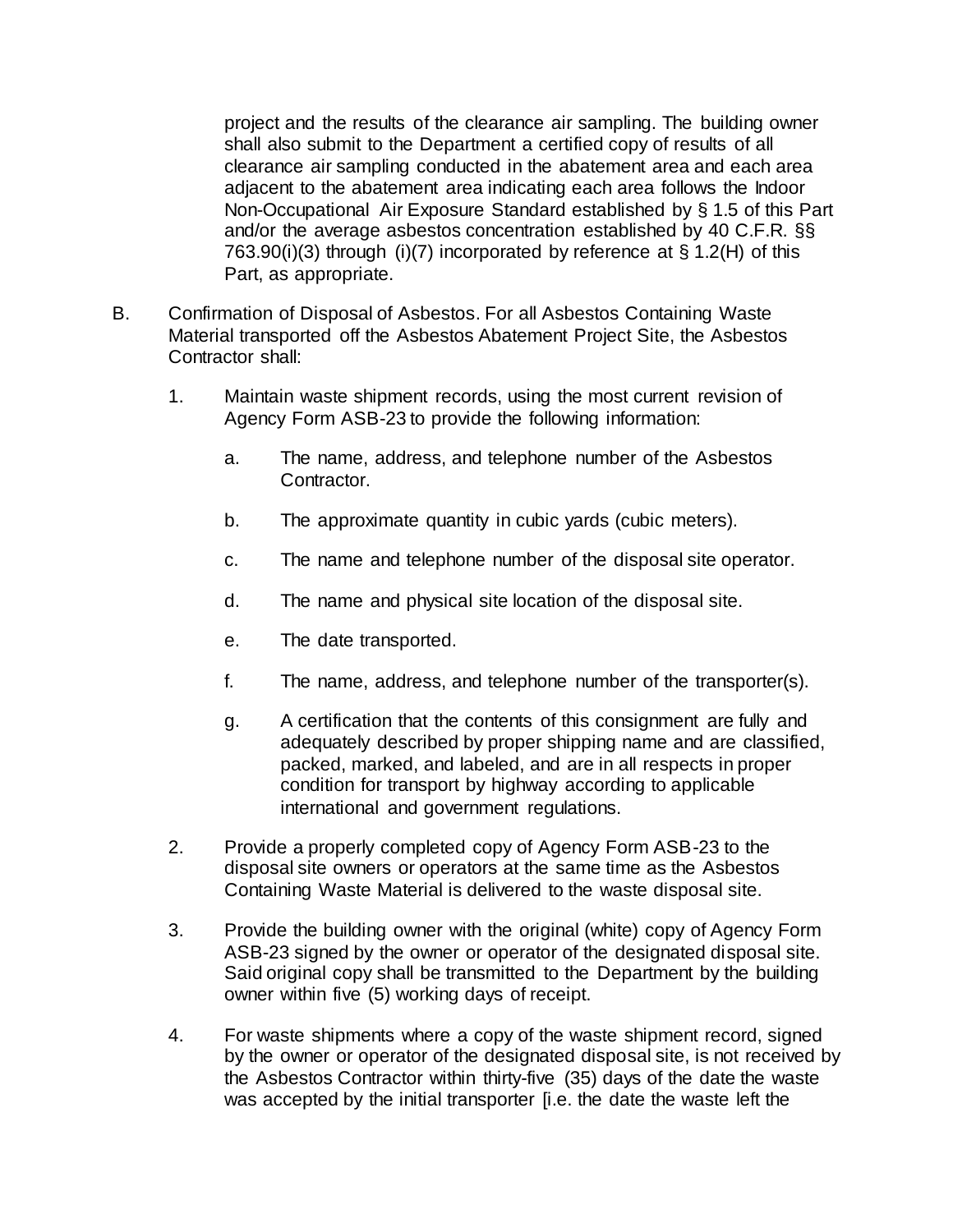project and the results of the clearance air sampling. The building owner shall also submit to the Department a certified copy of results of all clearance air sampling conducted in the abatement area and each area adjacent to the abatement area indicating each area follows the Indoor Non-Occupational Air Exposure Standard established by § 1.5 of this Part and/or the average asbestos concentration established by 40 C.F.R. §§ 763.90(i)(3) through (i)(7) incorporated by reference at § 1.2(H) of this Part, as appropriate.

B. Confirmation of Disposal of Asbestos. For all Asbestos Containing Waste Material transported off the Asbestos Abatement Project Site, the Asbestos Contractor shall:

1. Maintain waste shipment records, using the most current revision of Agency Form ASB-23 to provide the following information:

   a. The name, address, and telephone number of the Asbestos Contractor.

   b. The approximate quantity in cubic yards (cubic meters).

   c. The name and telephone number of the disposal site operator.

   d. The name and physical site location of the disposal site.

   e. The date transported.

   f. The name, address, and telephone number of the transporter(s).

   g. A certification that the contents of this consignment are fully and adequately described by proper shipping name and are classified, packed, marked, and labeled, and are in all respects in proper condition for transport by highway according to applicable international and government regulations.

2. Provide a properly completed copy of Agency Form ASB-23 to the disposal site owners or operators at the same time as the Asbestos Containing Waste Material is delivered to the waste disposal site.

3. Provide the building owner with the original (white) copy of Agency Form ASB-23 signed by the owner or operator of the designated disposal site. Said original copy shall be transmitted to the Department by the building owner within five (5) working days of receipt.

4. For waste shipments where a copy of the waste shipment record, signed by the owner or operator of the designated disposal site, is not received by the Asbestos Contractor within thirty-five (35) days of the date the waste was accepted by the initial transporter [i.e. the date the waste left the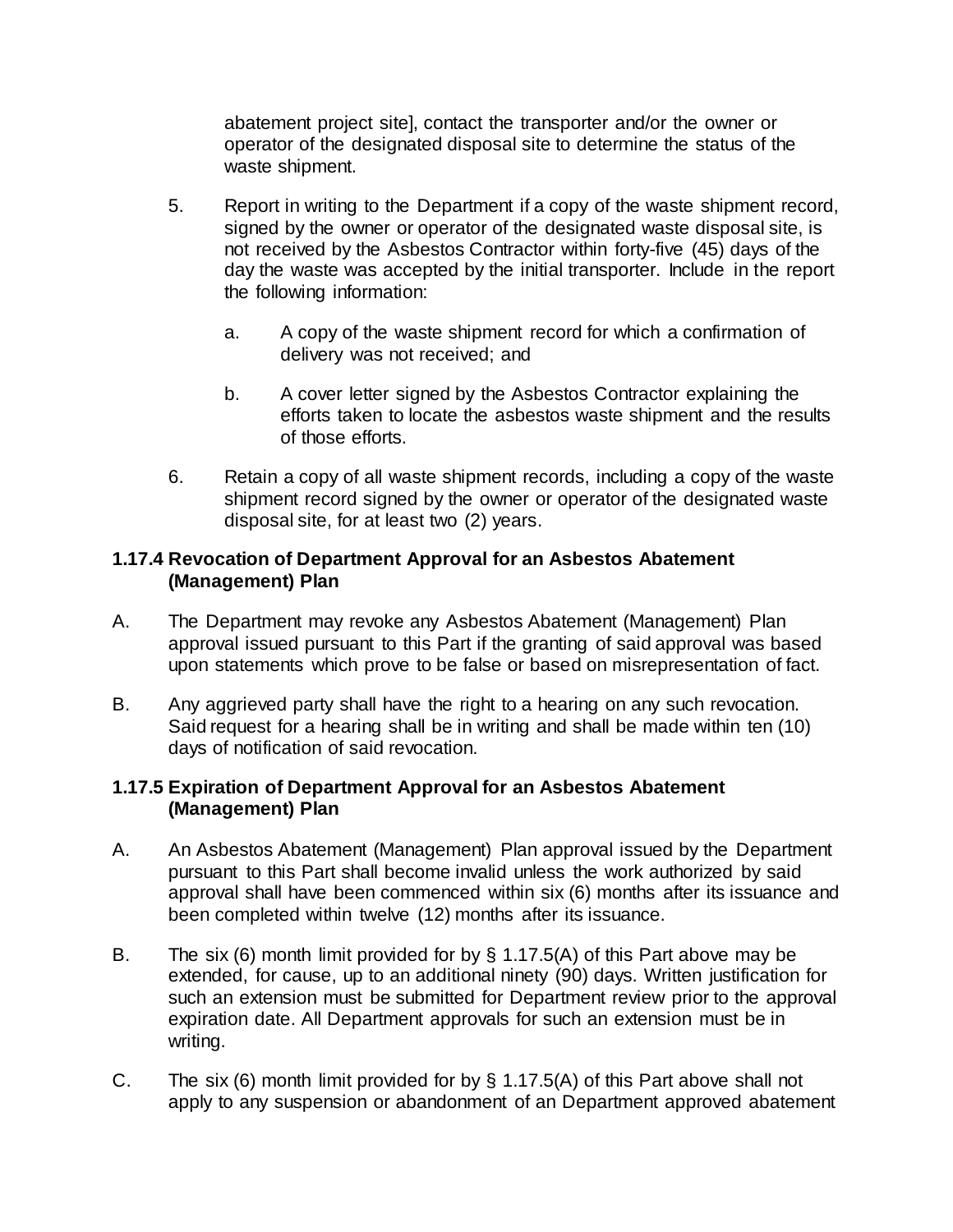abatement project site], contact the transporter and/or the owner or operator of the designated disposal site to determine the status of the waste shipment.

5. Report in writing to the Department if a copy of the waste shipment record, signed by the owner or operator of the designated waste disposal site, is not received by the Asbestos Contractor within forty-five (45) days of the day the waste was accepted by the initial transporter. Include in the report the following information:

   a. A copy of the waste shipment record for which a confirmation of delivery was not received; and

   b. A cover letter signed by the Asbestos Contractor explaining the efforts taken to locate the asbestos waste shipment and the results of those efforts.

6. Retain a copy of all waste shipment records, including a copy of the waste shipment record signed by the owner or operator of the designated waste disposal site, for at least two (2) years.

### 1.17.4 Revocation of Department Approval for an Asbestos Abatement (Management) Plan

A. The Department may revoke any Asbestos Abatement (Management) Plan approval issued pursuant to this Part if the granting of said approval was based upon statements which prove to be false or based on misrepresentation of fact.

B. Any aggrieved party shall have the right to a hearing on any such revocation. Said request for a hearing shall be in writing and shall be made within ten (10) days of notification of said revocation.

### 1.17.5 Expiration of Department Approval for an Asbestos Abatement (Management) Plan

A. An Asbestos Abatement (Management) Plan approval issued by the Department pursuant to this Part shall become invalid unless the work authorized by said approval shall have been commenced within six (6) months after its issuance and been completed within twelve (12) months after its issuance.

B. The six (6) month limit provided for by § 1.17.5(A) of this Part above may be extended, for cause, up to an additional ninety (90) days. Written justification for such an extension must be submitted for Department review prior to the approval expiration date. All Department approvals for such an extension must be in writing.

C. The six (6) month limit provided for by § 1.17.5(A) of this Part above shall not apply to any suspension or abandonment of an Department approved abatement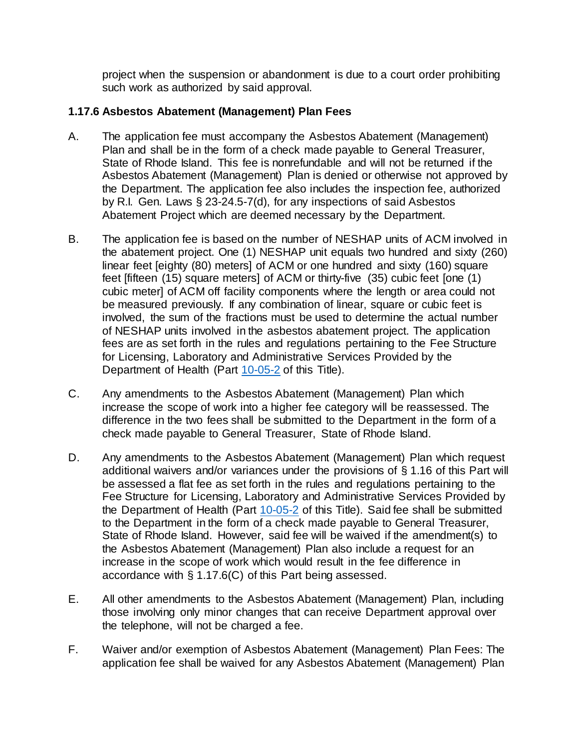project when the suspension or abandonment is due to a court order prohibiting such work as authorized by said approval.

### 1.17.6 Asbestos Abatement (Management) Plan Fees

A. The application fee must accompany the Asbestos Abatement (Management) Plan and shall be in the form of a check made payable to General Treasurer, State of Rhode Island. This fee is nonrefundable and will not be returned if the Asbestos Abatement (Management) Plan is denied or otherwise not approved by the Department. The application fee also includes the inspection fee, authorized by R.I. Gen. Laws § 23-24.5-7(d), for any inspections of said Asbestos Abatement Project which are deemed necessary by the Department.

B. The application fee is based on the number of NESHAP units of ACM involved in the abatement project. One (1) NESHAP unit equals two hundred and sixty (260) linear feet [eighty (80) meters] of ACM or one hundred and sixty (160) square feet [fifteen (15) square meters] of ACM or thirty-five (35) cubic feet [one (1) cubic meter] of ACM off facility components where the length or area could not be measured previously. If any combination of linear, square or cubic feet is involved, the sum of the fractions must be used to determine the actual number of NESHAP units involved in the asbestos abatement project. The application fees are as set forth in the rules and regulations pertaining to the Fee Structure for Licensing, Laboratory and Administrative Services Provided by the Department of Health (Part 10-05-2 of this Title).

C. Any amendments to the Asbestos Abatement (Management) Plan which increase the scope of work into a higher fee category will be reassessed. The difference in the two fees shall be submitted to the Department in the form of a check made payable to General Treasurer, State of Rhode Island.

D. Any amendments to the Asbestos Abatement (Management) Plan which request additional waivers and/or variances under the provisions of § 1.16 of this Part will be assessed a flat fee as set forth in the rules and regulations pertaining to the Fee Structure for Licensing, Laboratory and Administrative Services Provided by the Department of Health (Part 10-05-2 of this Title). Said fee shall be submitted to the Department in the form of a check made payable to General Treasurer, State of Rhode Island. However, said fee will be waived if the amendment(s) to the Asbestos Abatement (Management) Plan also include a request for an increase in the scope of work which would result in the fee difference in accordance with § 1.17.6(C) of this Part being assessed.

E. All other amendments to the Asbestos Abatement (Management) Plan, including those involving only minor changes that can receive Department approval over the telephone, will not be charged a fee.

F. Waiver and/or exemption of Asbestos Abatement (Management) Plan Fees: The application fee shall be waived for any Asbestos Abatement (Management) Plan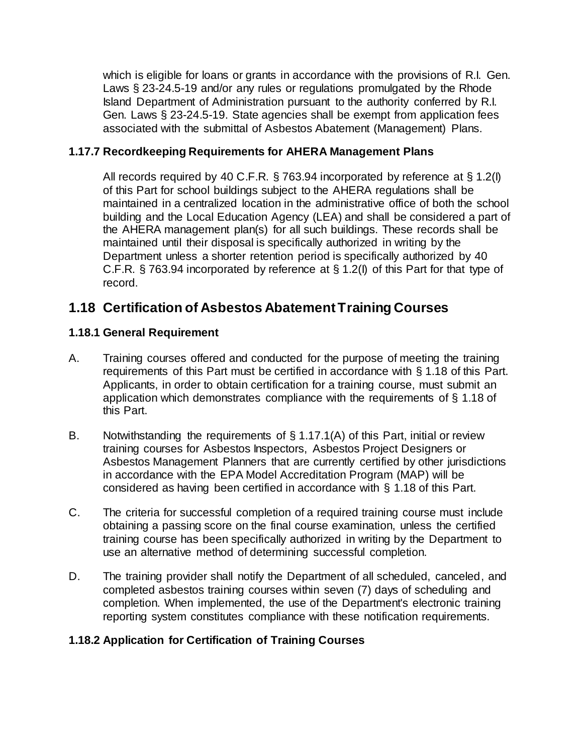which is eligible for loans or grants in accordance with the provisions of R.I. Gen. Laws § 23-24.5-19 and/or any rules or regulations promulgated by the Rhode Island Department of Administration pursuant to the authority conferred by R.I. Gen. Laws § 23-24.5-19. State agencies shall be exempt from application fees associated with the submittal of Asbestos Abatement (Management) Plans.

### 1.17.7 Recordkeeping Requirements for AHERA Management Plans

All records required by 40 C.F.R. § 763.94 incorporated by reference at § 1.2(I) of this Part for school buildings subject to the AHERA regulations shall be maintained in a centralized location in the administrative office of both the school building and the Local Education Agency (LEA) and shall be considered a part of the AHERA management plan(s) for all such buildings. These records shall be maintained until their disposal is specifically authorized in writing by the Department unless a shorter retention period is specifically authorized by 40 C.F.R. § 763.94 incorporated by reference at § 1.2(I) of this Part for that type of record.

## 1.18 Certification of Asbestos Abatement Training Courses

### 1.18.1 General Requirement

A. Training courses offered and conducted for the purpose of meeting the training requirements of this Part must be certified in accordance with § 1.18 of this Part. Applicants, in order to obtain certification for a training course, must submit an application which demonstrates compliance with the requirements of § 1.18 of this Part.

B. Notwithstanding the requirements of § 1.17.1(A) of this Part, initial or review training courses for Asbestos Inspectors, Asbestos Project Designers or Asbestos Management Planners that are currently certified by other jurisdictions in accordance with the EPA Model Accreditation Program (MAP) will be considered as having been certified in accordance with § 1.18 of this Part.

C. The criteria for successful completion of a required training course must include obtaining a passing score on the final course examination, unless the certified training course has been specifically authorized in writing by the Department to use an alternative method of determining successful completion.

D. The training provider shall notify the Department of all scheduled, canceled, and completed asbestos training courses within seven (7) days of scheduling and completion. When implemented, the use of the Department's electronic training reporting system constitutes compliance with these notification requirements.

### 1.18.2 Application for Certification of Training Courses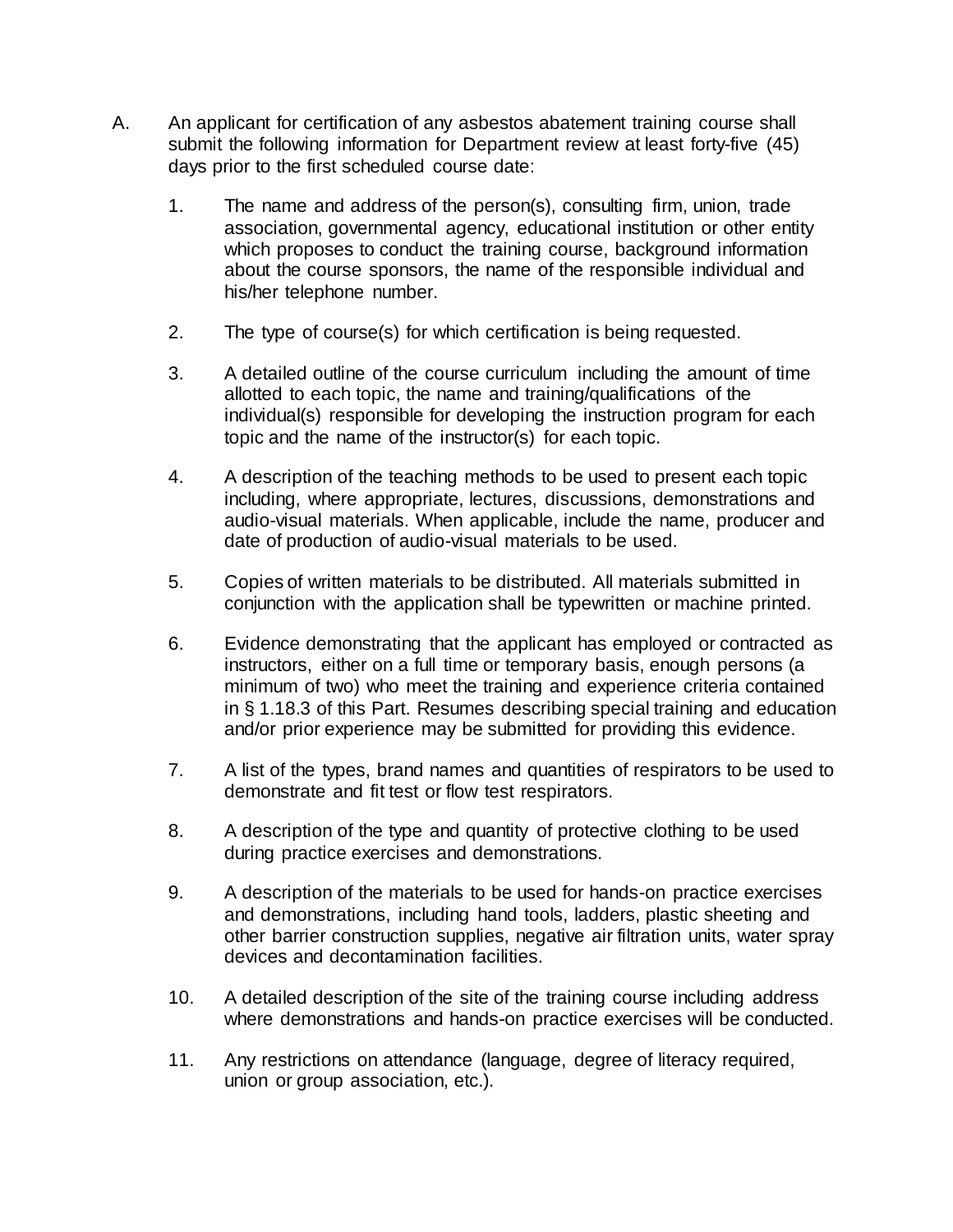A. An applicant for certification of any asbestos abatement training course shall submit the following information for Department review at least forty-five (45) days prior to the first scheduled course date:

   1. The name and address of the person(s), consulting firm, union, trade association, governmental agency, educational institution or other entity which proposes to conduct the training course, background information about the course sponsors, the name of the responsible individual and his/her telephone number.

   2. The type of course(s) for which certification is being requested.

   3. A detailed outline of the course curriculum including the amount of time allotted to each topic, the name and training/qualifications of the individual(s) responsible for developing the instruction program for each topic and the name of the instructor(s) for each topic.

   4. A description of the teaching methods to be used to present each topic including, where appropriate, lectures, discussions, demonstrations and audio-visual materials. When applicable, include the name, producer and date of production of audio-visual materials to be used.

   5. Copies of written materials to be distributed. All materials submitted in conjunction with the application shall be typewritten or machine printed.

   6. Evidence demonstrating that the applicant has employed or contracted as instructors, either on a full time or temporary basis, enough persons (a minimum of two) who meet the training and experience criteria contained in § 1.18.3 of this Part. Resumes describing special training and education and/or prior experience may be submitted for providing this evidence.

   7. A list of the types, brand names and quantities of respirators to be used to demonstrate and fit test or flow test respirators.

   8. A description of the type and quantity of protective clothing to be used during practice exercises and demonstrations.

   9. A description of the materials to be used for hands-on practice exercises and demonstrations, including hand tools, ladders, plastic sheeting and other barrier construction supplies, negative air filtration units, water spray devices and decontamination facilities.

   10. A detailed description of the site of the training course including address where demonstrations and hands-on practice exercises will be conducted.

   11. Any restrictions on attendance (language, degree of literacy required, union or group association, etc.).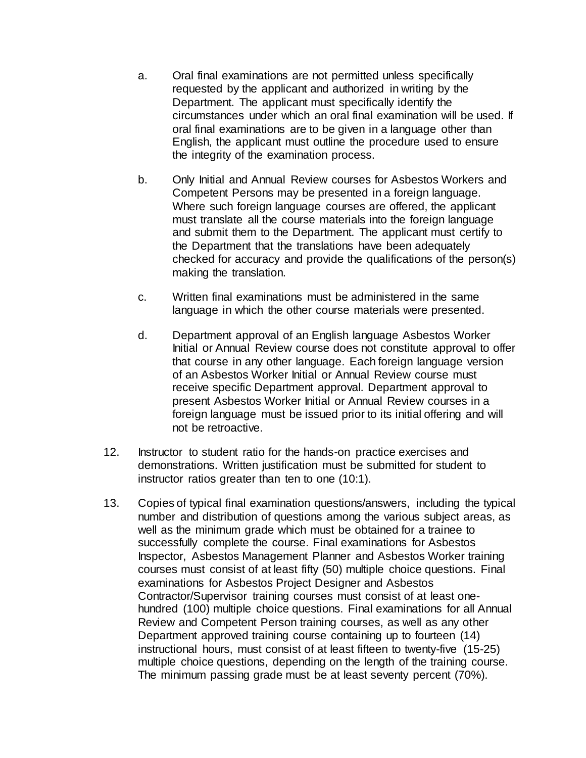a. Oral final examinations are not permitted unless specifically requested by the applicant and authorized in writing by the Department. The applicant must specifically identify the circumstances under which an oral final examination will be used. If oral final examinations are to be given in a language other than English, the applicant must outline the procedure used to ensure the integrity of the examination process.

b. Only Initial and Annual Review courses for Asbestos Workers and Competent Persons may be presented in a foreign language. Where such foreign language courses are offered, the applicant must translate all the course materials into the foreign language and submit them to the Department. The applicant must certify to the Department that the translations have been adequately checked for accuracy and provide the qualifications of the person(s) making the translation.

c. Written final examinations must be administered in the same language in which the other course materials were presented.

d. Department approval of an English language Asbestos Worker Initial or Annual Review course does not constitute approval to offer that course in any other language. Each foreign language version of an Asbestos Worker Initial or Annual Review course must receive specific Department approval. Department approval to present Asbestos Worker Initial or Annual Review courses in a foreign language must be issued prior to its initial offering and will not be retroactive.

12. Instructor to student ratio for the hands-on practice exercises and demonstrations. Written justification must be submitted for student to instructor ratios greater than ten to one (10:1).

13. Copies of typical final examination questions/answers, including the typical number and distribution of questions among the various subject areas, as well as the minimum grade which must be obtained for a trainee to successfully complete the course. Final examinations for Asbestos Inspector, Asbestos Management Planner and Asbestos Worker training courses must consist of at least fifty (50) multiple choice questions. Final examinations for Asbestos Project Designer and Asbestos Contractor/Supervisor training courses must consist of at least one-hundred (100) multiple choice questions. Final examinations for all Annual Review and Competent Person training courses, as well as any other Department approved training course containing up to fourteen (14) instructional hours, must consist of at least fifteen to twenty-five (15-25) multiple choice questions, depending on the length of the training course. The minimum passing grade must be at least seventy percent (70%).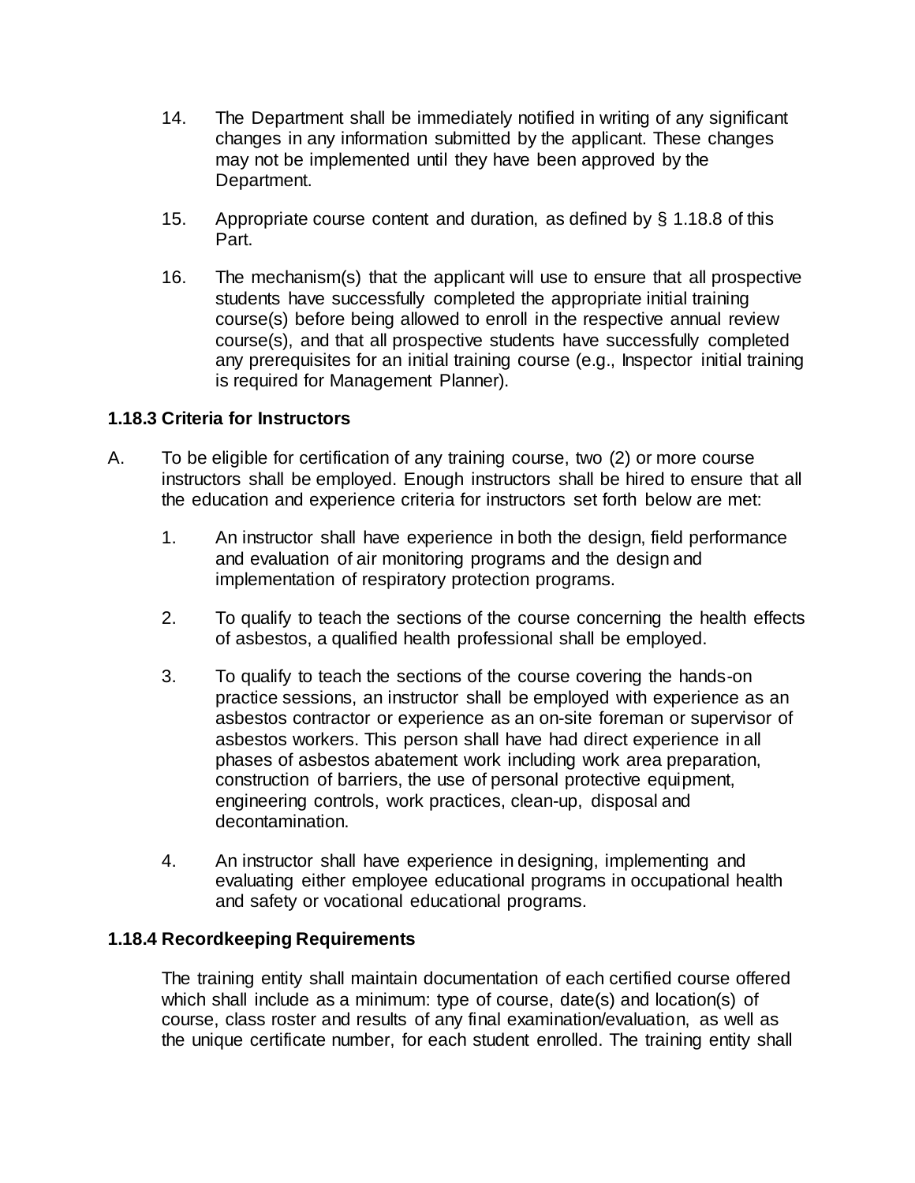14. The Department shall be immediately notified in writing of any significant changes in any information submitted by the applicant. These changes may not be implemented until they have been approved by the Department.

15. Appropriate course content and duration, as defined by § 1.18.8 of this Part.

16. The mechanism(s) that the applicant will use to ensure that all prospective students have successfully completed the appropriate initial training course(s) before being allowed to enroll in the respective annual review course(s), and that all prospective students have successfully completed any prerequisites for an initial training course (e.g., Inspector initial training is required for Management Planner).

**1.18.3 Criteria for Instructors**

A. To be eligible for certification of any training course, two (2) or more course instructors shall be employed. Enough instructors shall be hired to ensure that all the education and experience criteria for instructors set forth below are met:

1. An instructor shall have experience in both the design, field performance and evaluation of air monitoring programs and the design and implementation of respiratory protection programs.

2. To qualify to teach the sections of the course concerning the health effects of asbestos, a qualified health professional shall be employed.

3. To qualify to teach the sections of the course covering the hands-on practice sessions, an instructor shall be employed with experience as an asbestos contractor or experience as an on-site foreman or supervisor of asbestos workers. This person shall have had direct experience in all phases of asbestos abatement work including work area preparation, construction of barriers, the use of personal protective equipment, engineering controls, work practices, clean-up, disposal and decontamination.

4. An instructor shall have experience in designing, implementing and evaluating either employee educational programs in occupational health and safety or vocational educational programs.

**1.18.4 Recordkeeping Requirements**

The training entity shall maintain documentation of each certified course offered which shall include as a minimum: type of course, date(s) and location(s) of course, class roster and results of any final examination/evaluation, as well as the unique certificate number, for each student enrolled. The training entity shall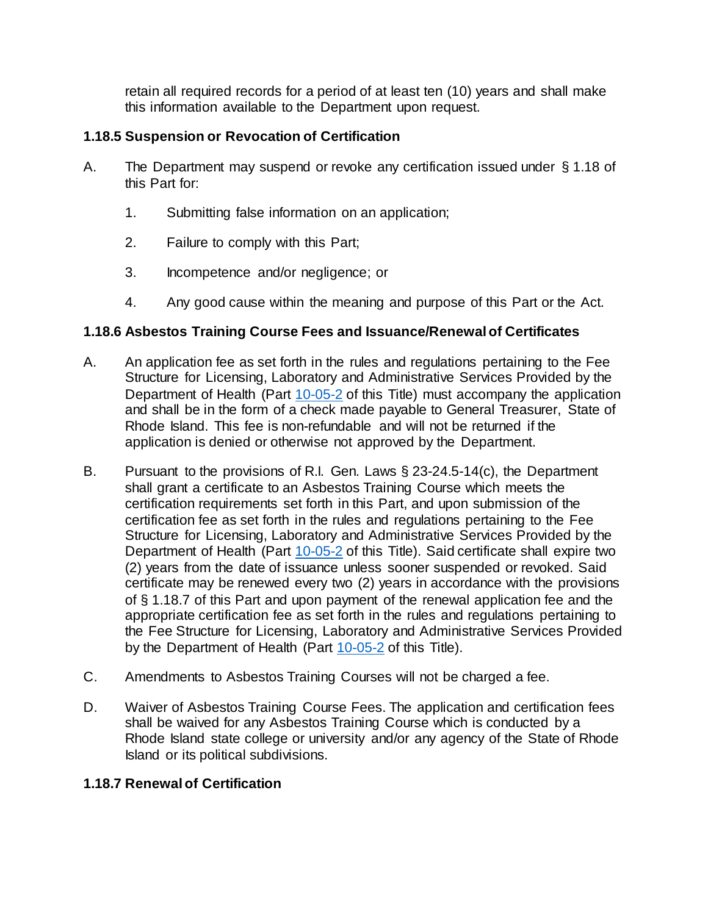retain all required records for a period of at least ten (10) years and shall make this information available to the Department upon request.

### 1.18.5 Suspension or Revocation of Certification

A. The Department may suspend or revoke any certification issued under § 1.18 of this Part for:

1. Submitting false information on an application;

2. Failure to comply with this Part;

3. Incompetence and/or negligence; or

4. Any good cause within the meaning and purpose of this Part or the Act.

### 1.18.6 Asbestos Training Course Fees and Issuance/Renewal of Certificates

A. An application fee as set forth in the rules and regulations pertaining to the Fee Structure for Licensing, Laboratory and Administrative Services Provided by the Department of Health (Part 10-05-2 of this Title) must accompany the application and shall be in the form of a check made payable to General Treasurer, State of Rhode Island. This fee is non-refundable and will not be returned if the application is denied or otherwise not approved by the Department.

B. Pursuant to the provisions of R.I. Gen. Laws § 23-24.5-14(c), the Department shall grant a certificate to an Asbestos Training Course which meets the certification requirements set forth in this Part, and upon submission of the certification fee as set forth in the rules and regulations pertaining to the Fee Structure for Licensing, Laboratory and Administrative Services Provided by the Department of Health (Part 10-05-2 of this Title). Said certificate shall expire two (2) years from the date of issuance unless sooner suspended or revoked. Said certificate may be renewed every two (2) years in accordance with the provisions of § 1.18.7 of this Part and upon payment of the renewal application fee and the appropriate certification fee as set forth in the rules and regulations pertaining to the Fee Structure for Licensing, Laboratory and Administrative Services Provided by the Department of Health (Part 10-05-2 of this Title).

C. Amendments to Asbestos Training Courses will not be charged a fee.

D. Waiver of Asbestos Training Course Fees. The application and certification fees shall be waived for any Asbestos Training Course which is conducted by a Rhode Island state college or university and/or any agency of the State of Rhode Island or its political subdivisions.

### 1.18.7 Renewal of Certification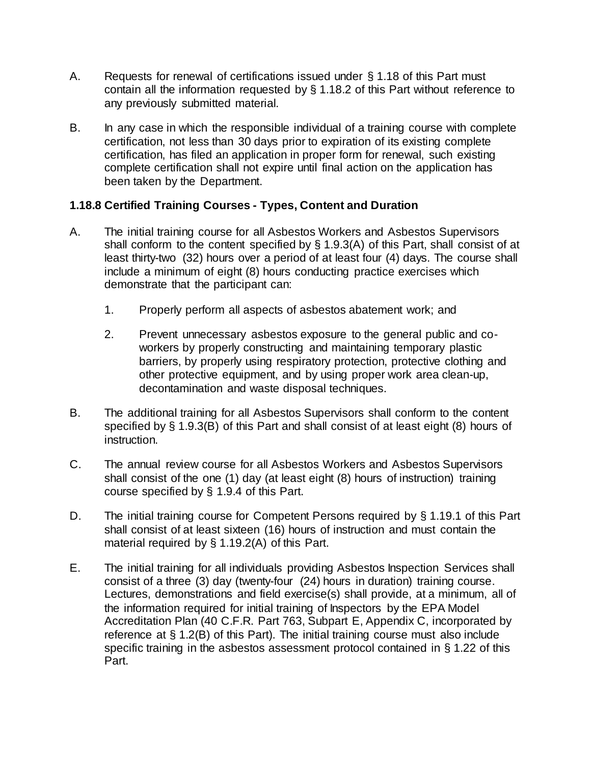A. Requests for renewal of certifications issued under § 1.18 of this Part must contain all the information requested by § 1.18.2 of this Part without reference to any previously submitted material.

B. In any case in which the responsible individual of a training course with complete certification, not less than 30 days prior to expiration of its existing complete certification, has filed an application in proper form for renewal, such existing complete certification shall not expire until final action on the application has been taken by the Department.

### 1.18.8 Certified Training Courses - Types, Content and Duration

A. The initial training course for all Asbestos Workers and Asbestos Supervisors shall conform to the content specified by § 1.9.3(A) of this Part, shall consist of at least thirty-two (32) hours over a period of at least four (4) days. The course shall include a minimum of eight (8) hours conducting practice exercises which demonstrate that the participant can:

   1. Properly perform all aspects of asbestos abatement work; and

   2. Prevent unnecessary asbestos exposure to the general public and co-workers by properly constructing and maintaining temporary plastic barriers, by properly using respiratory protection, protective clothing and other protective equipment, and by using proper work area clean-up, decontamination and waste disposal techniques.

B. The additional training for all Asbestos Supervisors shall conform to the content specified by § 1.9.3(B) of this Part and shall consist of at least eight (8) hours of instruction.

C. The annual review course for all Asbestos Workers and Asbestos Supervisors shall consist of the one (1) day (at least eight (8) hours of instruction) training course specified by § 1.9.4 of this Part.

D. The initial training course for Competent Persons required by § 1.19.1 of this Part shall consist of at least sixteen (16) hours of instruction and must contain the material required by § 1.19.2(A) of this Part.

E. The initial training for all individuals providing Asbestos Inspection Services shall consist of a three (3) day (twenty-four (24) hours in duration) training course. Lectures, demonstrations and field exercise(s) shall provide, at a minimum, all of the information required for initial training of Inspectors by the EPA Model Accreditation Plan (40 C.F.R. Part 763, Subpart E, Appendix C, incorporated by reference at § 1.2(B) of this Part). The initial training course must also include specific training in the asbestos assessment protocol contained in § 1.22 of this Part.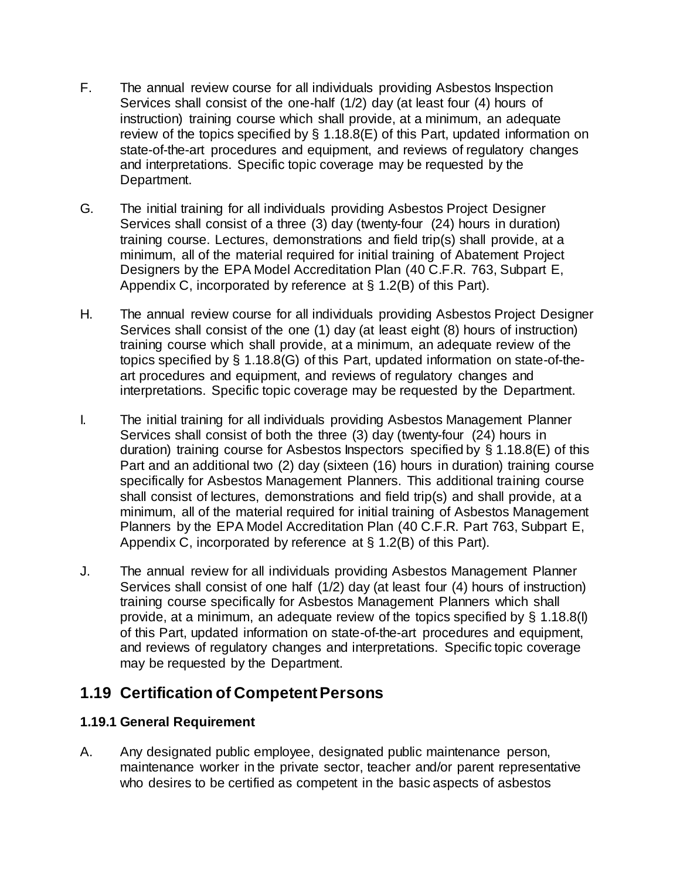F. The annual review course for all individuals providing Asbestos Inspection Services shall consist of the one-half (1/2) day (at least four (4) hours of instruction) training course which shall provide, at a minimum, an adequate review of the topics specified by § 1.18.8(E) of this Part, updated information on state-of-the-art procedures and equipment, and reviews of regulatory changes and interpretations. Specific topic coverage may be requested by the Department.

G. The initial training for all individuals providing Asbestos Project Designer Services shall consist of a three (3) day (twenty-four (24) hours in duration) training course. Lectures, demonstrations and field trip(s) shall provide, at a minimum, all of the material required for initial training of Abatement Project Designers by the EPA Model Accreditation Plan (40 C.F.R. 763, Subpart E, Appendix C, incorporated by reference at § 1.2(B) of this Part).

H. The annual review course for all individuals providing Asbestos Project Designer Services shall consist of the one (1) day (at least eight (8) hours of instruction) training course which shall provide, at a minimum, an adequate review of the topics specified by § 1.18.8(G) of this Part, updated information on state-of-the-art procedures and equipment, and reviews of regulatory changes and interpretations. Specific topic coverage may be requested by the Department.

I. The initial training for all individuals providing Asbestos Management Planner Services shall consist of both the three (3) day (twenty-four (24) hours in duration) training course for Asbestos Inspectors specified by § 1.18.8(E) of this Part and an additional two (2) day (sixteen (16) hours in duration) training course specifically for Asbestos Management Planners. This additional training course shall consist of lectures, demonstrations and field trip(s) and shall provide, at a minimum, all of the material required for initial training of Asbestos Management Planners by the EPA Model Accreditation Plan (40 C.F.R. Part 763, Subpart E, Appendix C, incorporated by reference at § 1.2(B) of this Part).

J. The annual review for all individuals providing Asbestos Management Planner Services shall consist of one half (1/2) day (at least four (4) hours of instruction) training course specifically for Asbestos Management Planners which shall provide, at a minimum, an adequate review of the topics specified by § 1.18.8(I) of this Part, updated information on state-of-the-art procedures and equipment, and reviews of regulatory changes and interpretations. Specific topic coverage may be requested by the Department.

## 1.19 Certification of Competent Persons

### 1.19.1 General Requirement

A. Any designated public employee, designated public maintenance person, maintenance worker in the private sector, teacher and/or parent representative who desires to be certified as competent in the basic aspects of asbestos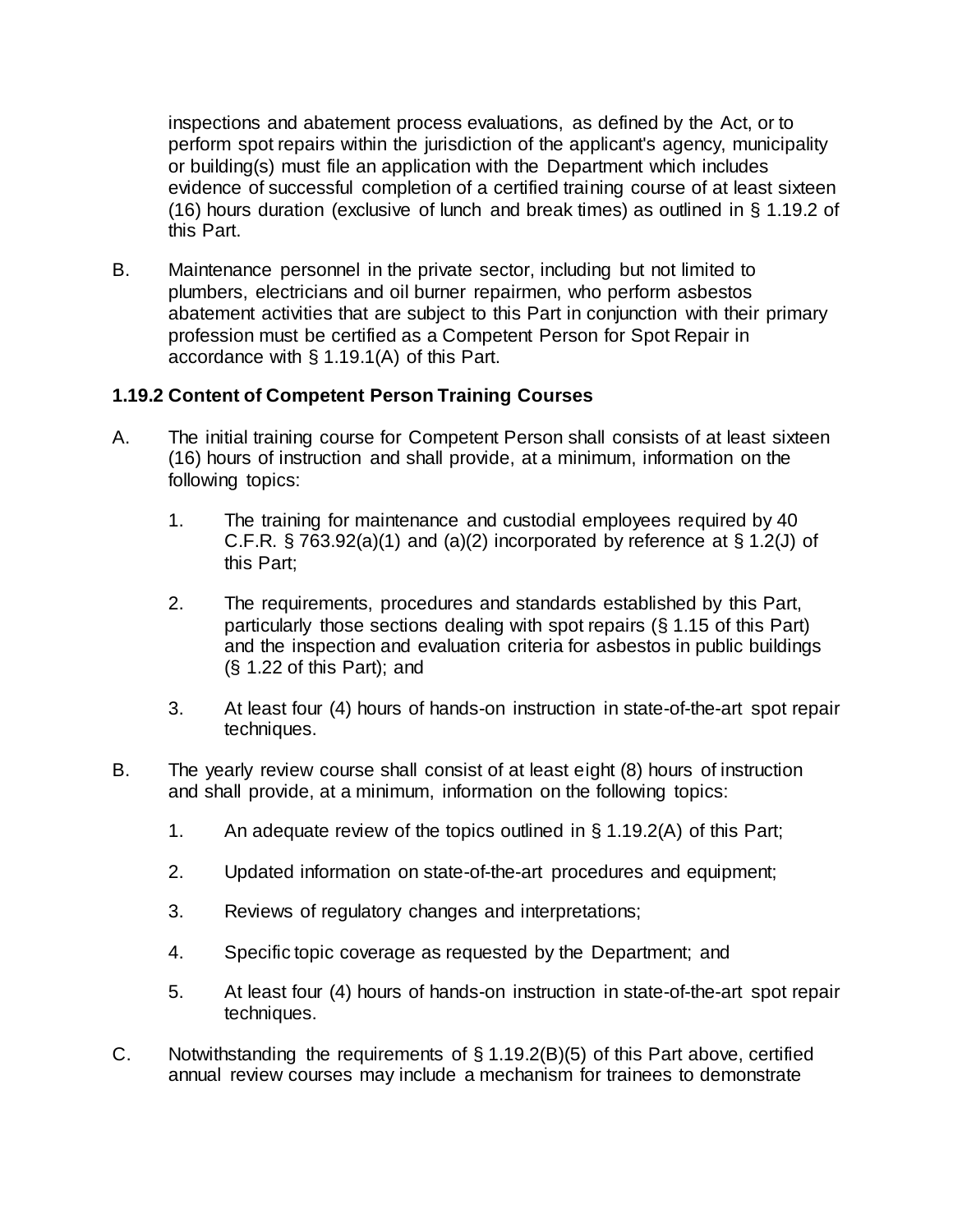inspections and abatement process evaluations, as defined by the Act, or to perform spot repairs within the jurisdiction of the applicant's agency, municipality or building(s) must file an application with the Department which includes evidence of successful completion of a certified training course of at least sixteen (16) hours duration (exclusive of lunch and break times) as outlined in § 1.19.2 of this Part.

B. Maintenance personnel in the private sector, including but not limited to plumbers, electricians and oil burner repairmen, who perform asbestos abatement activities that are subject to this Part in conjunction with their primary profession must be certified as a Competent Person for Spot Repair in accordance with § 1.19.1(A) of this Part.

### 1.19.2 Content of Competent Person Training Courses

A. The initial training course for Competent Person shall consists of at least sixteen (16) hours of instruction and shall provide, at a minimum, information on the following topics:

1. The training for maintenance and custodial employees required by 40 C.F.R. § 763.92(a)(1) and (a)(2) incorporated by reference at § 1.2(J) of this Part;

2. The requirements, procedures and standards established by this Part, particularly those sections dealing with spot repairs (§ 1.15 of this Part) and the inspection and evaluation criteria for asbestos in public buildings (§ 1.22 of this Part); and

3. At least four (4) hours of hands-on instruction in state-of-the-art spot repair techniques.

B. The yearly review course shall consist of at least eight (8) hours of instruction and shall provide, at a minimum, information on the following topics:

1. An adequate review of the topics outlined in § 1.19.2(A) of this Part;

2. Updated information on state-of-the-art procedures and equipment;

3. Reviews of regulatory changes and interpretations;

4. Specific topic coverage as requested by the Department; and

5. At least four (4) hours of hands-on instruction in state-of-the-art spot repair techniques.

C. Notwithstanding the requirements of § 1.19.2(B)(5) of this Part above, certified annual review courses may include a mechanism for trainees to demonstrate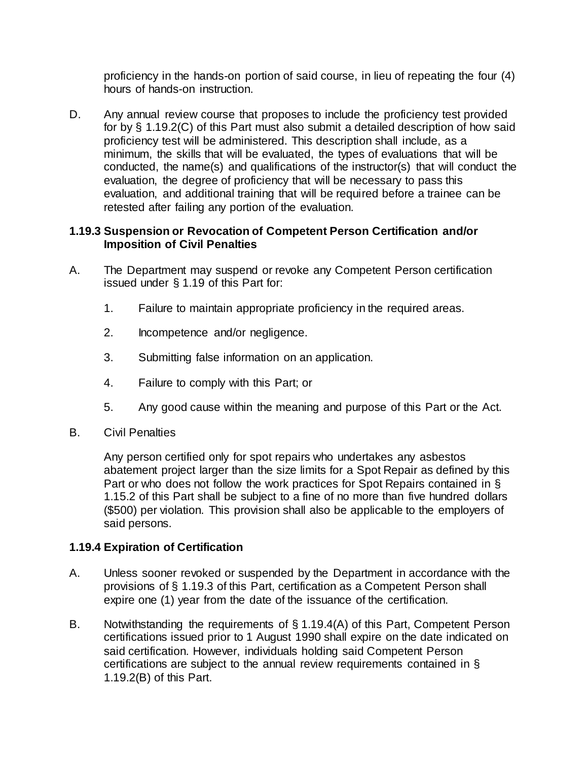proficiency in the hands-on portion of said course, in lieu of repeating the four (4) hours of hands-on instruction.

D. Any annual review course that proposes to include the proficiency test provided for by § 1.19.2(C) of this Part must also submit a detailed description of how said proficiency test will be administered. This description shall include, as a minimum, the skills that will be evaluated, the types of evaluations that will be conducted, the name(s) and qualifications of the instructor(s) that will conduct the evaluation, the degree of proficiency that will be necessary to pass this evaluation, and additional training that will be required before a trainee can be retested after failing any portion of the evaluation.

### 1.19.3 Suspension or Revocation of Competent Person Certification and/or Imposition of Civil Penalties

A. The Department may suspend or revoke any Competent Person certification issued under § 1.19 of this Part for:

1. Failure to maintain appropriate proficiency in the required areas.
2. Incompetence and/or negligence.
3. Submitting false information on an application.
4. Failure to comply with this Part; or
5. Any good cause within the meaning and purpose of this Part or the Act.

B. Civil Penalties

Any person certified only for spot repairs who undertakes any asbestos abatement project larger than the size limits for a Spot Repair as defined by this Part or who does not follow the work practices for Spot Repairs contained in § 1.15.2 of this Part shall be subject to a fine of no more than five hundred dollars ($500) per violation. This provision shall also be applicable to the employers of said persons.

### 1.19.4 Expiration of Certification

A. Unless sooner revoked or suspended by the Department in accordance with the provisions of § 1.19.3 of this Part, certification as a Competent Person shall expire one (1) year from the date of the issuance of the certification.

B. Notwithstanding the requirements of § 1.19.4(A) of this Part, Competent Person certifications issued prior to 1 August 1990 shall expire on the date indicated on said certification. However, individuals holding said Competent Person certifications are subject to the annual review requirements contained in § 1.19.2(B) of this Part.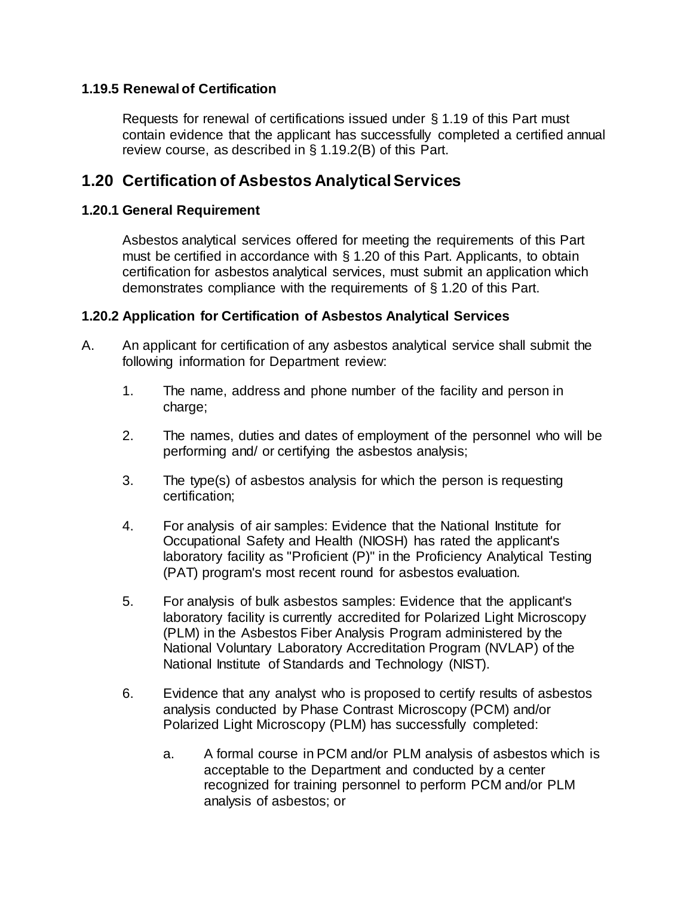### 1.19.5 Renewal of Certification

Requests for renewal of certifications issued under § 1.19 of this Part must contain evidence that the applicant has successfully completed a certified annual review course, as described in § 1.19.2(B) of this Part.

## 1.20 Certification of Asbestos Analytical Services

### 1.20.1 General Requirement

Asbestos analytical services offered for meeting the requirements of this Part must be certified in accordance with § 1.20 of this Part. Applicants, to obtain certification for asbestos analytical services, must submit an application which demonstrates compliance with the requirements of § 1.20 of this Part.

### 1.20.2 Application for Certification of Asbestos Analytical Services

A. An applicant for certification of any asbestos analytical service shall submit the following information for Department review:

   1. The name, address and phone number of the facility and person in charge;

   2. The names, duties and dates of employment of the personnel who will be performing and/ or certifying the asbestos analysis;

   3. The type(s) of asbestos analysis for which the person is requesting certification;

   4. For analysis of air samples: Evidence that the National Institute for Occupational Safety and Health (NIOSH) has rated the applicant's laboratory facility as "Proficient (P)" in the Proficiency Analytical Testing (PAT) program's most recent round for asbestos evaluation.

   5. For analysis of bulk asbestos samples: Evidence that the applicant's laboratory facility is currently accredited for Polarized Light Microscopy (PLM) in the Asbestos Fiber Analysis Program administered by the National Voluntary Laboratory Accreditation Program (NVLAP) of the National Institute of Standards and Technology (NIST).

   6. Evidence that any analyst who is proposed to certify results of asbestos analysis conducted by Phase Contrast Microscopy (PCM) and/or Polarized Light Microscopy (PLM) has successfully completed:

      a. A formal course in PCM and/or PLM analysis of asbestos which is acceptable to the Department and conducted by a center recognized for training personnel to perform PCM and/or PLM analysis of asbestos; or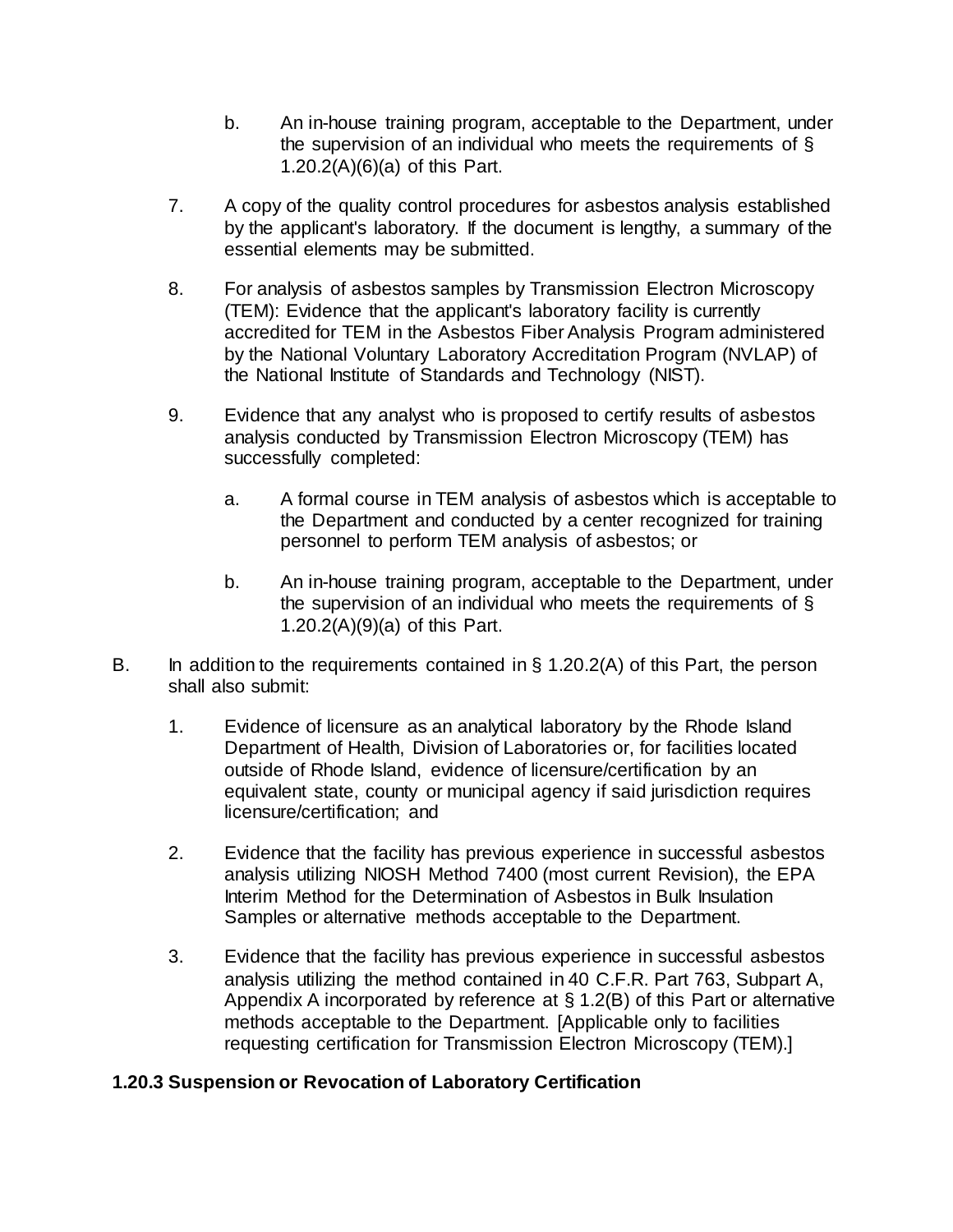b. An in-house training program, acceptable to the Department, under the supervision of an individual who meets the requirements of § 1.20.2(A)(6)(a) of this Part.

7. A copy of the quality control procedures for asbestos analysis established by the applicant's laboratory. If the document is lengthy, a summary of the essential elements may be submitted.

8. For analysis of asbestos samples by Transmission Electron Microscopy (TEM): Evidence that the applicant's laboratory facility is currently accredited for TEM in the Asbestos Fiber Analysis Program administered by the National Voluntary Laboratory Accreditation Program (NVLAP) of the National Institute of Standards and Technology (NIST).

9. Evidence that any analyst who is proposed to certify results of asbestos analysis conducted by Transmission Electron Microscopy (TEM) has successfully completed:

   a. A formal course in TEM analysis of asbestos which is acceptable to the Department and conducted by a center recognized for training personnel to perform TEM analysis of asbestos; or

   b. An in-house training program, acceptable to the Department, under the supervision of an individual who meets the requirements of § 1.20.2(A)(9)(a) of this Part.

B. In addition to the requirements contained in § 1.20.2(A) of this Part, the person shall also submit:

   1. Evidence of licensure as an analytical laboratory by the Rhode Island Department of Health, Division of Laboratories or, for facilities located outside of Rhode Island, evidence of licensure/certification by an equivalent state, county or municipal agency if said jurisdiction requires licensure/certification; and

   2. Evidence that the facility has previous experience in successful asbestos analysis utilizing NIOSH Method 7400 (most current Revision), the EPA Interim Method for the Determination of Asbestos in Bulk Insulation Samples or alternative methods acceptable to the Department.

   3. Evidence that the facility has previous experience in successful asbestos analysis utilizing the method contained in 40 C.F.R. Part 763, Subpart A, Appendix A incorporated by reference at § 1.2(B) of this Part or alternative methods acceptable to the Department. [Applicable only to facilities requesting certification for Transmission Electron Microscopy (TEM).]

### 1.20.3 Suspension or Revocation of Laboratory Certification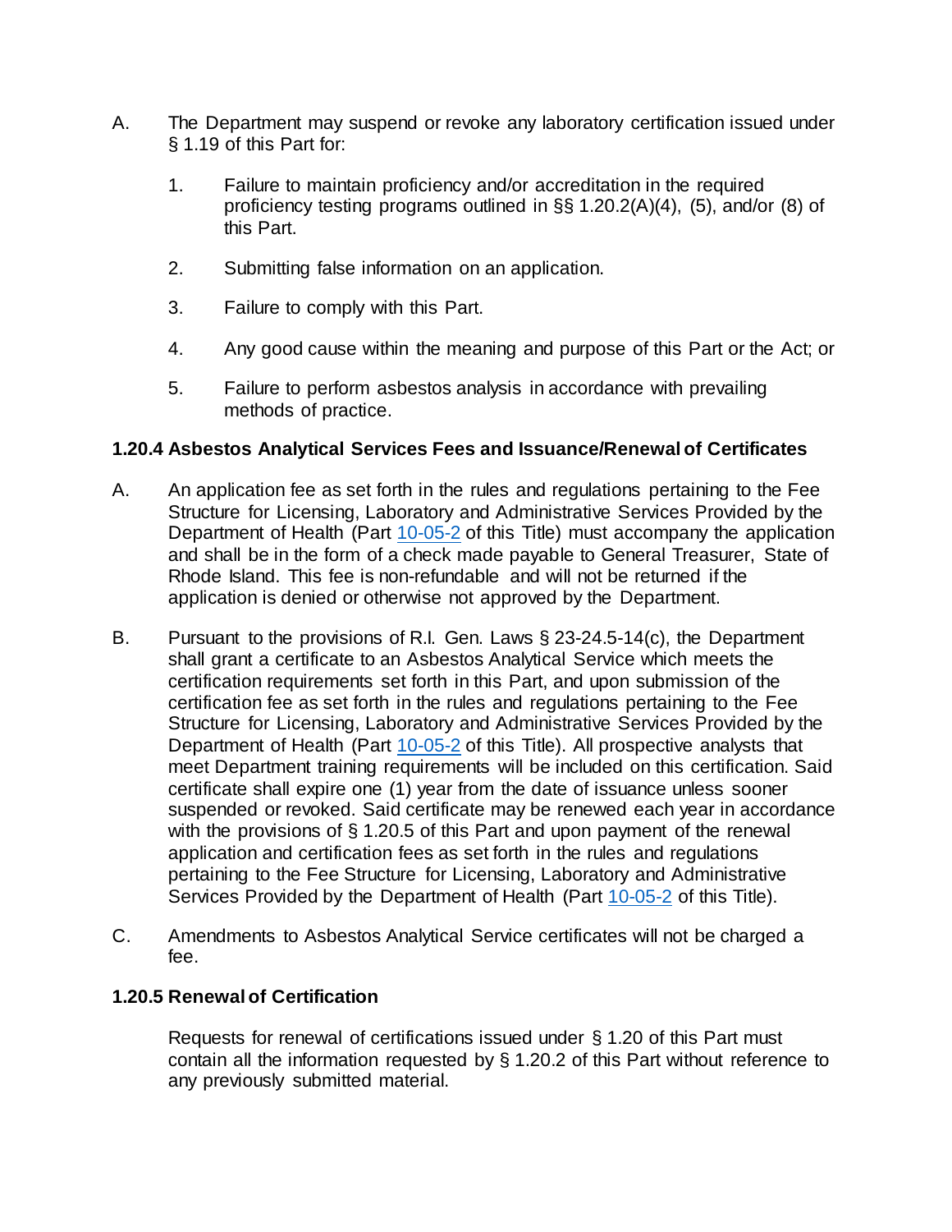A. The Department may suspend or revoke any laboratory certification issued under § 1.19 of this Part for:

1. Failure to maintain proficiency and/or accreditation in the required proficiency testing programs outlined in §§ 1.20.2(A)(4), (5), and/or (8) of this Part.

2. Submitting false information on an application.

3. Failure to comply with this Part.

4. Any good cause within the meaning and purpose of this Part or the Act; or

5. Failure to perform asbestos analysis in accordance with prevailing methods of practice.

### 1.20.4 Asbestos Analytical Services Fees and Issuance/Renewal of Certificates

A. An application fee as set forth in the rules and regulations pertaining to the Fee Structure for Licensing, Laboratory and Administrative Services Provided by the Department of Health (Part 10-05-2 of this Title) must accompany the application and shall be in the form of a check made payable to General Treasurer, State of Rhode Island. This fee is non-refundable and will not be returned if the application is denied or otherwise not approved by the Department.

B. Pursuant to the provisions of R.I. Gen. Laws § 23-24.5-14(c), the Department shall grant a certificate to an Asbestos Analytical Service which meets the certification requirements set forth in this Part, and upon submission of the certification fee as set forth in the rules and regulations pertaining to the Fee Structure for Licensing, Laboratory and Administrative Services Provided by the Department of Health (Part 10-05-2 of this Title). All prospective analysts that meet Department training requirements will be included on this certification. Said certificate shall expire one (1) year from the date of issuance unless sooner suspended or revoked. Said certificate may be renewed each year in accordance with the provisions of § 1.20.5 of this Part and upon payment of the renewal application and certification fees as set forth in the rules and regulations pertaining to the Fee Structure for Licensing, Laboratory and Administrative Services Provided by the Department of Health (Part 10-05-2 of this Title).

C. Amendments to Asbestos Analytical Service certificates will not be charged a fee.

### 1.20.5 Renewal of Certification

Requests for renewal of certifications issued under § 1.20 of this Part must contain all the information requested by § 1.20.2 of this Part without reference to any previously submitted material.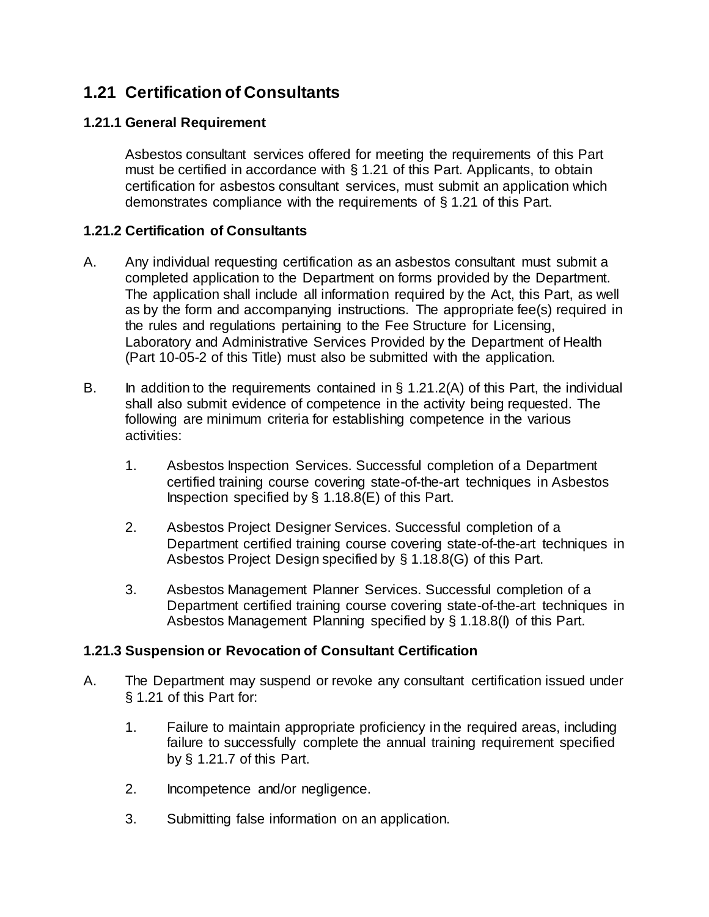## 1.21 Certification of Consultants

### 1.21.1 General Requirement

Asbestos consultant services offered for meeting the requirements of this Part must be certified in accordance with § 1.21 of this Part. Applicants, to obtain certification for asbestos consultant services, must submit an application which demonstrates compliance with the requirements of § 1.21 of this Part.

### 1.21.2 Certification of Consultants

A. Any individual requesting certification as an asbestos consultant must submit a completed application to the Department on forms provided by the Department. The application shall include all information required by the Act, this Part, as well as by the form and accompanying instructions. The appropriate fee(s) required in the rules and regulations pertaining to the Fee Structure for Licensing, Laboratory and Administrative Services Provided by the Department of Health (Part 10-05-2 of this Title) must also be submitted with the application.

B. In addition to the requirements contained in § 1.21.2(A) of this Part, the individual shall also submit evidence of competence in the activity being requested. The following are minimum criteria for establishing competence in the various activities:

1. Asbestos Inspection Services. Successful completion of a Department certified training course covering state-of-the-art techniques in Asbestos Inspection specified by § 1.18.8(E) of this Part.

2. Asbestos Project Designer Services. Successful completion of a Department certified training course covering state-of-the-art techniques in Asbestos Project Design specified by § 1.18.8(G) of this Part.

3. Asbestos Management Planner Services. Successful completion of a Department certified training course covering state-of-the-art techniques in Asbestos Management Planning specified by § 1.18.8(I) of this Part.

### 1.21.3 Suspension or Revocation of Consultant Certification

A. The Department may suspend or revoke any consultant certification issued under § 1.21 of this Part for:

1. Failure to maintain appropriate proficiency in the required areas, including failure to successfully complete the annual training requirement specified by § 1.21.7 of this Part.

2. Incompetence and/or negligence.

3. Submitting false information on an application.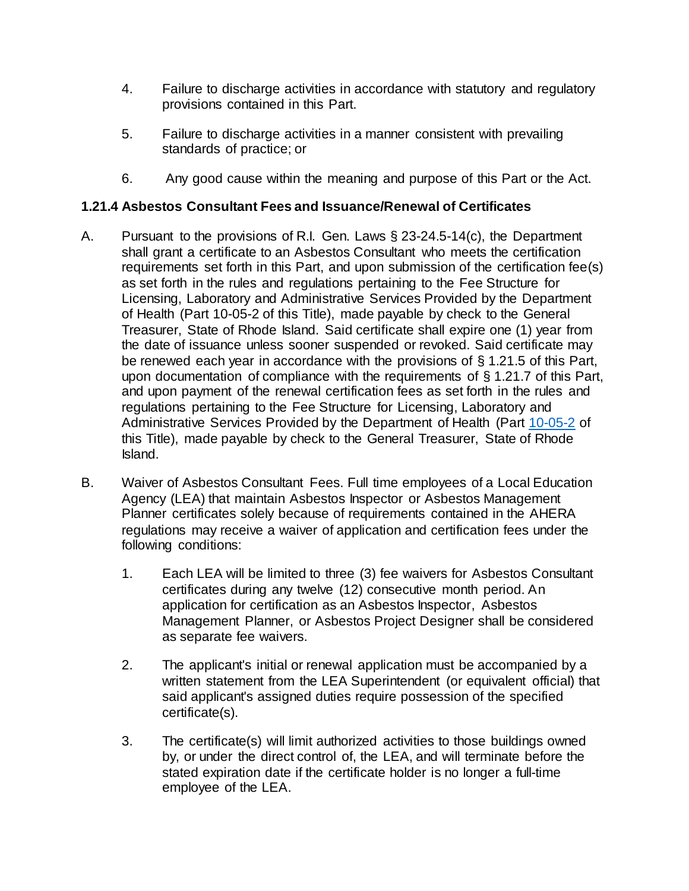4. Failure to discharge activities in accordance with statutory and regulatory provisions contained in this Part.

5. Failure to discharge activities in a manner consistent with prevailing standards of practice; or

6. Any good cause within the meaning and purpose of this Part or the Act.

### 1.21.4 Asbestos Consultant Fees and Issuance/Renewal of Certificates

A. Pursuant to the provisions of R.I. Gen. Laws § 23-24.5-14(c), the Department shall grant a certificate to an Asbestos Consultant who meets the certification requirements set forth in this Part, and upon submission of the certification fee(s) as set forth in the rules and regulations pertaining to the Fee Structure for Licensing, Laboratory and Administrative Services Provided by the Department of Health (Part 10-05-2 of this Title), made payable by check to the General Treasurer, State of Rhode Island. Said certificate shall expire one (1) year from the date of issuance unless sooner suspended or revoked. Said certificate may be renewed each year in accordance with the provisions of § 1.21.5 of this Part, upon documentation of compliance with the requirements of § 1.21.7 of this Part, and upon payment of the renewal certification fees as set forth in the rules and regulations pertaining to the Fee Structure for Licensing, Laboratory and Administrative Services Provided by the Department of Health (Part 10-05-2 of this Title), made payable by check to the General Treasurer, State of Rhode Island.

B. Waiver of Asbestos Consultant Fees. Full time employees of a Local Education Agency (LEA) that maintain Asbestos Inspector or Asbestos Management Planner certificates solely because of requirements contained in the AHERA regulations may receive a waiver of application and certification fees under the following conditions:

   1. Each LEA will be limited to three (3) fee waivers for Asbestos Consultant certificates during any twelve (12) consecutive month period. An application for certification as an Asbestos Inspector, Asbestos Management Planner, or Asbestos Project Designer shall be considered as separate fee waivers.

   2. The applicant's initial or renewal application must be accompanied by a written statement from the LEA Superintendent (or equivalent official) that said applicant's assigned duties require possession of the specified certificate(s).

   3. The certificate(s) will limit authorized activities to those buildings owned by, or under the direct control of, the LEA, and will terminate before the stated expiration date if the certificate holder is no longer a full-time employee of the LEA.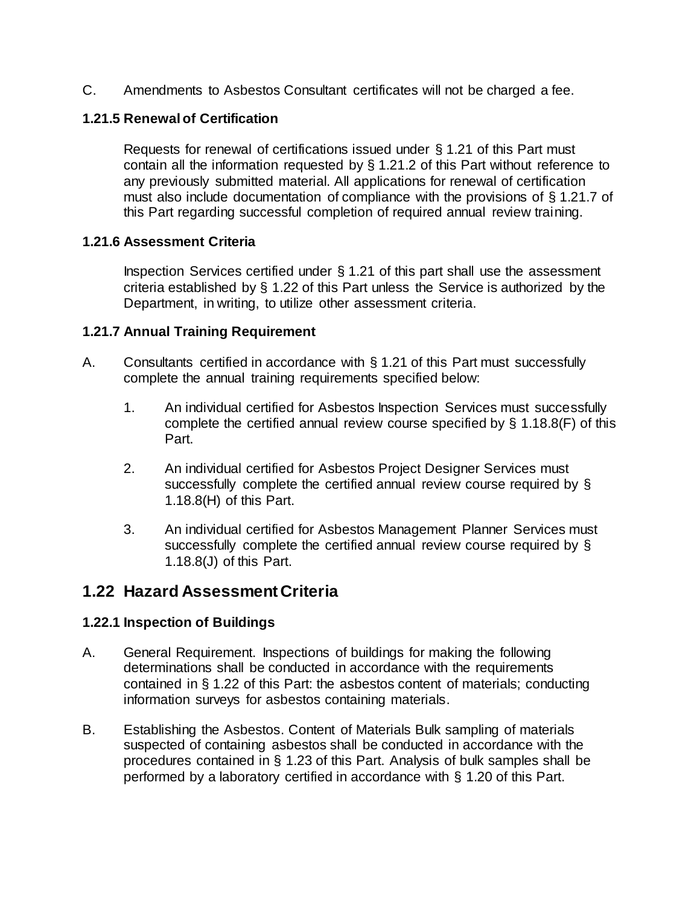C. Amendments to Asbestos Consultant certificates will not be charged a fee.

### 1.21.5 Renewal of Certification

Requests for renewal of certifications issued under § 1.21 of this Part must contain all the information requested by § 1.21.2 of this Part without reference to any previously submitted material. All applications for renewal of certification must also include documentation of compliance with the provisions of § 1.21.7 of this Part regarding successful completion of required annual review training.

### 1.21.6 Assessment Criteria

Inspection Services certified under § 1.21 of this part shall use the assessment criteria established by § 1.22 of this Part unless the Service is authorized by the Department, in writing, to utilize other assessment criteria.

### 1.21.7 Annual Training Requirement

A. Consultants certified in accordance with § 1.21 of this Part must successfully complete the annual training requirements specified below:

   1. An individual certified for Asbestos Inspection Services must successfully complete the certified annual review course specified by § 1.18.8(F) of this Part.

   2. An individual certified for Asbestos Project Designer Services must successfully complete the certified annual review course required by § 1.18.8(H) of this Part.

   3. An individual certified for Asbestos Management Planner Services must successfully complete the certified annual review course required by § 1.18.8(J) of this Part.

## 1.22 Hazard Assessment Criteria

### 1.22.1 Inspection of Buildings

A. General Requirement. Inspections of buildings for making the following determinations shall be conducted in accordance with the requirements contained in § 1.22 of this Part: the asbestos content of materials; conducting information surveys for asbestos containing materials.

B. Establishing the Asbestos. Content of Materials Bulk sampling of materials suspected of containing asbestos shall be conducted in accordance with the procedures contained in § 1.23 of this Part. Analysis of bulk samples shall be performed by a laboratory certified in accordance with § 1.20 of this Part.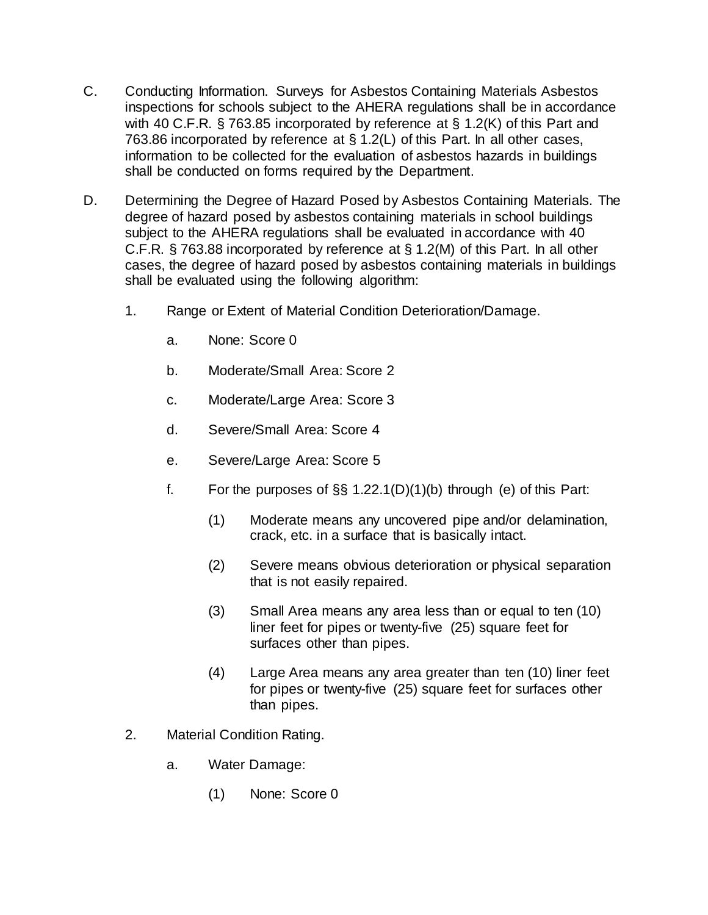C. Conducting Information. Surveys for Asbestos Containing Materials Asbestos inspections for schools subject to the AHERA regulations shall be in accordance with 40 C.F.R. § 763.85 incorporated by reference at § 1.2(K) of this Part and 763.86 incorporated by reference at § 1.2(L) of this Part. In all other cases, information to be collected for the evaluation of asbestos hazards in buildings shall be conducted on forms required by the Department.

D. Determining the Degree of Hazard Posed by Asbestos Containing Materials. The degree of hazard posed by asbestos containing materials in school buildings subject to the AHERA regulations shall be evaluated in accordance with 40 C.F.R. § 763.88 incorporated by reference at § 1.2(M) of this Part. In all other cases, the degree of hazard posed by asbestos containing materials in buildings shall be evaluated using the following algorithm:

1. Range or Extent of Material Condition Deterioration/Damage.

   a. None: Score 0

   b. Moderate/Small Area: Score 2

   c. Moderate/Large Area: Score 3

   d. Severe/Small Area: Score 4

   e. Severe/Large Area: Score 5

   f. For the purposes of §§ 1.22.1(D)(1)(b) through (e) of this Part:

      (1) Moderate means any uncovered pipe and/or delamination, crack, etc. in a surface that is basically intact.

      (2) Severe means obvious deterioration or physical separation that is not easily repaired.

      (3) Small Area means any area less than or equal to ten (10) liner feet for pipes or twenty-five (25) square feet for surfaces other than pipes.

      (4) Large Area means any area greater than ten (10) liner feet for pipes or twenty-five (25) square feet for surfaces other than pipes.

2. Material Condition Rating.

   a. Water Damage:

      (1) None: Score 0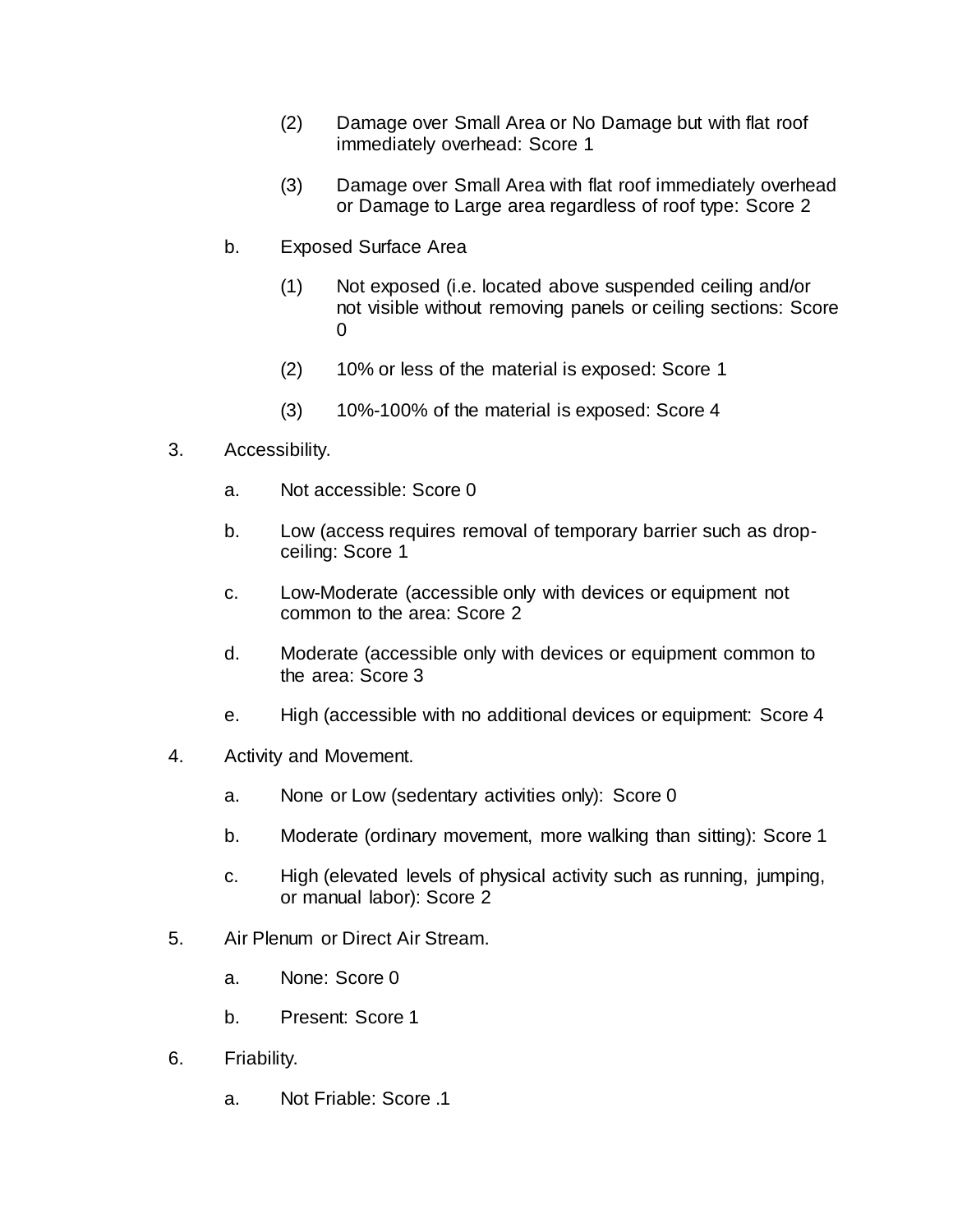(2) Damage over Small Area or No Damage but with flat roof immediately overhead: Score 1

(3) Damage over Small Area with flat roof immediately overhead or Damage to Large area regardless of roof type: Score 2

b. Exposed Surface Area

(1) Not exposed (i.e. located above suspended ceiling and/or not visible without removing panels or ceiling sections: Score 0

(2) 10% or less of the material is exposed: Score 1

(3) 10%-100% of the material is exposed: Score 4

3. Accessibility.

a. Not accessible: Score 0

b. Low (access requires removal of temporary barrier such as drop-ceiling: Score 1

c. Low-Moderate (accessible only with devices or equipment not common to the area: Score 2

d. Moderate (accessible only with devices or equipment common to the area: Score 3

e. High (accessible with no additional devices or equipment: Score 4

4. Activity and Movement.

a. None or Low (sedentary activities only): Score 0

b. Moderate (ordinary movement, more walking than sitting): Score 1

c. High (elevated levels of physical activity such as running, jumping, or manual labor): Score 2

5. Air Plenum or Direct Air Stream.

a. None: Score 0

b. Present: Score 1

6. Friability.

a. Not Friable: Score .1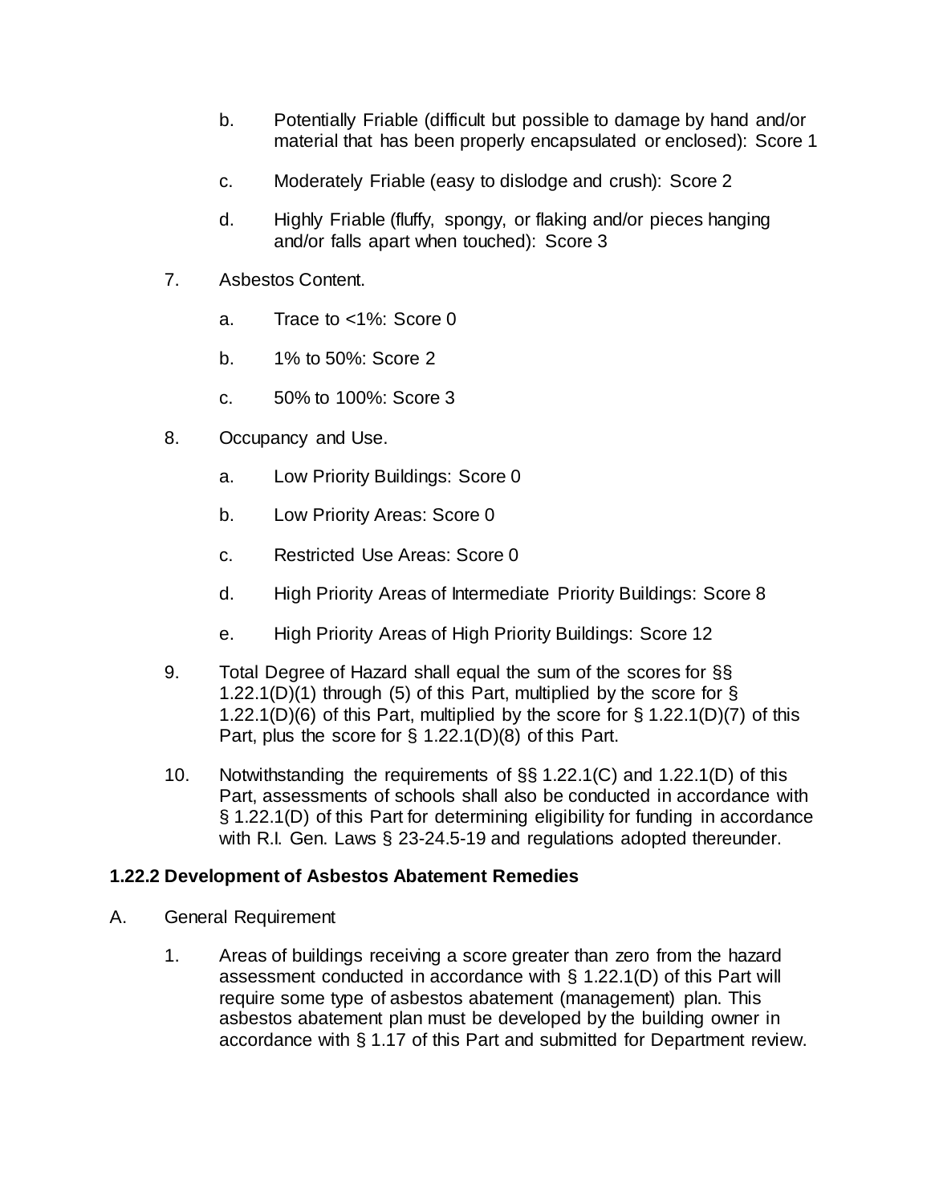b. Potentially Friable (difficult but possible to damage by hand and/or material that has been properly encapsulated or enclosed): Score 1

c. Moderately Friable (easy to dislodge and crush): Score 2

d. Highly Friable (fluffy, spongy, or flaking and/or pieces hanging and/or falls apart when touched): Score 3

7. Asbestos Content.

   a. Trace to <1%: Score 0

   b. 1% to 50%: Score 2

   c. 50% to 100%: Score 3

8. Occupancy and Use.

   a. Low Priority Buildings: Score 0

   b. Low Priority Areas: Score 0

   c. Restricted Use Areas: Score 0

   d. High Priority Areas of Intermediate Priority Buildings: Score 8

   e. High Priority Areas of High Priority Buildings: Score 12

9. Total Degree of Hazard shall equal the sum of the scores for §§ 1.22.1(D)(1) through (5) of this Part, multiplied by the score for § 1.22.1(D)(6) of this Part, multiplied by the score for § 1.22.1(D)(7) of this Part, plus the score for § 1.22.1(D)(8) of this Part.

10. Notwithstanding the requirements of §§ 1.22.1(C) and 1.22.1(D) of this Part, assessments of schools shall also be conducted in accordance with § 1.22.1(D) of this Part for determining eligibility for funding in accordance with R.I. Gen. Laws § 23-24.5-19 and regulations adopted thereunder.

### 1.22.2 Development of Asbestos Abatement Remedies

A. General Requirement

1. Areas of buildings receiving a score greater than zero from the hazard assessment conducted in accordance with § 1.22.1(D) of this Part will require some type of asbestos abatement (management) plan. This asbestos abatement plan must be developed by the building owner in accordance with § 1.17 of this Part and submitted for Department review.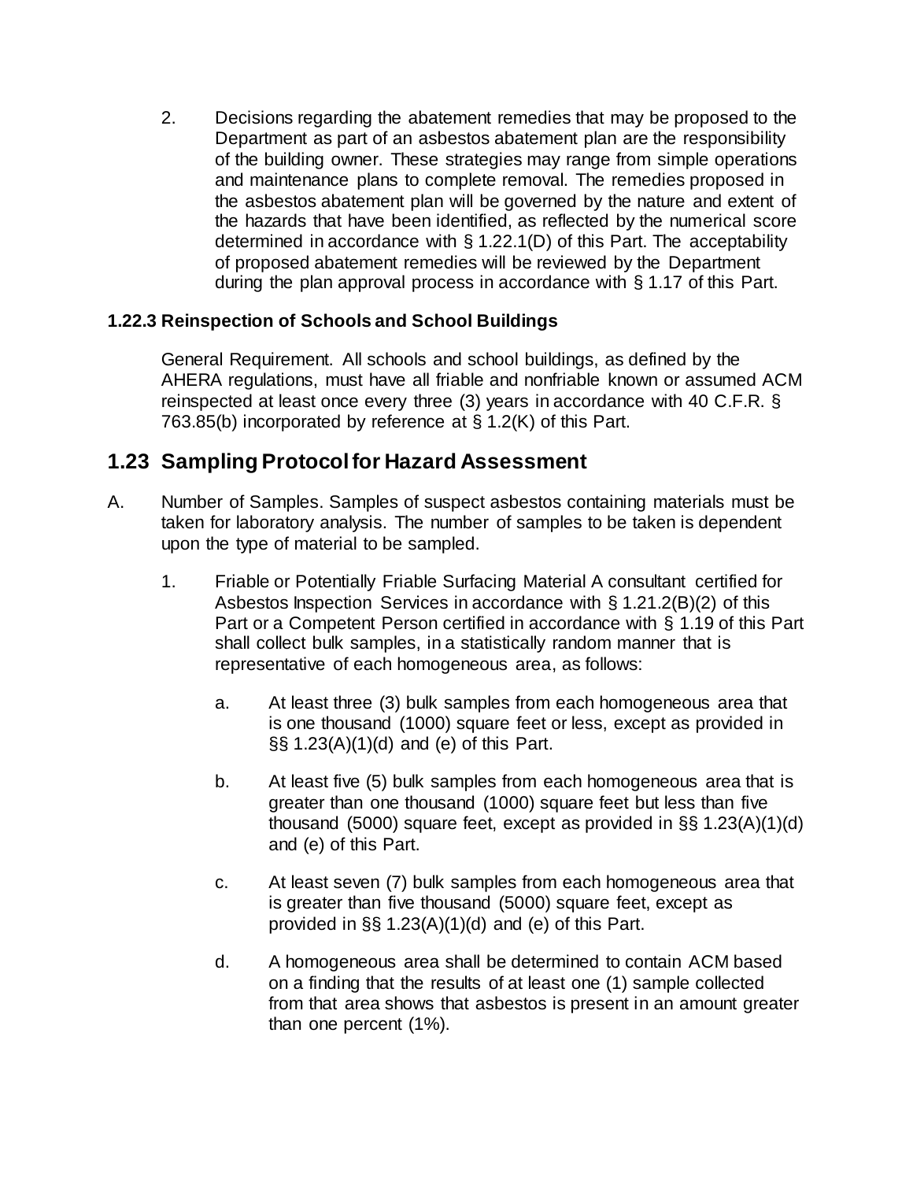2. Decisions regarding the abatement remedies that may be proposed to the Department as part of an asbestos abatement plan are the responsibility of the building owner. These strategies may range from simple operations and maintenance plans to complete removal. The remedies proposed in the asbestos abatement plan will be governed by the nature and extent of the hazards that have been identified, as reflected by the numerical score determined in accordance with § 1.22.1(D) of this Part. The acceptability of proposed abatement remedies will be reviewed by the Department during the plan approval process in accordance with § 1.17 of this Part.

### 1.22.3 Reinspection of Schools and School Buildings

General Requirement. All schools and school buildings, as defined by the AHERA regulations, must have all friable and nonfriable known or assumed ACM reinspected at least once every three (3) years in accordance with 40 C.F.R. § 763.85(b) incorporated by reference at § 1.2(K) of this Part.

## 1.23 Sampling Protocol for Hazard Assessment

A. Number of Samples. Samples of suspect asbestos containing materials must be taken for laboratory analysis. The number of samples to be taken is dependent upon the type of material to be sampled.

1. Friable or Potentially Friable Surfacing Material A consultant certified for Asbestos Inspection Services in accordance with § 1.21.2(B)(2) of this Part or a Competent Person certified in accordance with § 1.19 of this Part shall collect bulk samples, in a statistically random manner that is representative of each homogeneous area, as follows:

   a. At least three (3) bulk samples from each homogeneous area that is one thousand (1000) square feet or less, except as provided in §§ 1.23(A)(1)(d) and (e) of this Part.

   b. At least five (5) bulk samples from each homogeneous area that is greater than one thousand (1000) square feet but less than five thousand (5000) square feet, except as provided in §§ 1.23(A)(1)(d) and (e) of this Part.

   c. At least seven (7) bulk samples from each homogeneous area that is greater than five thousand (5000) square feet, except as provided in §§ 1.23(A)(1)(d) and (e) of this Part.

   d. A homogeneous area shall be determined to contain ACM based on a finding that the results of at least one (1) sample collected from that area shows that asbestos is present in an amount greater than one percent (1%).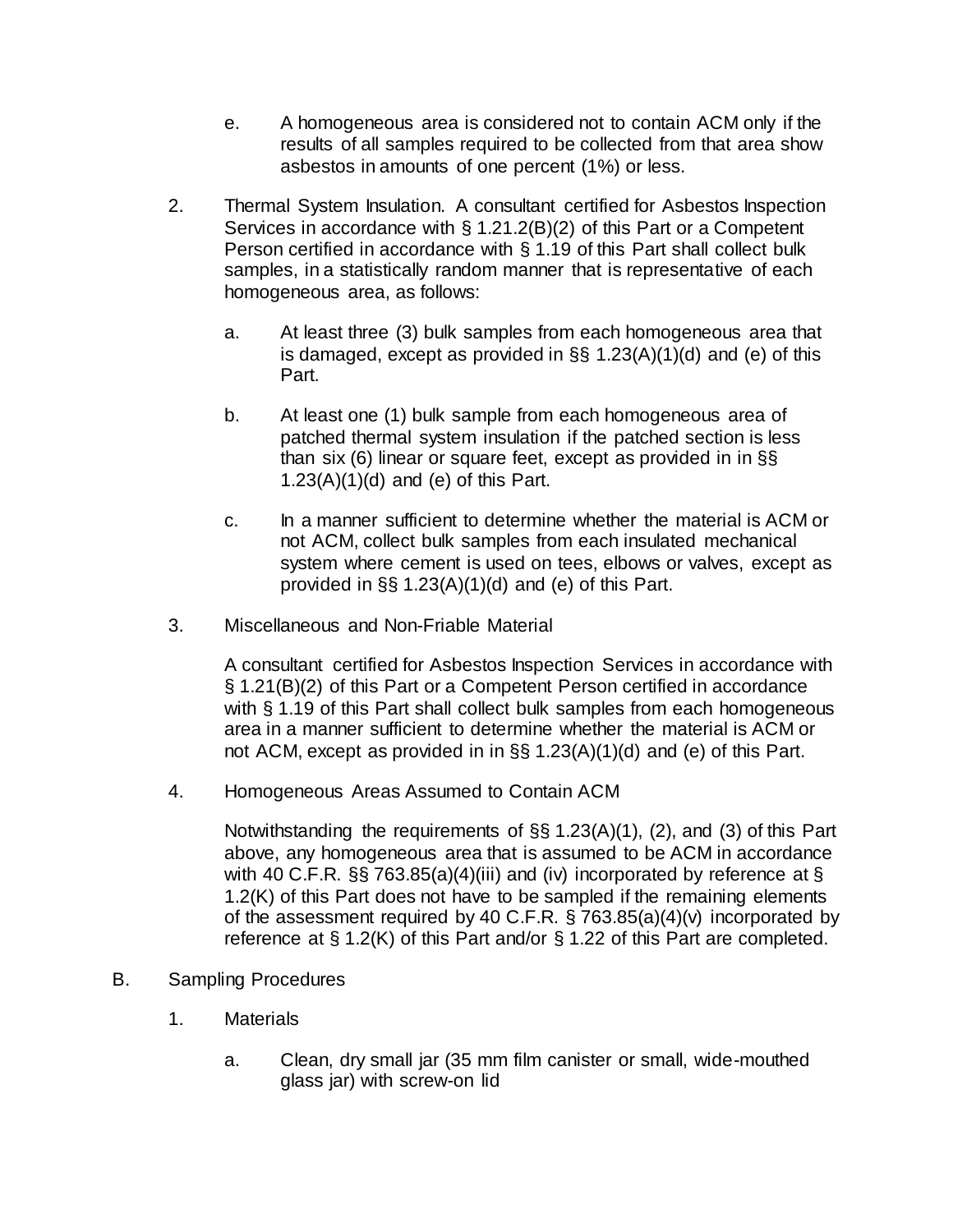e. A homogeneous area is considered not to contain ACM only if the results of all samples required to be collected from that area show asbestos in amounts of one percent (1%) or less.

2. Thermal System Insulation. A consultant certified for Asbestos Inspection Services in accordance with § 1.21.2(B)(2) of this Part or a Competent Person certified in accordance with § 1.19 of this Part shall collect bulk samples, in a statistically random manner that is representative of each homogeneous area, as follows:

   a. At least three (3) bulk samples from each homogeneous area that is damaged, except as provided in §§ 1.23(A)(1)(d) and (e) of this Part.

   b. At least one (1) bulk sample from each homogeneous area of patched thermal system insulation if the patched section is less than six (6) linear or square feet, except as provided in in §§ 1.23(A)(1)(d) and (e) of this Part.

   c. In a manner sufficient to determine whether the material is ACM or not ACM, collect bulk samples from each insulated mechanical system where cement is used on tees, elbows or valves, except as provided in §§ 1.23(A)(1)(d) and (e) of this Part.

3. Miscellaneous and Non-Friable Material

   A consultant certified for Asbestos Inspection Services in accordance with § 1.21(B)(2) of this Part or a Competent Person certified in accordance with § 1.19 of this Part shall collect bulk samples from each homogeneous area in a manner sufficient to determine whether the material is ACM or not ACM, except as provided in in §§ 1.23(A)(1)(d) and (e) of this Part.

4. Homogeneous Areas Assumed to Contain ACM

   Notwithstanding the requirements of §§ 1.23(A)(1), (2), and (3) of this Part above, any homogeneous area that is assumed to be ACM in accordance with 40 C.F.R. §§ 763.85(a)(4)(iii) and (iv) incorporated by reference at § 1.2(K) of this Part does not have to be sampled if the remaining elements of the assessment required by 40 C.F.R. § 763.85(a)(4)(v) incorporated by reference at § 1.2(K) of this Part and/or § 1.22 of this Part are completed.

B. Sampling Procedures

1. Materials

   a. Clean, dry small jar (35 mm film canister or small, wide-mouthed glass jar) with screw-on lid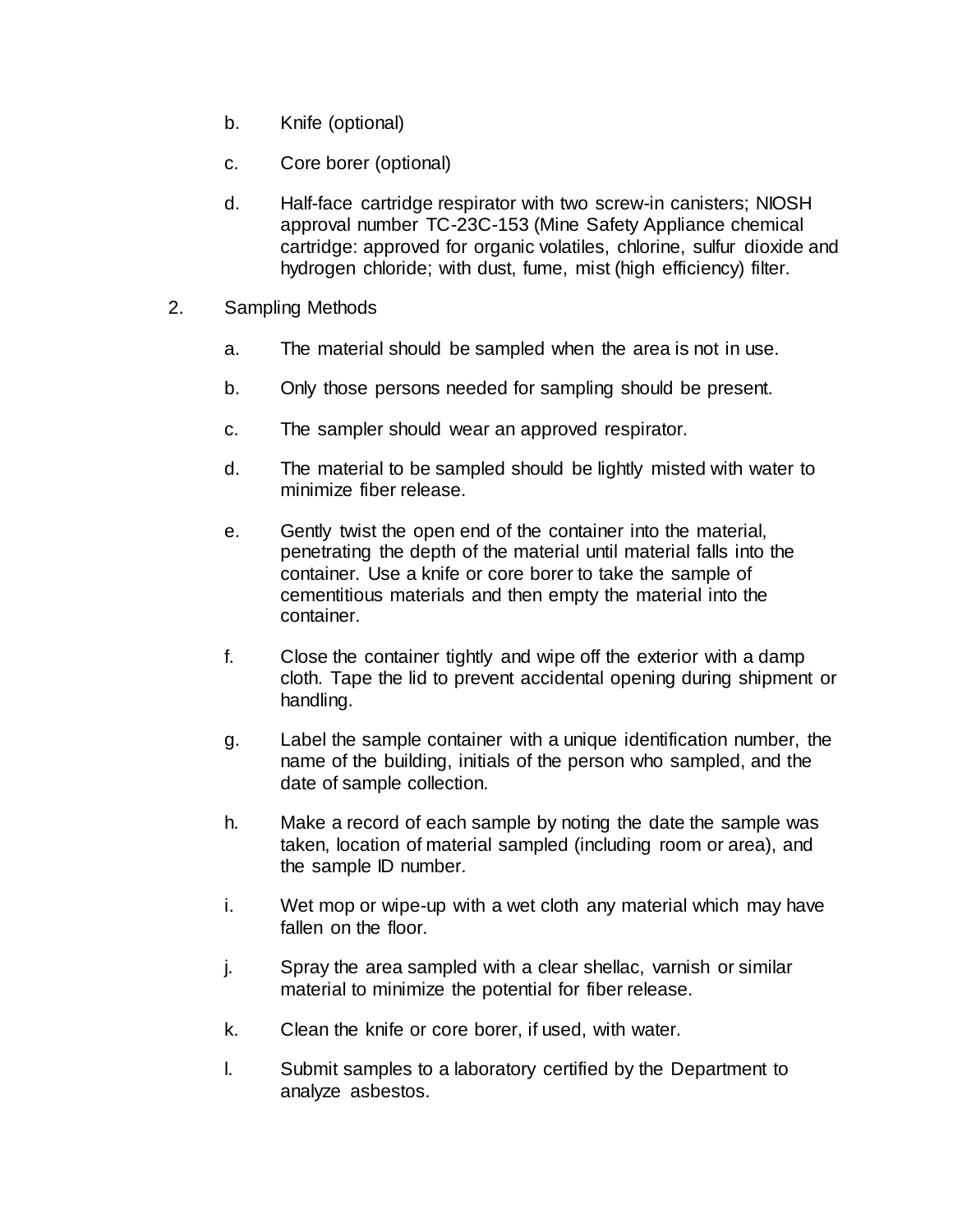b. Knife (optional)

c. Core borer (optional)

d. Half-face cartridge respirator with two screw-in canisters; NIOSH approval number TC-23C-153 (Mine Safety Appliance chemical cartridge: approved for organic volatiles, chlorine, sulfur dioxide and hydrogen chloride; with dust, fume, mist (high efficiency) filter.

2. Sampling Methods

a. The material should be sampled when the area is not in use.

b. Only those persons needed for sampling should be present.

c. The sampler should wear an approved respirator.

d. The material to be sampled should be lightly misted with water to minimize fiber release.

e. Gently twist the open end of the container into the material, penetrating the depth of the material until material falls into the container. Use a knife or core borer to take the sample of cementitious materials and then empty the material into the container.

f. Close the container tightly and wipe off the exterior with a damp cloth. Tape the lid to prevent accidental opening during shipment or handling.

g. Label the sample container with a unique identification number, the name of the building, initials of the person who sampled, and the date of sample collection.

h. Make a record of each sample by noting the date the sample was taken, location of material sampled (including room or area), and the sample ID number.

i. Wet mop or wipe-up with a wet cloth any material which may have fallen on the floor.

j. Spray the area sampled with a clear shellac, varnish or similar material to minimize the potential for fiber release.

k. Clean the knife or core borer, if used, with water.

l. Submit samples to a laboratory certified by the Department to analyze asbestos.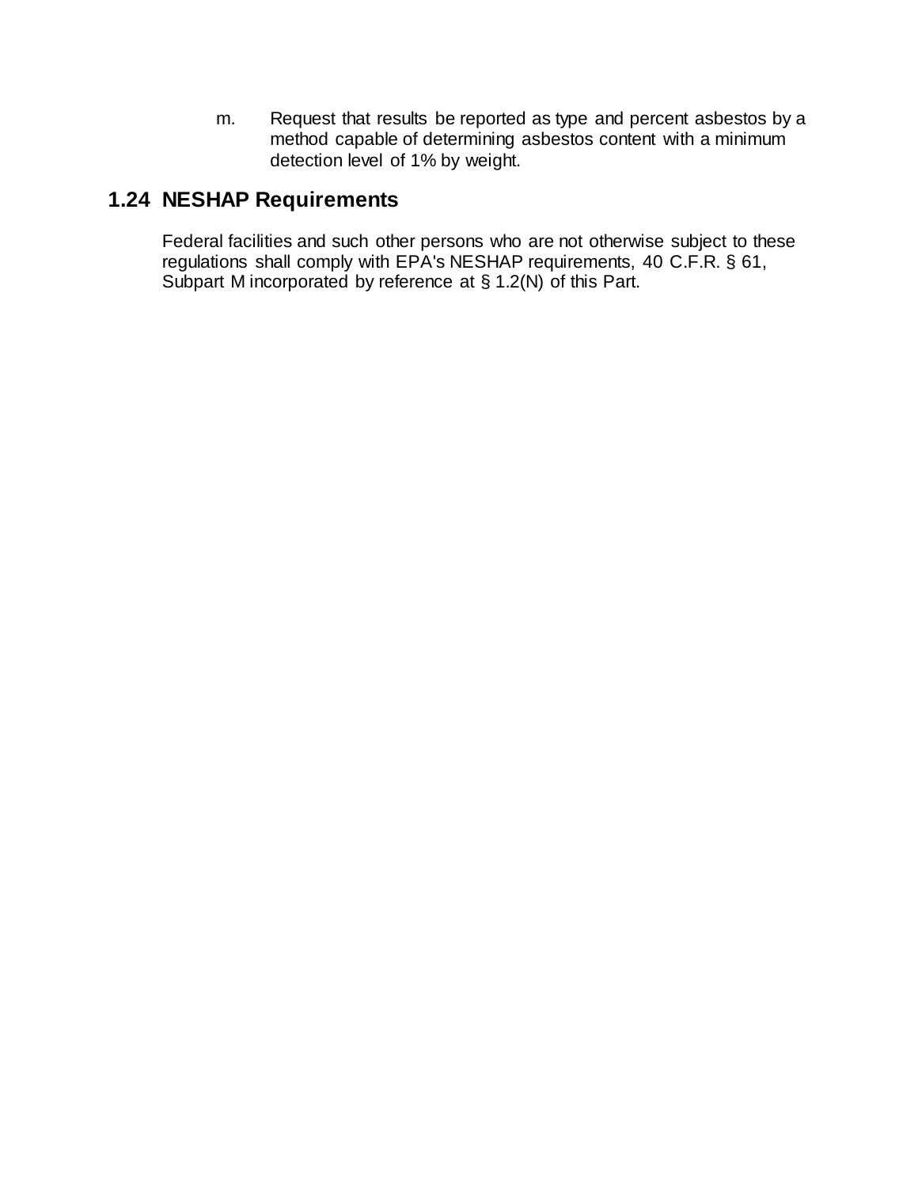m. Request that results be reported as type and percent asbestos by a method capable of determining asbestos content with a minimum detection level of 1% by weight.

## 1.24 NESHAP Requirements

Federal facilities and such other persons who are not otherwise subject to these regulations shall comply with EPA's NESHAP requirements, 40 C.F.R. § 61, Subpart M incorporated by reference at § 1.2(N) of this Part.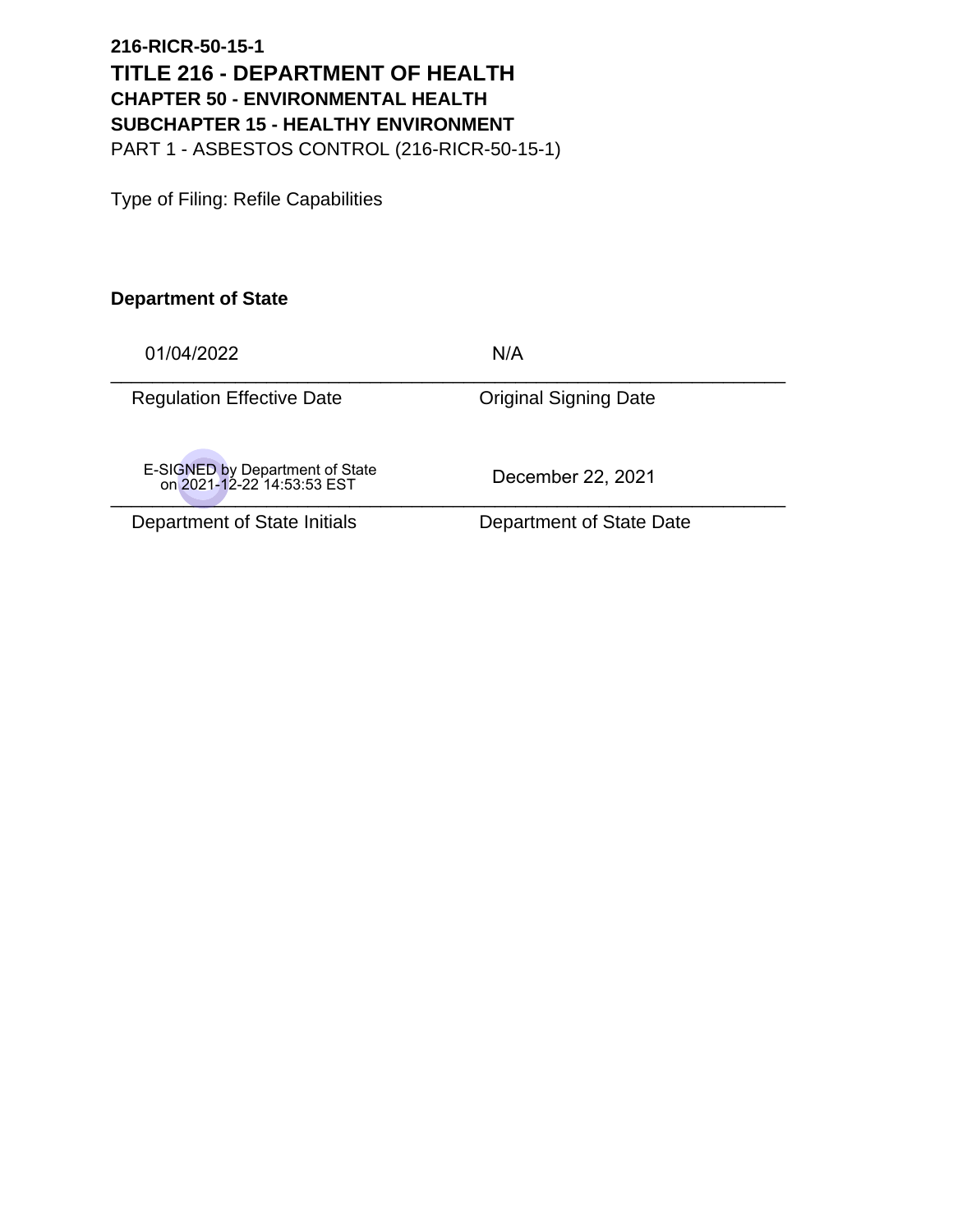**216-RICR-50-15-1**

# TITLE 216 - DEPARTMENT OF HEALTH

**CHAPTER 50 - ENVIRONMENTAL HEALTH**

**SUBCHAPTER 15 - HEALTHY ENVIRONMENT**

PART 1 - ASBESTOS CONTROL (216-RICR-50-15-1)

Type of Filing: Refile Capabilities

**Department of State**

| | |
|---|---|
| 01/04/2022 | N/A |
| Regulation Effective Date | Original Signing Date |
| E-SIGNED by Department of State on 2021-12-22 14:53:53 EST | December 22, 2021 |
| Department of State Initials | Department of State Date |